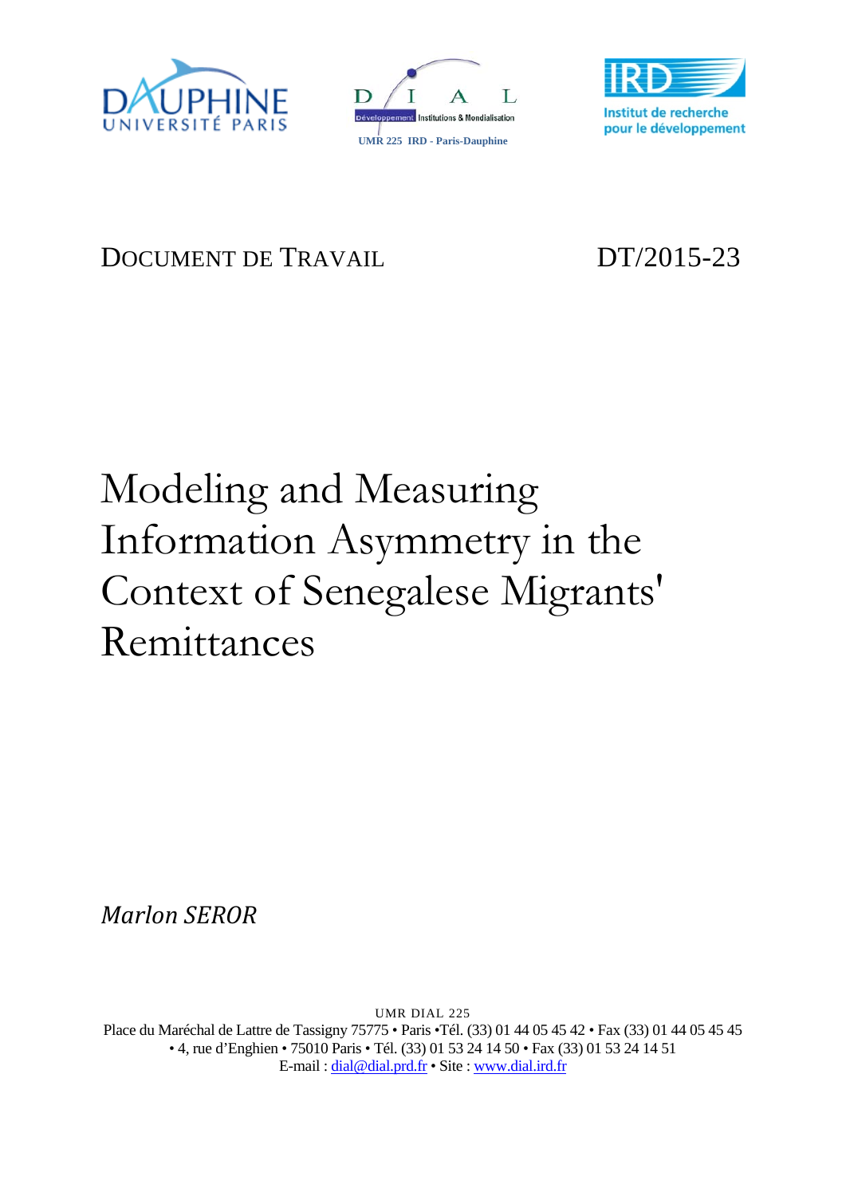DOCUMENT DE TRAVAIL DT/2015-23

# Modeling and Measuring Information Asymmetry in the Context of Senegalese Migrants' Remittances

*Marlon SEROR*

UMR DIAL 225
Place du Maréchal de Lattre de Tassigny 75775 • Paris •Tél. (33) 01 44 05 45 42 • Fax (33) 01 44 05 45 45
• 4, rue d'Enghien • 75010 Paris • Tél. (33) 01 53 24 14 50 • Fax (33) 01 53 24 14 51
E-mail : dial@dial.prd.fr • Site : www.dial.ird.fr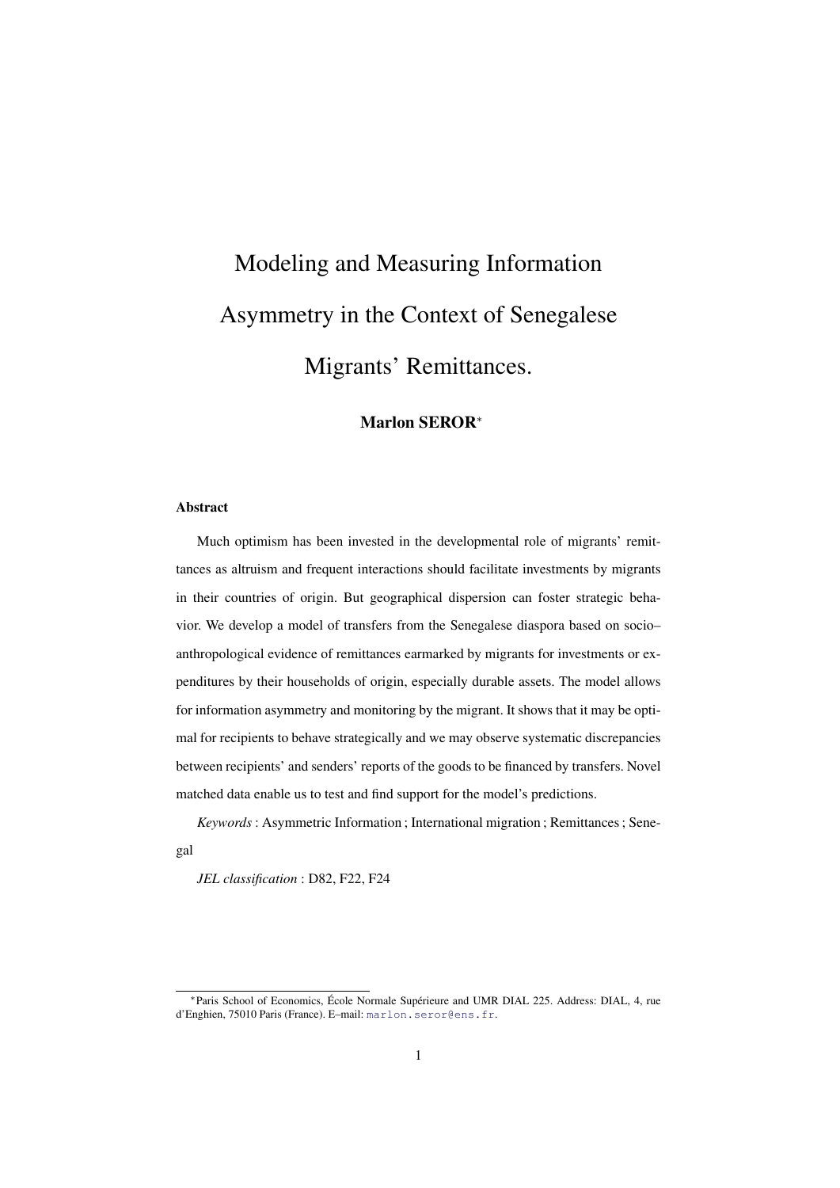# Modeling and Measuring Information Asymmetry in the Context of Senegalese Migrants' Remittances.

**Marlon SEROR***

### Abstract

Much optimism has been invested in the developmental role of migrants' remittances as altruism and frequent interactions should facilitate investments by migrants in their countries of origin. But geographical dispersion can foster strategic behavior. We develop a model of transfers from the Senegalese diaspora based on socio–anthropological evidence of remittances earmarked by migrants for investments or expenditures by their households of origin, especially durable assets. The model allows for information asymmetry and monitoring by the migrant. It shows that it may be optimal for recipients to behave strategically and we may observe systematic discrepancies between recipients' and senders' reports of the goods to be financed by transfers. Novel matched data enable us to test and find support for the model's predictions.

*Keywords* : Asymmetric Information ; International migration ; Remittances ; Senegal

*JEL classification* : D82, F22, F24

*Paris School of Economics, École Normale Supérieure and UMR DIAL 225. Address: DIAL, 4, rue d'Enghien, 75010 Paris (France). E–mail: marlon.seror@ens.fr.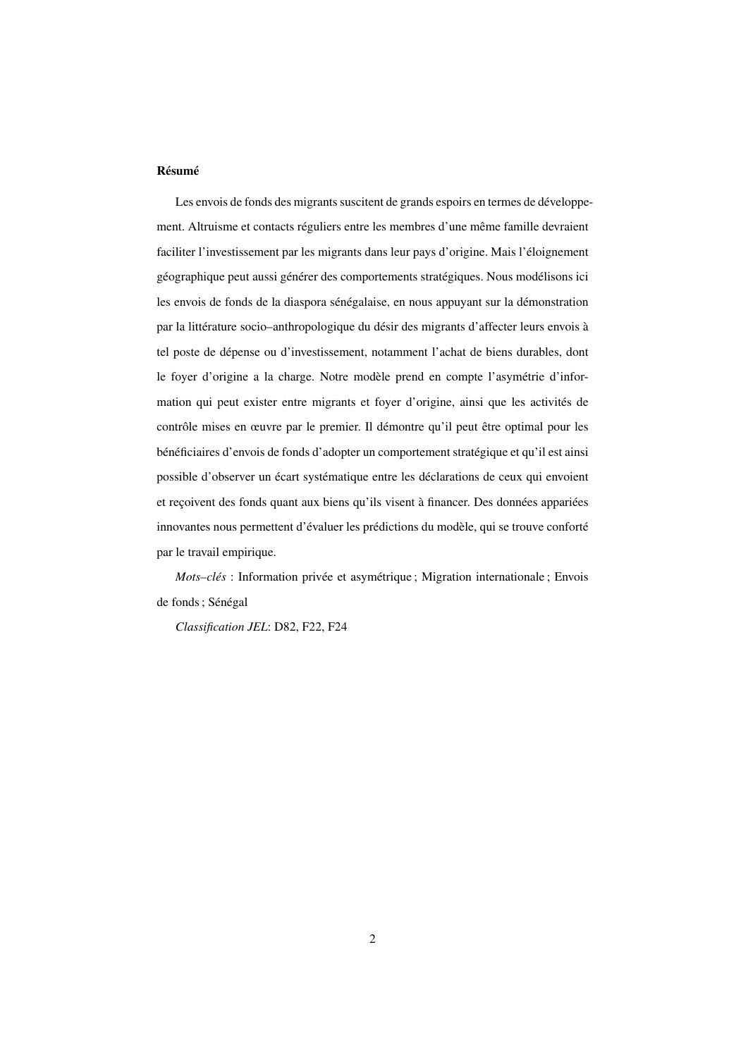**Résumé**

Les envois de fonds des migrants suscitent de grands espoirs en termes de développement. Altruisme et contacts réguliers entre les membres d'une même famille devraient faciliter l'investissement par les migrants dans leur pays d'origine. Mais l'éloignement géographique peut aussi générer des comportements stratégiques. Nous modélisons ici les envois de fonds de la diaspora sénégalaise, en nous appuyant sur la démonstration par la littérature socio–anthropologique du désir des migrants d'affecter leurs envois à tel poste de dépense ou d'investissement, notamment l'achat de biens durables, dont le foyer d'origine a la charge. Notre modèle prend en compte l'asymétrie d'information qui peut exister entre migrants et foyer d'origine, ainsi que les activités de contrôle mises en œuvre par le premier. Il démontre qu'il peut être optimal pour les bénéficiaires d'envois de fonds d'adopter un comportement stratégique et qu'il est ainsi possible d'observer un écart systématique entre les déclarations de ceux qui envoient et reçoivent des fonds quant aux biens qu'ils visent à financer. Des données appariées innovantes nous permettent d'évaluer les prédictions du modèle, qui se trouve conforté par le travail empirique.

*Mots–clés* : Information privée et asymétrique ; Migration internationale ; Envois de fonds ; Sénégal

*Classification JEL*: D82, F22, F24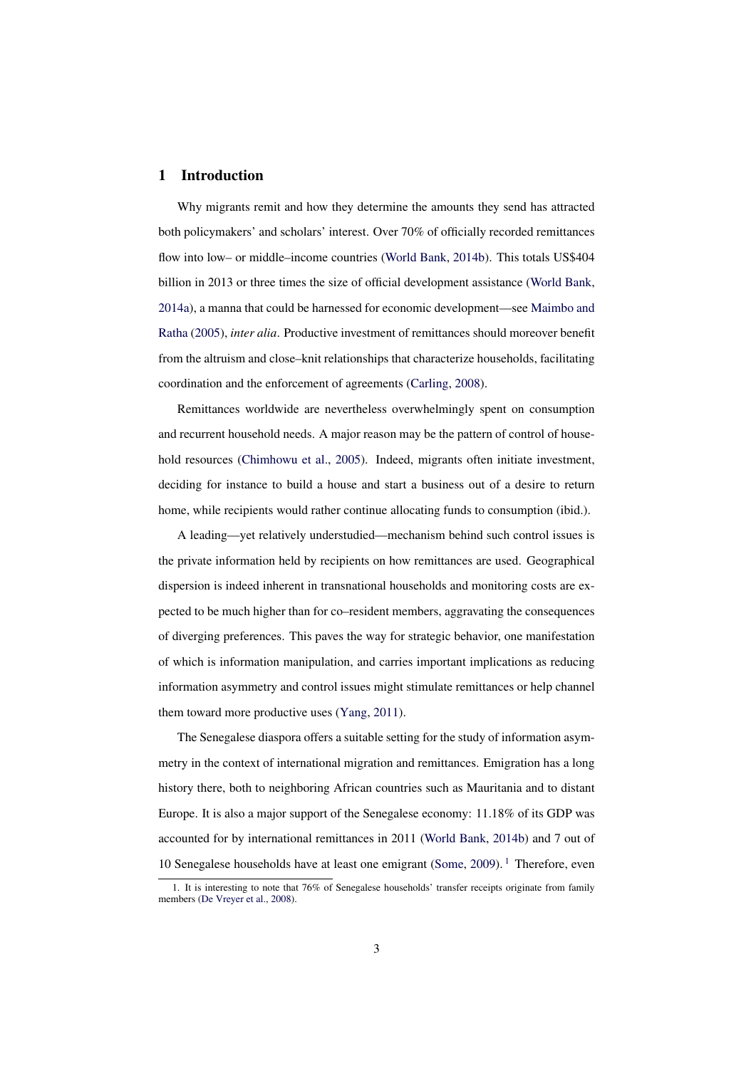# 1 Introduction

Why migrants remit and how they determine the amounts they send has attracted both policymakers' and scholars' interest. Over 70% of officially recorded remittances flow into low– or middle–income countries (World Bank, 2014b). This totals US$404 billion in 2013 or three times the size of official development assistance (World Bank, 2014a), a manna that could be harnessed for economic development—see Maimbo and Ratha (2005), *inter alia*. Productive investment of remittances should moreover benefit from the altruism and close–knit relationships that characterize households, facilitating coordination and the enforcement of agreements (Carling, 2008).

Remittances worldwide are nevertheless overwhelmingly spent on consumption and recurrent household needs. A major reason may be the pattern of control of household resources (Chimhowu et al., 2005). Indeed, migrants often initiate investment, deciding for instance to build a house and start a business out of a desire to return home, while recipients would rather continue allocating funds to consumption (ibid.).

A leading—yet relatively understudied—mechanism behind such control issues is the private information held by recipients on how remittances are used. Geographical dispersion is indeed inherent in transnational households and monitoring costs are expected to be much higher than for co–resident members, aggravating the consequences of diverging preferences. This paves the way for strategic behavior, one manifestation of which is information manipulation, and carries important implications as reducing information asymmetry and control issues might stimulate remittances or help channel them toward more productive uses (Yang, 2011).

The Senegalese diaspora offers a suitable setting for the study of information asymmetry in the context of international migration and remittances. Emigration has a long history there, both to neighboring African countries such as Mauritania and to distant Europe. It is also a major support of the Senegalese economy: 11.18% of its GDP was accounted for by international remittances in 2011 (World Bank, 2014b) and 7 out of 10 Senegalese households have at least one emigrant (Some, 2009).[1] Therefore, even

1. It is interesting to note that 76% of Senegalese households' transfer receipts originate from family members (De Vreyer et al., 2008).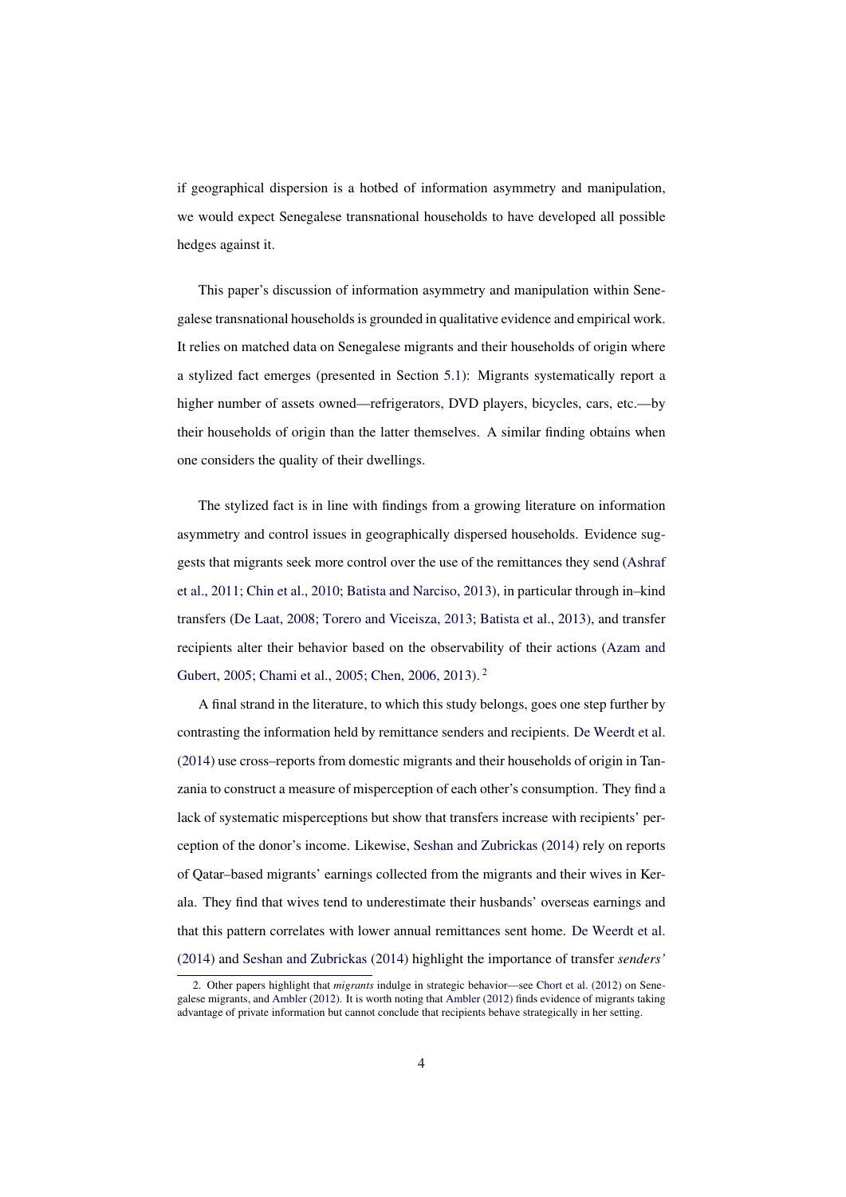if geographical dispersion is a hotbed of information asymmetry and manipulation, we would expect Senegalese transnational households to have developed all possible hedges against it.

This paper's discussion of information asymmetry and manipulation within Senegalese transnational households is grounded in qualitative evidence and empirical work. It relies on matched data on Senegalese migrants and their households of origin where a stylized fact emerges (presented in Section 5.1): Migrants systematically report a higher number of assets owned—refrigerators, DVD players, bicycles, cars, etc.—by their households of origin than the latter themselves. A similar finding obtains when one considers the quality of their dwellings.

The stylized fact is in line with findings from a growing literature on information asymmetry and control issues in geographically dispersed households. Evidence suggests that migrants seek more control over the use of the remittances they send (Ashraf et al., 2011; Chin et al., 2010; Batista and Narciso, 2013), in particular through in–kind transfers (De Laat, 2008; Torero and Viceisza, 2013; Batista et al., 2013), and transfer recipients alter their behavior based on the observability of their actions (Azam and Gubert, 2005; Chami et al., 2005; Chen, 2006, 2013).[2]

A final strand in the literature, to which this study belongs, goes one step further by contrasting the information held by remittance senders and recipients. De Weerdt et al. (2014) use cross–reports from domestic migrants and their households of origin in Tanzania to construct a measure of misperception of each other's consumption. They find a lack of systematic misperceptions but show that transfers increase with recipients' perception of the donor's income. Likewise, Seshan and Zubrickas (2014) rely on reports of Qatar–based migrants' earnings collected from the migrants and their wives in Kerala. They find that wives tend to underestimate their husbands' overseas earnings and that this pattern correlates with lower annual remittances sent home. De Weerdt et al. (2014) and Seshan and Zubrickas (2014) highlight the importance of transfer *senders'*

2. Other papers highlight that *migrants* indulge in strategic behavior—see Chort et al. (2012) on Senegalese migrants, and Ambler (2012). It is worth noting that Ambler (2012) finds evidence of migrants taking advantage of private information but cannot conclude that recipients behave strategically in her setting.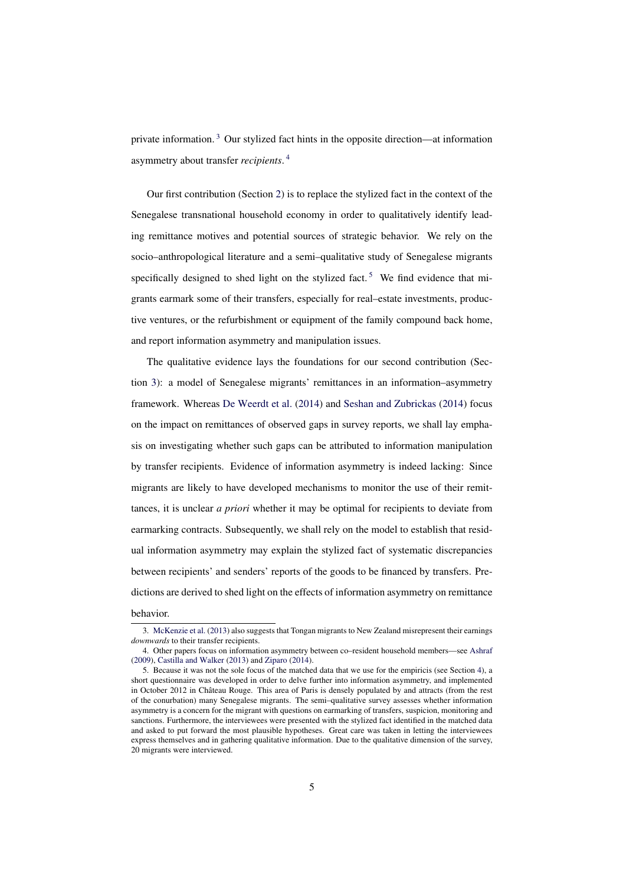private information.[3] Our stylized fact hints in the opposite direction—at information asymmetry about transfer *recipients*.[4]

Our first contribution (Section 2) is to replace the stylized fact in the context of the Senegalese transnational household economy in order to qualitatively identify leading remittance motives and potential sources of strategic behavior. We rely on the socio–anthropological literature and a semi–qualitative study of Senegalese migrants specifically designed to shed light on the stylized fact.[5] We find evidence that migrants earmark some of their transfers, especially for real–estate investments, productive ventures, or the refurbishment or equipment of the family compound back home, and report information asymmetry and manipulation issues.

The qualitative evidence lays the foundations for our second contribution (Section 3): a model of Senegalese migrants' remittances in an information–asymmetry framework. Whereas De Weerdt et al. (2014) and Seshan and Zubrickas (2014) focus on the impact on remittances of observed gaps in survey reports, we shall lay emphasis on investigating whether such gaps can be attributed to information manipulation by transfer recipients. Evidence of information asymmetry is indeed lacking: Since migrants are likely to have developed mechanisms to monitor the use of their remittances, it is unclear *a priori* whether it may be optimal for recipients to deviate from earmarking contracts. Subsequently, we shall rely on the model to establish that residual information asymmetry may explain the stylized fact of systematic discrepancies between recipients' and senders' reports of the goods to be financed by transfers. Predictions are derived to shed light on the effects of information asymmetry on remittance behavior.

---

3. McKenzie et al. (2013) also suggests that Tongan migrants to New Zealand misrepresent their earnings *downwards* to their transfer recipients.

4. Other papers focus on information asymmetry between co–resident household members—see Ashraf (2009), Castilla and Walker (2013) and Ziparo (2014).

5. Because it was not the sole focus of the matched data that we use for the empirics (see Section 4), a short questionnaire was developed in order to delve further into information asymmetry, and implemented in October 2012 in Château Rouge. This area of Paris is densely populated by and attracts (from the rest of the conurbation) many Senegalese migrants. The semi–qualitative survey assesses whether information asymmetry is a concern for the migrant with questions on earmarking of transfers, suspicion, monitoring and sanctions. Furthermore, the interviewees were presented with the stylized fact identified in the matched data and asked to put forward the most plausible hypotheses. Great care was taken in letting the interviewees express themselves and in gathering qualitative information. Due to the qualitative dimension of the survey, 20 migrants were interviewed.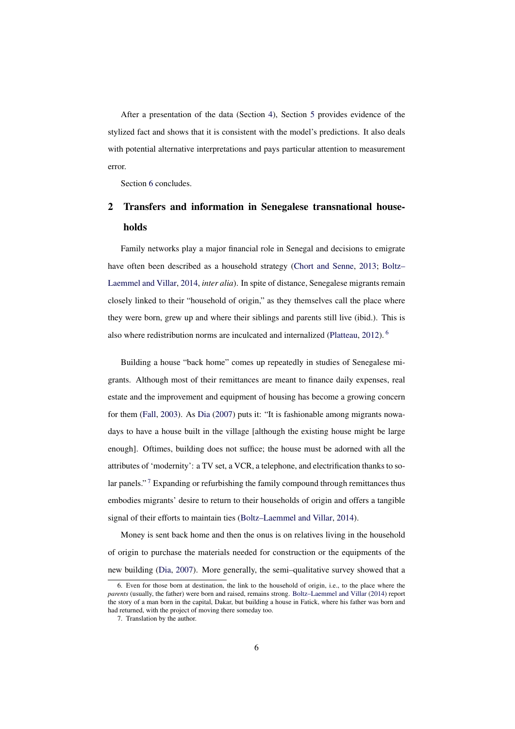After a presentation of the data (Section 4), Section 5 provides evidence of the stylized fact and shows that it is consistent with the model's predictions. It also deals with potential alternative interpretations and pays particular attention to measurement error.

Section 6 concludes.

## 2 Transfers and information in Senegalese transnational households

Family networks play a major financial role in Senegal and decisions to emigrate have often been described as a household strategy (Chort and Senne, 2013; Boltz–Laemmel and Villar, 2014, *inter alia*). In spite of distance, Senegalese migrants remain closely linked to their "household of origin," as they themselves call the place where they were born, grew up and where their siblings and parents still live (ibid.). This is also where redistribution norms are inculcated and internalized (Platteau, 2012).[6]

Building a house "back home" comes up repeatedly in studies of Senegalese migrants. Although most of their remittances are meant to finance daily expenses, real estate and the improvement and equipment of housing has become a growing concern for them (Fall, 2003). As Dia (2007) puts it: "It is fashionable among migrants nowadays to have a house built in the village [although the existing house might be large enough]. Oftimes, building does not suffice; the house must be adorned with all the attributes of 'modernity': a TV set, a VCR, a telephone, and electrification thanks to solar panels."[7] Expanding or refurbishing the family compound through remittances thus embodies migrants' desire to return to their households of origin and offers a tangible signal of their efforts to maintain ties (Boltz–Laemmel and Villar, 2014).

Money is sent back home and then the onus is on relatives living in the household of origin to purchase the materials needed for construction or the equipments of the new building (Dia, 2007). More generally, the semi–qualitative survey showed that a

6. Even for those born at destination, the link to the household of origin, i.e., to the place where the *parents* (usually, the father) were born and raised, remains strong. Boltz–Laemmel and Villar (2014) report the story of a man born in the capital, Dakar, but building a house in Fatick, where his father was born and had returned, with the project of moving there someday too.

7. Translation by the author.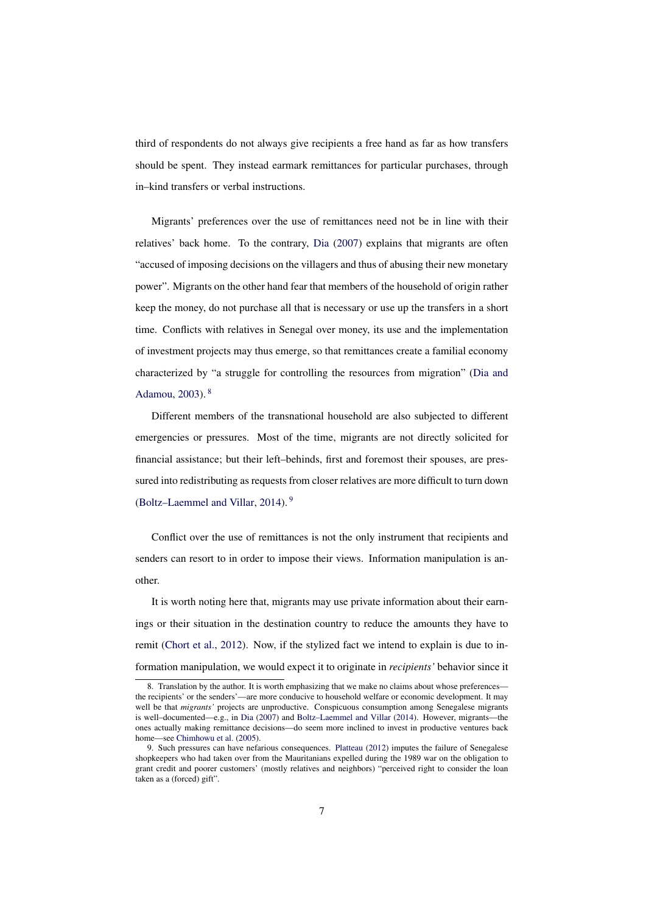third of respondents do not always give recipients a free hand as far as how transfers should be spent. They instead earmark remittances for particular purchases, through in–kind transfers or verbal instructions.

Migrants' preferences over the use of remittances need not be in line with their relatives' back home. To the contrary, Dia (2007) explains that migrants are often "accused of imposing decisions on the villagers and thus of abusing their new monetary power". Migrants on the other hand fear that members of the household of origin rather keep the money, do not purchase all that is necessary or use up the transfers in a short time. Conflicts with relatives in Senegal over money, its use and the implementation of investment projects may thus emerge, so that remittances create a familial economy characterized by "a struggle for controlling the resources from migration" (Dia and Adamou, 2003). [8]

Different members of the transnational household are also subjected to different emergencies or pressures. Most of the time, migrants are not directly solicited for financial assistance; but their left–behinds, first and foremost their spouses, are pressured into redistributing as requests from closer relatives are more difficult to turn down (Boltz–Laemmel and Villar, 2014). [9]

Conflict over the use of remittances is not the only instrument that recipients and senders can resort to in order to impose their views. Information manipulation is another.

It is worth noting here that, migrants may use private information about their earnings or their situation in the destination country to reduce the amounts they have to remit (Chort et al., 2012). Now, if the stylized fact we intend to explain is due to information manipulation, we would expect it to originate in *recipients'* behavior since it

---

8. Translation by the author. It is worth emphasizing that we make no claims about whose preferences—the recipients' or the senders'—are more conducive to household welfare or economic development. It may well be that *migrants'* projects are unproductive. Conspicuous consumption among Senegalese migrants is well–documented—e.g., in Dia (2007) and Boltz–Laemmel and Villar (2014). However, migrants—the ones actually making remittance decisions—do seem more inclined to invest in productive ventures back home—see Chimhowu et al. (2005).

9. Such pressures can have nefarious consequences. Platteau (2012) imputes the failure of Senegalese shopkeepers who had taken over from the Mauritanians expelled during the 1989 war on the obligation to grant credit and poorer customers' (mostly relatives and neighbors) "perceived right to consider the loan taken as a (forced) gift".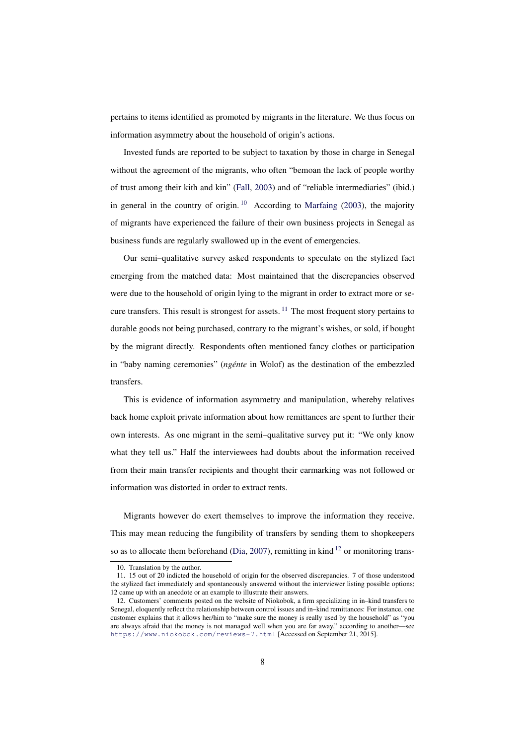pertains to items identified as promoted by migrants in the literature. We thus focus on information asymmetry about the household of origin's actions.

Invested funds are reported to be subject to taxation by those in charge in Senegal without the agreement of the migrants, who often "bemoan the lack of people worthy of trust among their kith and kin" (Fall, 2003) and of "reliable intermediaries" (ibid.) in general in the country of origin. [10] According to Marfaing (2003), the majority of migrants have experienced the failure of their own business projects in Senegal as business funds are regularly swallowed up in the event of emergencies.

Our semi–qualitative survey asked respondents to speculate on the stylized fact emerging from the matched data: Most maintained that the discrepancies observed were due to the household of origin lying to the migrant in order to extract more or secure transfers. This result is strongest for assets. [11] The most frequent story pertains to durable goods not being purchased, contrary to the migrant's wishes, or sold, if bought by the migrant directly. Respondents often mentioned fancy clothes or participation in "baby naming ceremonies" (*ngénte* in Wolof) as the destination of the embezzled transfers.

This is evidence of information asymmetry and manipulation, whereby relatives back home exploit private information about how remittances are spent to further their own interests. As one migrant in the semi–qualitative survey put it: "We only know what they tell us." Half the interviewees had doubts about the information received from their main transfer recipients and thought their earmarking was not followed or information was distorted in order to extract rents.

Migrants however do exert themselves to improve the information they receive. This may mean reducing the fungibility of transfers by sending them to shopkeepers so as to allocate them beforehand (Dia, 2007), remitting in kind [12] or monitoring trans-

10. Translation by the author.

11. 15 out of 20 indicted the household of origin for the observed discrepancies. 7 of those understood the stylized fact immediately and spontaneously answered without the interviewer listing possible options; 12 came up with an anecdote or an example to illustrate their answers.

12. Customers' comments posted on the website of Niokobok, a firm specializing in in–kind transfers to Senegal, eloquently reflect the relationship between control issues and in–kind remittances: For instance, one customer explains that it allows her/him to "make sure the money is really used by the household" as "you are always afraid that the money is not managed well when you are far away," according to another—see https://www.niokobok.com/reviews-7.html [Accessed on September 21, 2015].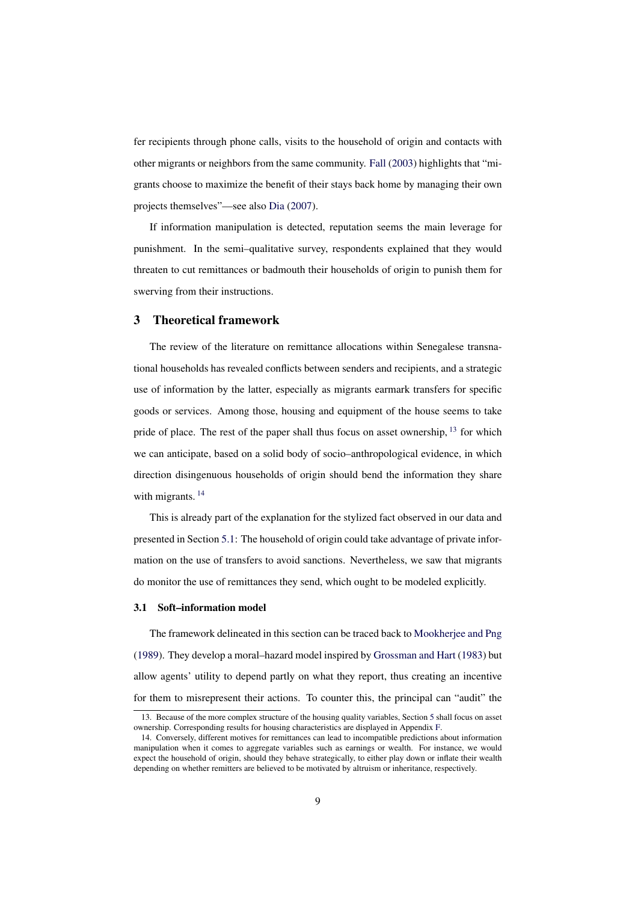fer recipients through phone calls, visits to the household of origin and contacts with other migrants or neighbors from the same community. Fall (2003) highlights that "migrants choose to maximize the benefit of their stays back home by managing their own projects themselves"—see also Dia (2007).

If information manipulation is detected, reputation seems the main leverage for punishment. In the semi–qualitative survey, respondents explained that they would threaten to cut remittances or badmouth their households of origin to punish them for swerving from their instructions.

## 3 Theoretical framework

The review of the literature on remittance allocations within Senegalese transnational households has revealed conflicts between senders and recipients, and a strategic use of information by the latter, especially as migrants earmark transfers for specific goods or services. Among those, housing and equipment of the house seems to take pride of place. The rest of the paper shall thus focus on asset ownership, [13] for which we can anticipate, based on a solid body of socio–anthropological evidence, in which direction disingenuous households of origin should bend the information they share with migrants. [14]

This is already part of the explanation for the stylized fact observed in our data and presented in Section 5.1: The household of origin could take advantage of private information on the use of transfers to avoid sanctions. Nevertheless, we saw that migrants do monitor the use of remittances they send, which ought to be modeled explicitly.

### 3.1 Soft–information model

The framework delineated in this section can be traced back to Mookherjee and Png (1989). They develop a moral–hazard model inspired by Grossman and Hart (1983) but allow agents' utility to depend partly on what they report, thus creating an incentive for them to misrepresent their actions. To counter this, the principal can "audit" the

13. Because of the more complex structure of the housing quality variables, Section 5 shall focus on asset ownership. Corresponding results for housing characteristics are displayed in Appendix F.

14. Conversely, different motives for remittances can lead to incompatible predictions about information manipulation when it comes to aggregate variables such as earnings or wealth. For instance, we would expect the household of origin, should they behave strategically, to either play down or inflate their wealth depending on whether remitters are believed to be motivated by altruism or inheritance, respectively.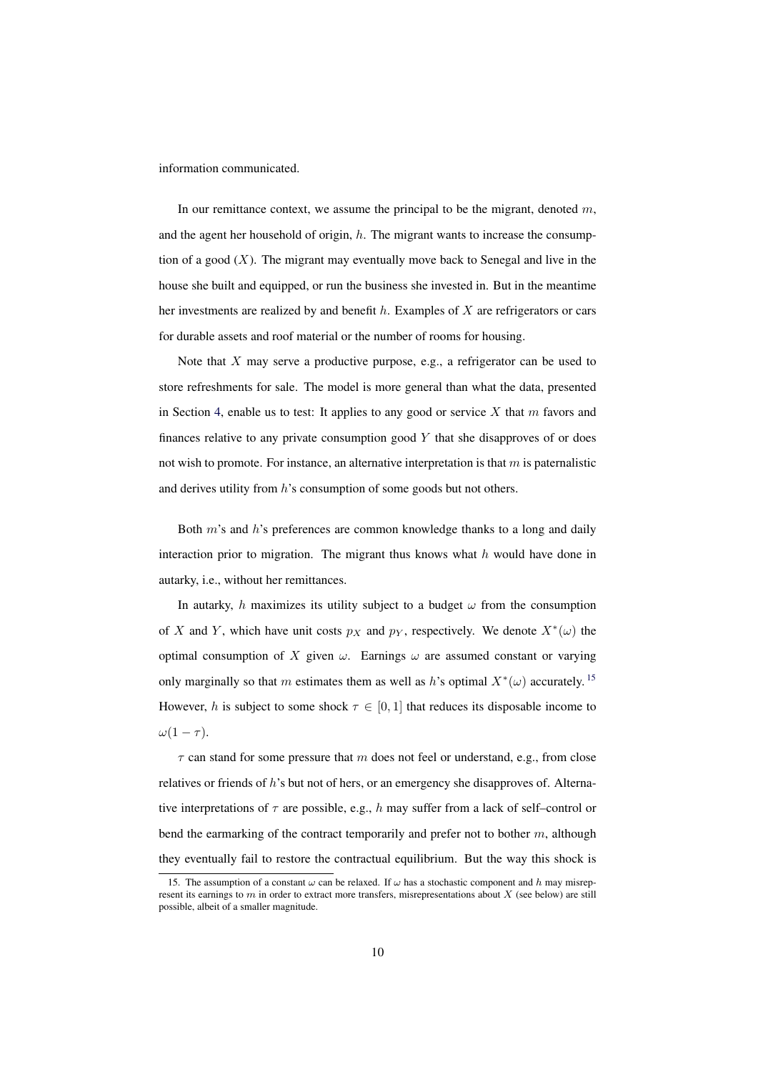information communicated.

In our remittance context, we assume the principal to be the migrant, denoted $m$, and the agent her household of origin, $h$. The migrant wants to increase the consumption of a good ($X$). The migrant may eventually move back to Senegal and live in the house she built and equipped, or run the business she invested in. But in the meantime her investments are realized by and benefit $h$. Examples of $X$ are refrigerators or cars for durable assets and roof material or the number of rooms for housing.

Note that $X$ may serve a productive purpose, e.g., a refrigerator can be used to store refreshments for sale. The model is more general than what the data, presented in Section 4, enable us to test: It applies to any good or service $X$ that $m$ favors and finances relative to any private consumption good $Y$ that she disapproves of or does not wish to promote. For instance, an alternative interpretation is that $m$ is paternalistic and derives utility from $h$'s consumption of some goods but not others.

Both $m$'s and $h$'s preferences are common knowledge thanks to a long and daily interaction prior to migration. The migrant thus knows what $h$ would have done in autarky, i.e., without her remittances.

In autarky, $h$ maximizes its utility subject to a budget $\omega$ from the consumption of $X$ and $Y$, which have unit costs $p_X$ and $p_Y$, respectively. We denote $X^*(\omega)$ the optimal consumption of $X$ given $\omega$. Earnings $\omega$ are assumed constant or varying only marginally so that $m$ estimates them as well as $h$'s optimal $X^*(\omega)$ accurately.[15] However, $h$ is subject to some shock $\tau \in [0, 1]$ that reduces its disposable income to $\omega(1 - \tau)$.

$\tau$ can stand for some pressure that $m$ does not feel or understand, e.g., from close relatives or friends of $h$'s but not of hers, or an emergency she disapproves of. Alternative interpretations of $\tau$ are possible, e.g., $h$ may suffer from a lack of self–control or bend the earmarking of the contract temporarily and prefer not to bother $m$, although they eventually fail to restore the contractual equilibrium. But the way this shock is

15. The assumption of a constant $\omega$ can be relaxed. If $\omega$ has a stochastic component and $h$ may misrepresent its earnings to $m$ in order to extract more transfers, misrepresentations about $X$ (see below) are still possible, albeit of a smaller magnitude.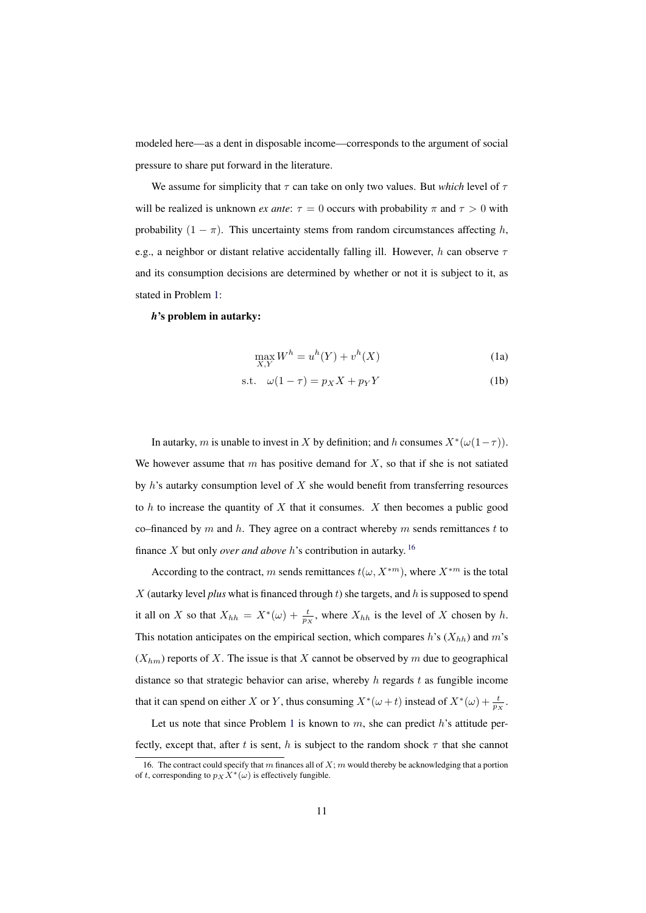modeled here—as a dent in disposable income—corresponds to the argument of social pressure to share put forward in the literature.

We assume for simplicity that $\tau$ can take on only two values. But *which* level of $\tau$ will be realized is unknown *ex ante*: $\tau = 0$ occurs with probability $\pi$ and $\tau > 0$ with probability $(1 - \pi)$. This uncertainty stems from random circumstances affecting $h$, e.g., a neighbor or distant relative accidentally falling ill. However, $h$ can observe $\tau$ and its consumption decisions are determined by whether or not it is subject to it, as stated in Problem 1:

***h*'s problem in autarky:**

$$\max_{X,Y} W^h = u^h(Y) + v^h(X) \tag{1a}$$

$$\text{s.t.} \quad \omega(1 - \tau) = p_X X + p_Y Y \tag{1b}$$

In autarky, $m$ is unable to invest in $X$ by definition; and $h$ consumes $X^*(\omega(1-\tau))$. We however assume that $m$ has positive demand for $X$, so that if she is not satiated by $h$'s autarky consumption level of $X$ she would benefit from transferring resources to $h$ to increase the quantity of $X$ that it consumes. $X$ then becomes a public good co–financed by $m$ and $h$. They agree on a contract whereby $m$ sends remittances $t$ to finance $X$ but only *over and above* $h$'s contribution in autarky.[16]

According to the contract, $m$ sends remittances $t(\omega, X^{*m})$, where $X^{*m}$ is the total $X$ (autarky level *plus* what is financed through $t$) she targets, and $h$ is supposed to spend it all on $X$ so that $X_{hh} = X^*(\omega) + \frac{t}{p_X}$, where $X_{hh}$ is the level of $X$ chosen by $h$. This notation anticipates on the empirical section, which compares $h$'s ($X_{hh}$) and $m$'s ($X_{hm}$) reports of $X$. The issue is that $X$ cannot be observed by $m$ due to geographical distance so that strategic behavior can arise, whereby $h$ regards $t$ as fungible income that it can spend on either $X$ or $Y$, thus consuming $X^*(\omega + t)$ instead of $X^*(\omega) + \frac{t}{p_X}$.

Let us note that since Problem 1 is known to $m$, she can predict $h$'s attitude perfectly, except that, after $t$ is sent, $h$ is subject to the random shock $\tau$ that she cannot

16. The contract could specify that $m$ finances all of $X$; $m$ would thereby be acknowledging that a portion of $t$, corresponding to $p_X X^*(\omega)$ is effectively fungible.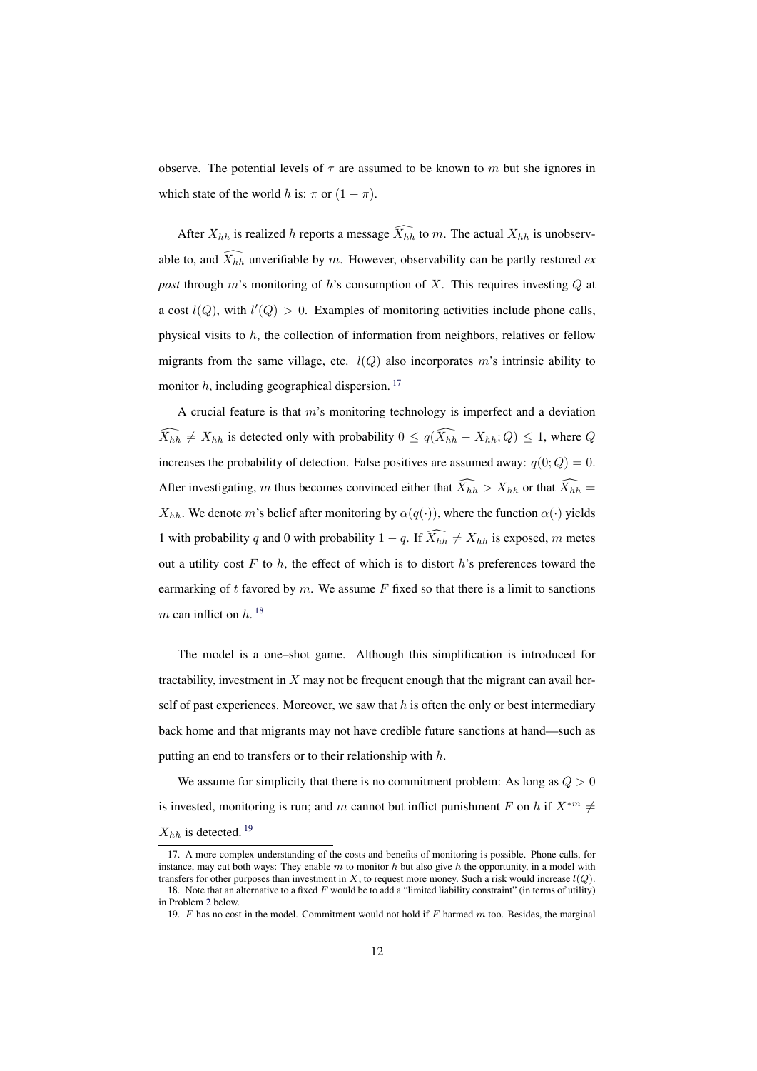observe. The potential levels of $\tau$ are assumed to be known to $m$ but she ignores in which state of the world $h$ is: $\pi$ or $(1-\pi)$.

After $X_{hh}$ is realized $h$ reports a message $\widehat{X_{hh}}$ to $m$. The actual $X_{hh}$ is unobservable to, and $\widehat{X_{hh}}$ unverifiable by $m$. However, observability can be partly restored *ex post* through $m$'s monitoring of $h$'s consumption of $X$. This requires investing $Q$ at a cost $l(Q)$, with $l'(Q) > 0$. Examples of monitoring activities include phone calls, physical visits to $h$, the collection of information from neighbors, relatives or fellow migrants from the same village, etc. $l(Q)$ also incorporates $m$'s intrinsic ability to monitor $h$, including geographical dispersion. [17]

A crucial feature is that $m$'s monitoring technology is imperfect and a deviation $\widehat{X_{hh}} \neq X_{hh}$ is detected only with probability $0 \leq q(\widehat{X_{hh}} - X_{hh}; Q) \leq 1$, where $Q$ increases the probability of detection. False positives are assumed away: $q(0; Q) = 0$. After investigating, $m$ thus becomes convinced either that $\widehat{X_{hh}} > X_{hh}$ or that $\widehat{X_{hh}} = X_{hh}$. We denote $m$'s belief after monitoring by $\alpha(q(\cdot))$, where the function $\alpha(\cdot)$ yields 1 with probability $q$ and 0 with probability $1-q$. If $\widehat{X_{hh}} \neq X_{hh}$ is exposed, $m$ metes out a utility cost $F$ to $h$, the effect of which is to distort $h$'s preferences toward the earmarking of $t$ favored by $m$. We assume $F$ fixed so that there is a limit to sanctions $m$ can inflict on $h$. [18]

The model is a one–shot game. Although this simplification is introduced for tractability, investment in $X$ may not be frequent enough that the migrant can avail herself of past experiences. Moreover, we saw that $h$ is often the only or best intermediary back home and that migrants may not have credible future sanctions at hand—such as putting an end to transfers or to their relationship with $h$.

We assume for simplicity that there is no commitment problem: As long as $Q > 0$ is invested, monitoring is run; and $m$ cannot but inflict punishment $F$ on $h$ if $X^{*m} \neq X_{hh}$ is detected. [19]

17. A more complex understanding of the costs and benefits of monitoring is possible. Phone calls, for instance, may cut both ways: They enable $m$ to monitor $h$ but also give $h$ the opportunity, in a model with transfers for other purposes than investment in $X$, to request more money. Such a risk would increase $l(Q)$.

18. Note that an alternative to a fixed $F$ would be to add a "limited liability constraint" (in terms of utility) in Problem 2 below.

19. $F$ has no cost in the model. Commitment would not hold if $F$ harmed $m$ too. Besides, the marginal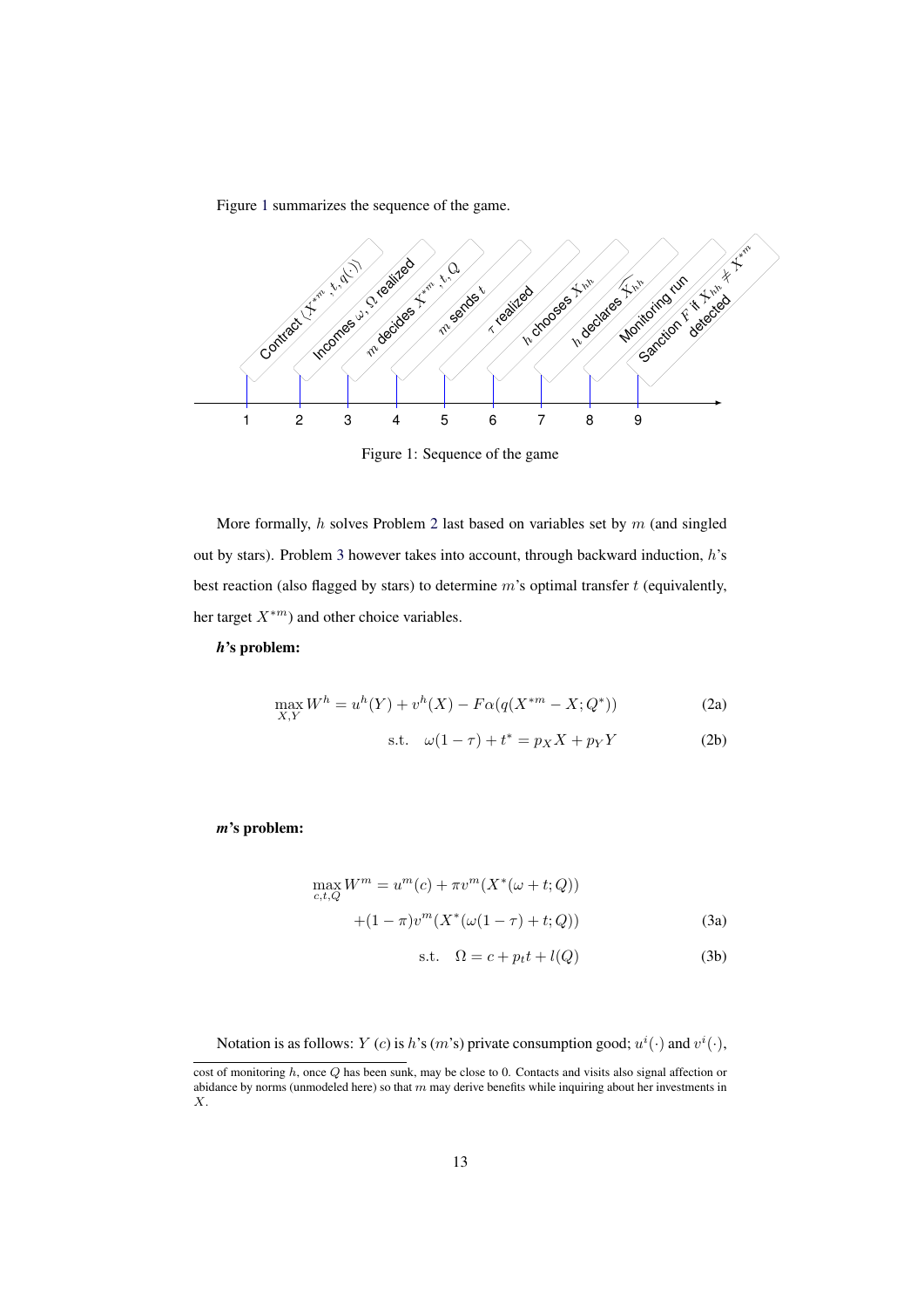Figure 1 summarizes the sequence of the game.

Figure 1: Sequence of the game

More formally, $h$ solves Problem 2 last based on variables set by $m$ (and singled out by stars). Problem 3 however takes into account, through backward induction, $h$'s best reaction (also flagged by stars) to determine $m$'s optimal transfer $t$ (equivalently, her target $X^{*m}$) and other choice variables.

***h*'s problem:**

$$\max_{X,Y} W^h = u^h(Y) + v^h(X) - F\alpha(q(X^{*m} - X; Q^*)) \tag{2a}$$

$$\text{s.t.} \quad \omega(1-\tau) + t^* = p_X X + p_Y Y \tag{2b}$$

***m*'s problem:**

$$\max_{c,t,Q} W^m = u^m(c) + \pi v^m(X^*(\omega + t; Q))$$
$$+ (1-\pi) v^m(X^*(\omega(1-\tau) + t; Q)) \tag{3a}$$

$$\text{s.t.} \quad \Omega = c + p_t t + l(Q) \tag{3b}$$

Notation is as follows: $Y$ ($c$) is $h$'s ($m$'s) private consumption good; $u^i(\cdot)$ and $v^i(\cdot)$,

cost of monitoring $h$, once $Q$ has been sunk, may be close to 0. Contacts and visits also signal affection or abidance by norms (unmodeled here) so that $m$ may derive benefits while inquiring about her investments in $X$.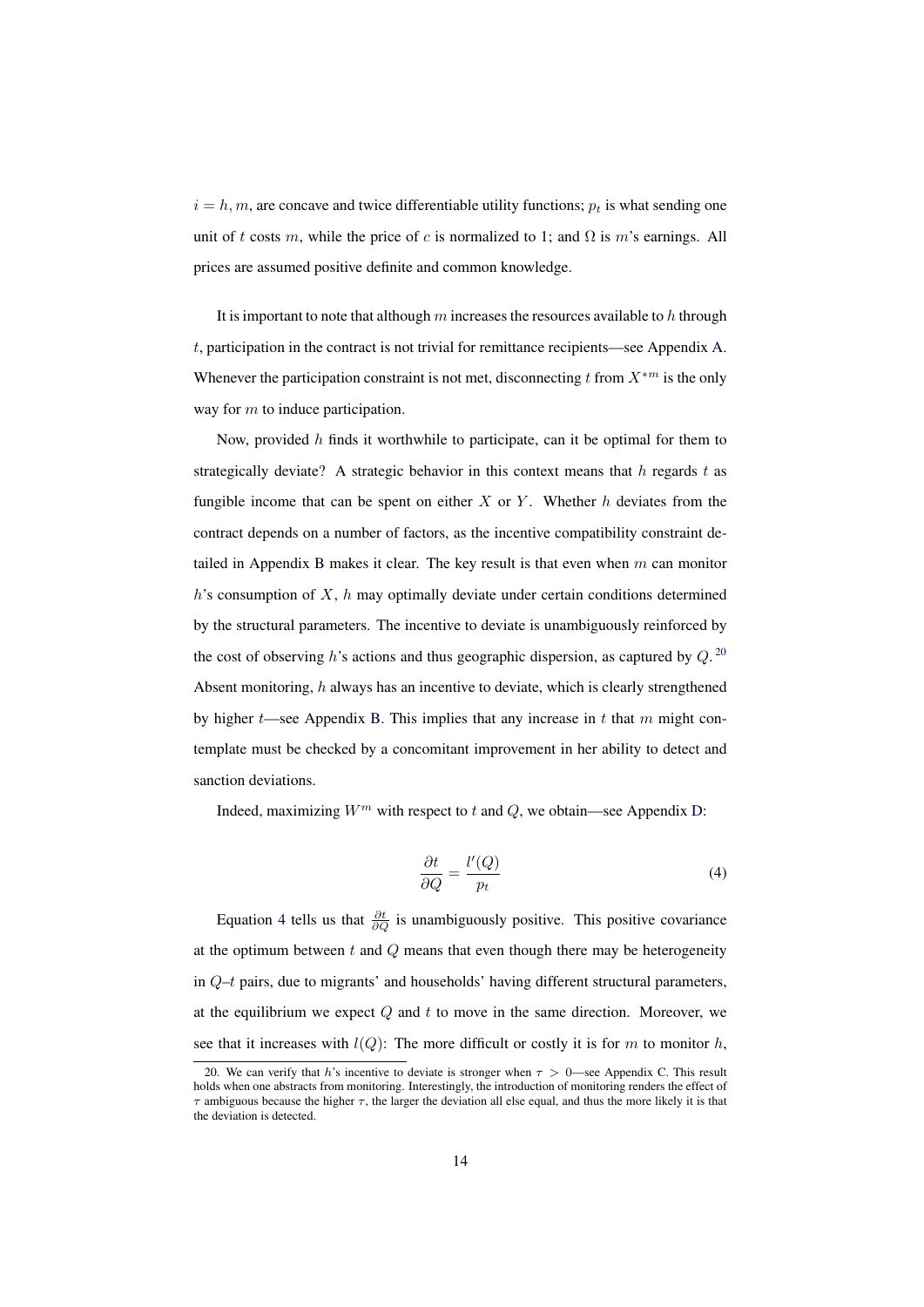$i = h, m$, are concave and twice differentiable utility functions; $p_t$ is what sending one unit of $t$ costs $m$, while the price of $c$ is normalized to 1; and $\Omega$ is $m$'s earnings. All prices are assumed positive definite and common knowledge.

It is important to note that although $m$ increases the resources available to $h$ through $t$, participation in the contract is not trivial for remittance recipients—see Appendix A. Whenever the participation constraint is not met, disconnecting $t$ from $X^{*m}$ is the only way for $m$ to induce participation.

Now, provided $h$ finds it worthwhile to participate, can it be optimal for them to strategically deviate? A strategic behavior in this context means that $h$ regards $t$ as fungible income that can be spent on either $X$ or $Y$. Whether $h$ deviates from the contract depends on a number of factors, as the incentive compatibility constraint detailed in Appendix B makes it clear. The key result is that even when $m$ can monitor $h$'s consumption of $X$, $h$ may optimally deviate under certain conditions determined by the structural parameters. The incentive to deviate is unambiguously reinforced by the cost of observing $h$'s actions and thus geographic dispersion, as captured by $Q$.[20] Absent monitoring, $h$ always has an incentive to deviate, which is clearly strengthened by higher $t$—see Appendix B. This implies that any increase in $t$ that $m$ might contemplate must be checked by a concomitant improvement in her ability to detect and sanction deviations.

Indeed, maximizing $W^m$ with respect to $t$ and $Q$, we obtain—see Appendix D:

$$\frac{\partial t}{\partial Q} = \frac{l'(Q)}{p_t} \tag{4}$$

Equation 4 tells us that $\frac{\partial t}{\partial Q}$ is unambiguously positive. This positive covariance at the optimum between $t$ and $Q$ means that even though there may be heterogeneity in $Q$–$t$ pairs, due to migrants' and households' having different structural parameters, at the equilibrium we expect $Q$ and $t$ to move in the same direction. Moreover, we see that it increases with $l(Q)$: The more difficult or costly it is for $m$ to monitor $h$,

20. We can verify that $h$'s incentive to deviate is stronger when $\tau > 0$—see Appendix C. This result holds when one abstracts from monitoring. Interestingly, the introduction of monitoring renders the effect of $\tau$ ambiguous because the higher $\tau$, the larger the deviation all else equal, and thus the more likely it is that the deviation is detected.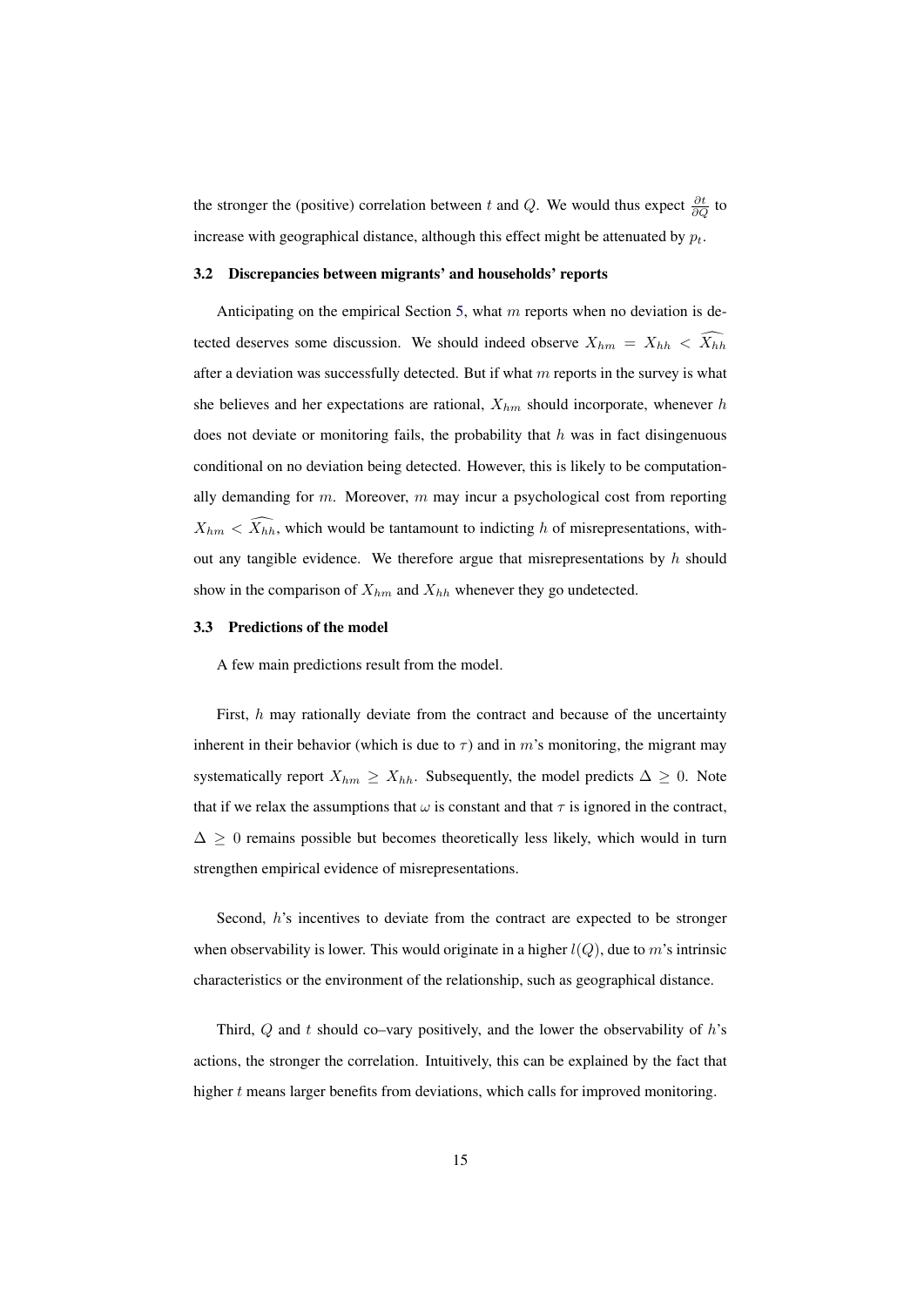the stronger the (positive) correlation between $t$ and $Q$. We would thus expect $\frac{\partial t}{\partial Q}$ to increase with geographical distance, although this effect might be attenuated by $p_t$.

### 3.2 Discrepancies between migrants' and households' reports

Anticipating on the empirical Section 5, what $m$ reports when no deviation is detected deserves some discussion. We should indeed observe $X_{hm} = X_{hh} < \widehat{X_{hh}}$ after a deviation was successfully detected. But if what $m$ reports in the survey is what she believes and her expectations are rational, $X_{hm}$ should incorporate, whenever $h$ does not deviate or monitoring fails, the probability that $h$ was in fact disingenuous conditional on no deviation being detected. However, this is likely to be computationally demanding for $m$. Moreover, $m$ may incur a psychological cost from reporting $X_{hm} < \widehat{X_{hh}}$, which would be tantamount to indicting $h$ of misrepresentations, without any tangible evidence. We therefore argue that misrepresentations by $h$ should show in the comparison of $X_{hm}$ and $X_{hh}$ whenever they go undetected.

### 3.3 Predictions of the model

A few main predictions result from the model.

First, $h$ may rationally deviate from the contract and because of the uncertainty inherent in their behavior (which is due to $\tau$) and in $m$'s monitoring, the migrant may systematically report $X_{hm} \geq X_{hh}$. Subsequently, the model predicts $\Delta \geq 0$. Note that if we relax the assumptions that $\omega$ is constant and that $\tau$ is ignored in the contract, $\Delta \geq 0$ remains possible but becomes theoretically less likely, which would in turn strengthen empirical evidence of misrepresentations.

Second, $h$'s incentives to deviate from the contract are expected to be stronger when observability is lower. This would originate in a higher $l(Q)$, due to $m$'s intrinsic characteristics or the environment of the relationship, such as geographical distance.

Third, $Q$ and $t$ should co–vary positively, and the lower the observability of $h$'s actions, the stronger the correlation. Intuitively, this can be explained by the fact that higher $t$ means larger benefits from deviations, which calls for improved monitoring.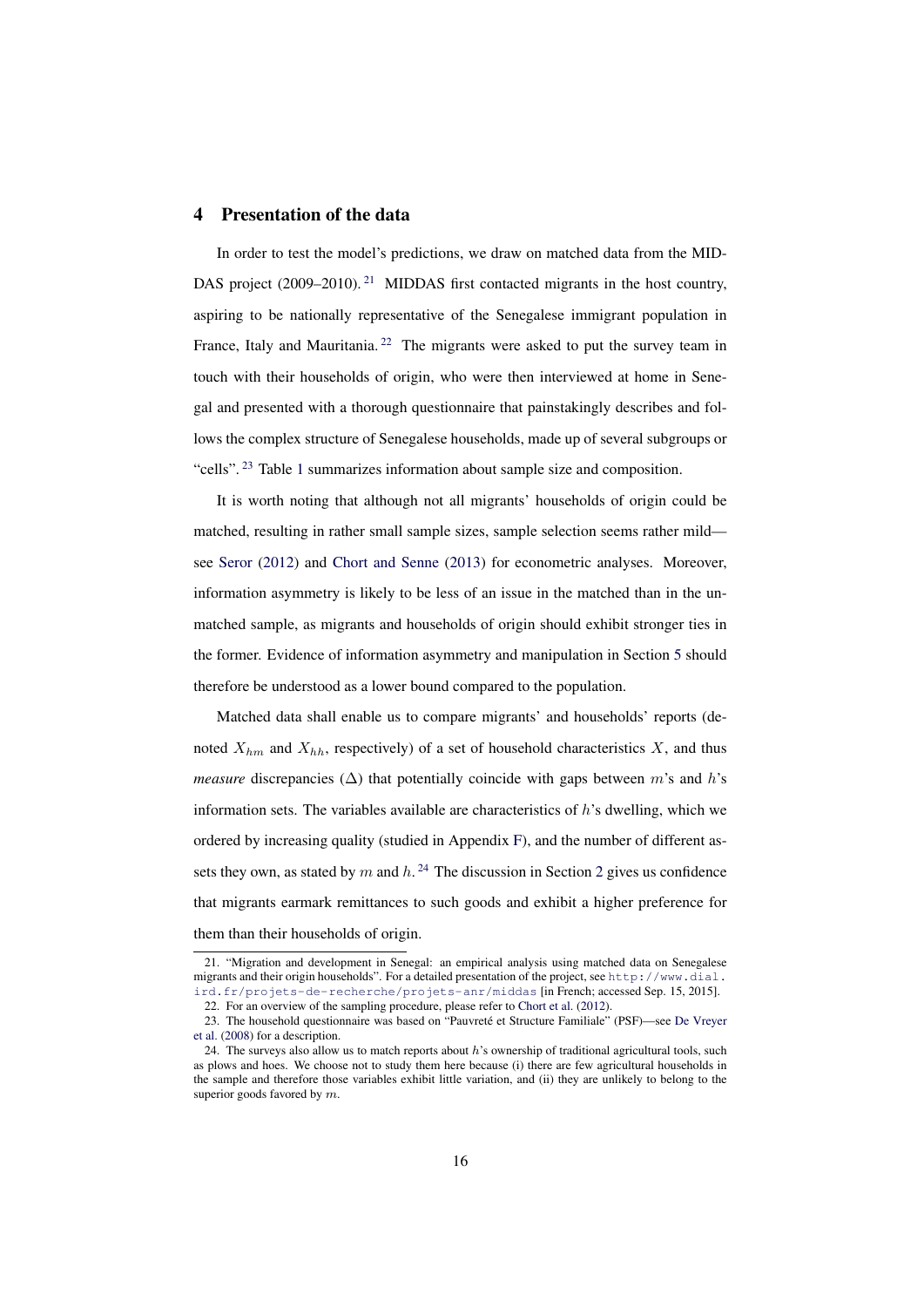## 4 Presentation of the data

In order to test the model's predictions, we draw on matched data from the MIDDAS project (2009–2010).[21] MIDDAS first contacted migrants in the host country, aspiring to be nationally representative of the Senegalese immigrant population in France, Italy and Mauritania.[22] The migrants were asked to put the survey team in touch with their households of origin, who were then interviewed at home in Senegal and presented with a thorough questionnaire that painstakingly describes and follows the complex structure of Senegalese households, made up of several subgroups or "cells".[23] Table 1 summarizes information about sample size and composition.

It is worth noting that although not all migrants' households of origin could be matched, resulting in rather small sample sizes, sample selection seems rather mild—see Seror (2012) and Chort and Senne (2013) for econometric analyses. Moreover, information asymmetry is likely to be less of an issue in the matched than in the unmatched sample, as migrants and households of origin should exhibit stronger ties in the former. Evidence of information asymmetry and manipulation in Section 5 should therefore be understood as a lower bound compared to the population.

Matched data shall enable us to compare migrants' and households' reports (denoted $X_{hm}$ and $X_{hh}$, respectively) of a set of household characteristics $X$, and thus *measure* discrepancies ($\Delta$) that potentially coincide with gaps between $m$'s and $h$'s information sets. The variables available are characteristics of $h$'s dwelling, which we ordered by increasing quality (studied in Appendix F), and the number of different assets they own, as stated by $m$ and $h$.[24] The discussion in Section 2 gives us confidence that migrants earmark remittances to such goods and exhibit a higher preference for them than their households of origin.

21. "Migration and development in Senegal: an empirical analysis using matched data on Senegalese migrants and their origin households". For a detailed presentation of the project, see http://www.dial.ird.fr/projets-de-recherche/projets-anr/middas [in French; accessed Sep. 15, 2015].

22. For an overview of the sampling procedure, please refer to Chort et al. (2012).

23. The household questionnaire was based on "Pauvreté et Structure Familiale" (PSF)—see De Vreyer et al. (2008) for a description.

24. The surveys also allow us to match reports about $h$'s ownership of traditional agricultural tools, such as plows and hoes. We choose not to study them here because (i) there are few agricultural households in the sample and therefore those variables exhibit little variation, and (ii) they are unlikely to belong to the superior goods favored by $m$.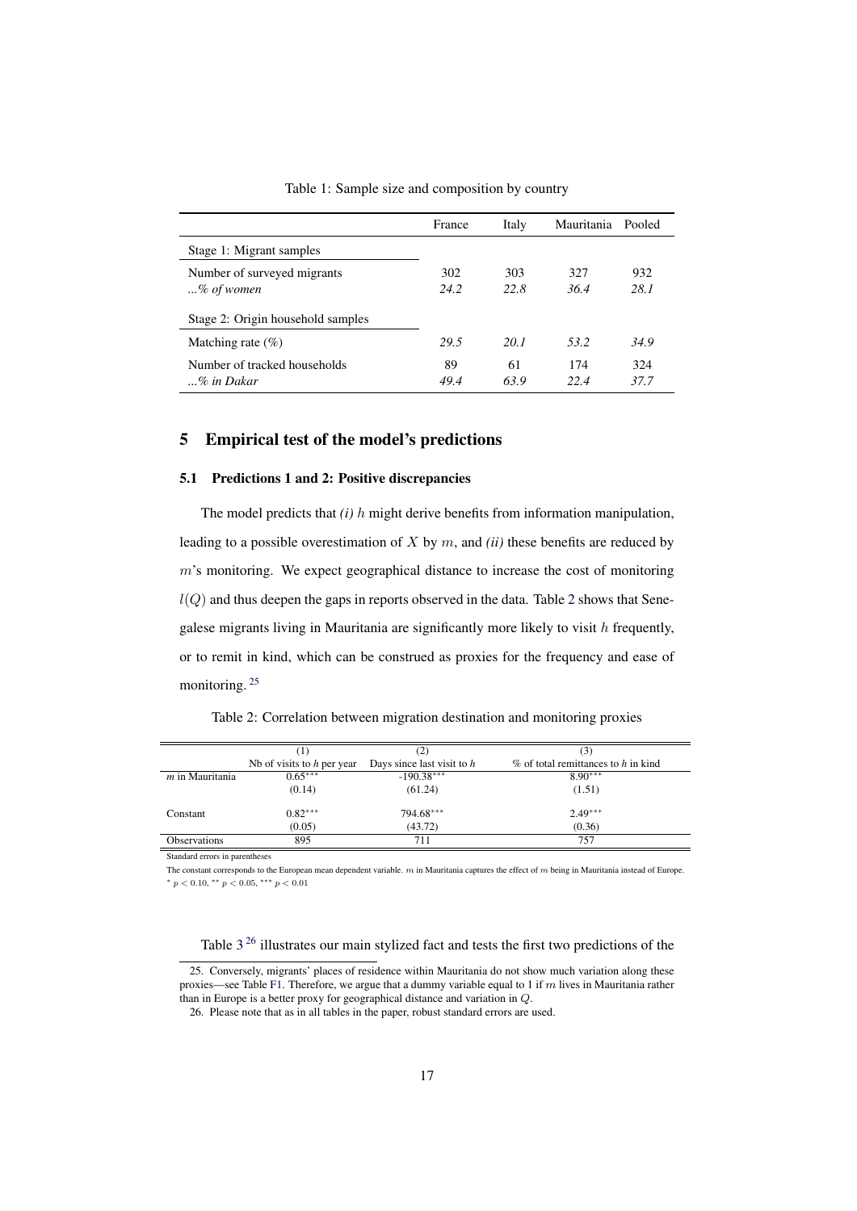Table 1: Sample size and composition by country

| | France | Italy | Mauritania | Pooled |
|---|---|---|---|---|
| Stage 1: Migrant samples | | | | |
| Number of surveyed migrants | 302 | 303 | 327 | 932 |
| *...% of women* | *24.2* | *22.8* | *36.4* | *28.1* |
| Stage 2: Origin household samples | | | | |
| Matching rate (%) | *29.5* | *20.1* | *53.2* | *34.9* |
| Number of tracked households | 89 | 61 | 174 | 324 |
| *...% in Dakar* | *49.4* | *63.9* | *22.4* | *37.7* |

## 5 Empirical test of the model's predictions

### 5.1 Predictions 1 and 2: Positive discrepancies

The model predicts that *(i)* $h$ might derive benefits from information manipulation, leading to a possible overestimation of $X$ by $m$, and *(ii)* these benefits are reduced by $m$'s monitoring. We expect geographical distance to increase the cost of monitoring $l(Q)$ and thus deepen the gaps in reports observed in the data. Table 2 shows that Senegalese migrants living in Mauritania are significantly more likely to visit $h$ frequently, or to remit in kind, which can be construed as proxies for the frequency and ease of monitoring.[25]

Table 2: Correlation between migration destination and monitoring proxies

| | (1) | (2) | (3) |
|---|---|---|---|
| | Nb of visits to $h$ per year | Days since last visit to $h$ | % of total remittances to $h$ in kind |
| $m$ in Mauritania | $0.65^{***}$ | $-190.38^{***}$ | $8.90^{***}$ |
| | (0.14) | (61.24) | (1.51) |
| Constant | $0.82^{***}$ | $794.68^{***}$ | $2.49^{***}$ |
| | (0.05) | (43.72) | (0.36) |
| Observations | 895 | 711 | 757 |

Standard errors in parentheses

The constant corresponds to the European mean dependent variable. $m$ in Mauritania captures the effect of $m$ being in Mauritania instead of Europe.
$^{*}$ $p < 0.10$, $^{**}$ $p < 0.05$, $^{***}$ $p < 0.01$

Table 3[26] illustrates our main stylized fact and tests the first two predictions of the

25. Conversely, migrants' places of residence within Mauritania do not show much variation along these proxies—see Table F1. Therefore, we argue that a dummy variable equal to 1 if $m$ lives in Mauritania rather than in Europe is a better proxy for geographical distance and variation in $Q$.

26. Please note that as in all tables in the paper, robust standard errors are used.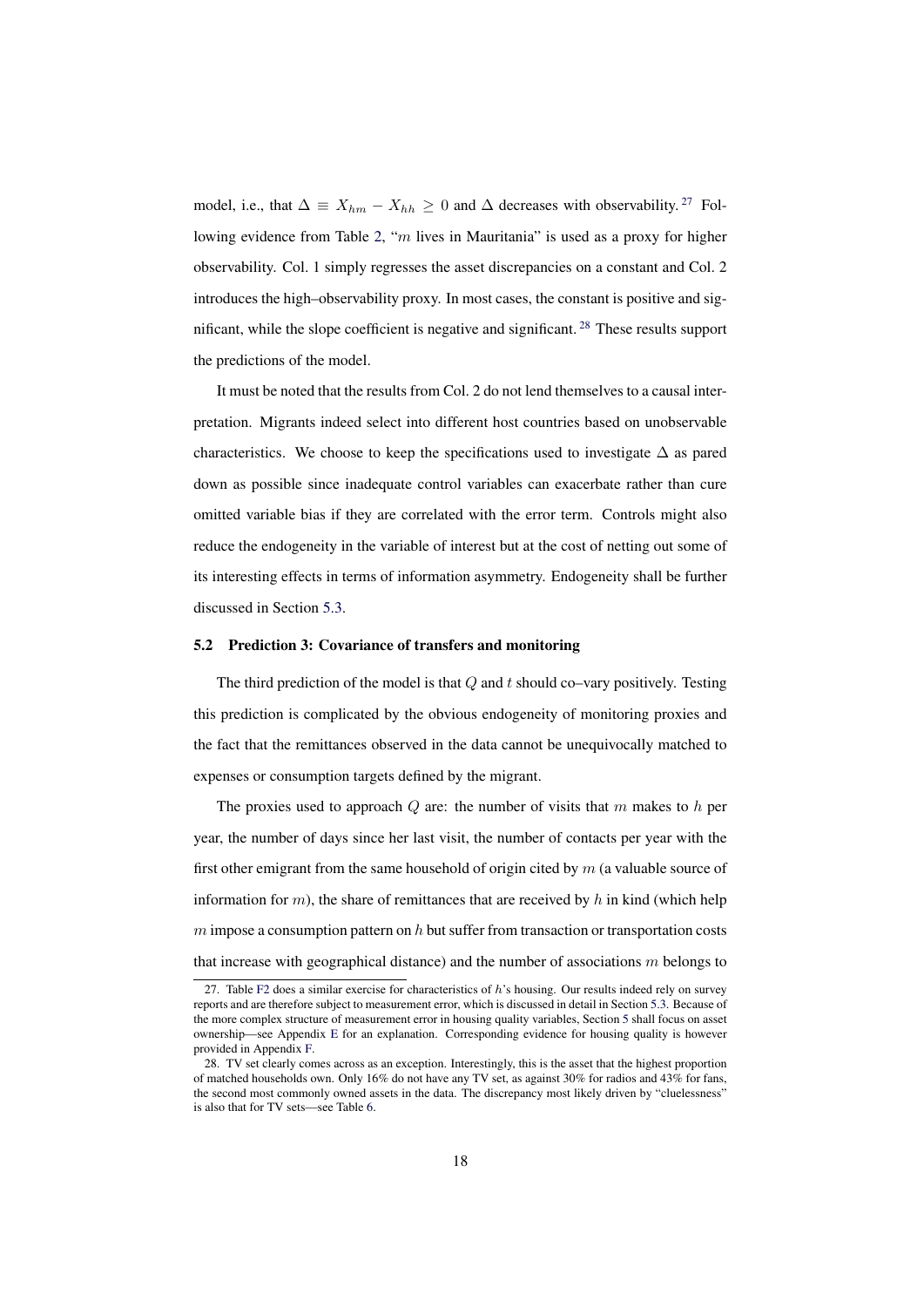model, i.e., that $\Delta \equiv X_{hm} - X_{hh} \geq 0$ and $\Delta$ decreases with observability.[27] Following evidence from Table 2, "$m$ lives in Mauritania" is used as a proxy for higher observability. Col. 1 simply regresses the asset discrepancies on a constant and Col. 2 introduces the high–observability proxy. In most cases, the constant is positive and significant, while the slope coefficient is negative and significant.[28] These results support the predictions of the model.

It must be noted that the results from Col. 2 do not lend themselves to a causal interpretation. Migrants indeed select into different host countries based on unobservable characteristics. We choose to keep the specifications used to investigate $\Delta$ as pared down as possible since inadequate control variables can exacerbate rather than cure omitted variable bias if they are correlated with the error term. Controls might also reduce the endogeneity in the variable of interest but at the cost of netting out some of its interesting effects in terms of information asymmetry. Endogeneity shall be further discussed in Section 5.3.

### 5.2 Prediction 3: Covariance of transfers and monitoring

The third prediction of the model is that $Q$ and $t$ should co–vary positively. Testing this prediction is complicated by the obvious endogeneity of monitoring proxies and the fact that the remittances observed in the data cannot be unequivocally matched to expenses or consumption targets defined by the migrant.

The proxies used to approach $Q$ are: the number of visits that $m$ makes to $h$ per year, the number of days since her last visit, the number of contacts per year with the first other emigrant from the same household of origin cited by $m$ (a valuable source of information for $m$), the share of remittances that are received by $h$ in kind (which help $m$ impose a consumption pattern on $h$ but suffer from transaction or transportation costs that increase with geographical distance) and the number of associations $m$ belongs to

27. Table F2 does a similar exercise for characteristics of $h$'s housing. Our results indeed rely on survey reports and are therefore subject to measurement error, which is discussed in detail in Section 5.3. Because of the more complex structure of measurement error in housing quality variables, Section 5 shall focus on asset ownership—see Appendix E for an explanation. Corresponding evidence for housing quality is however provided in Appendix F.

28. TV set clearly comes across as an exception. Interestingly, this is the asset that the highest proportion of matched households own. Only 16% do not have any TV set, as against 30% for radios and 43% for fans, the second most commonly owned assets in the data. The discrepancy most likely driven by "cluelessness" is also that for TV sets—see Table 6.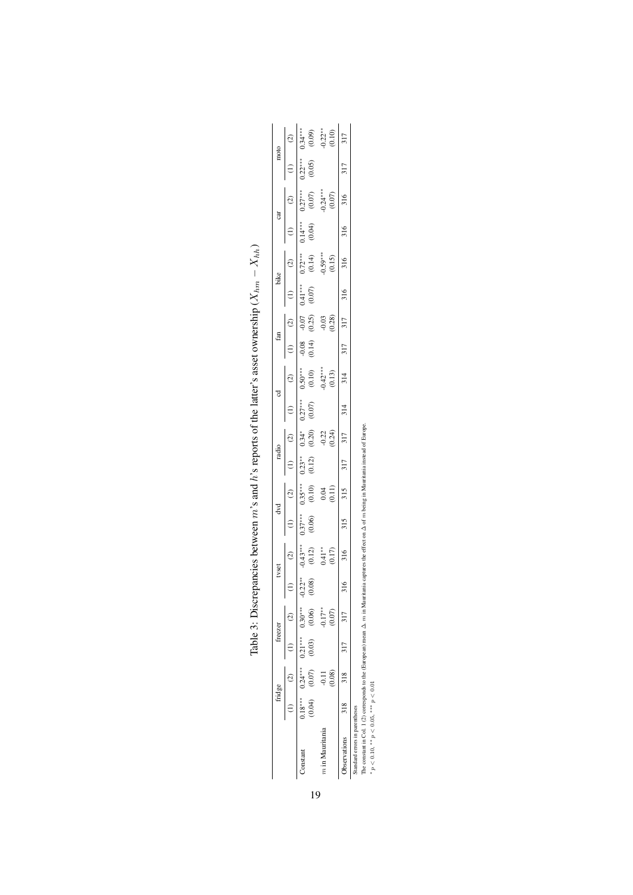Table 3: Discrepancies between $m$'s and $h$'s reports of the latter's asset ownership ($X_{hm} - X_{hh}$)

| | fridge | | freezer | | tvset | | dvd | | radio | | cd | | fan | | bike | | car | | moto | |
|---|---|---|---|---|---|---|---|---|---|---|---|---|---|---|---|---|---|---|---|---|
| | (1) | (2) | (1) | (2) | (1) | (2) | (1) | (2) | (1) | (2) | (1) | (2) | (1) | (2) | (1) | (2) | (1) | (2) | (1) | (2) |
| Constant | 0.18*** | 0.24*** | 0.21*** | 0.30*** | -0.22** | -0.43*** | 0.37*** | 0.35*** | 0.23** | 0.34* | 0.27*** | 0.50*** | -0.08 | -0.07 | 0.41*** | 0.72*** | 0.14*** | 0.27*** | 0.22*** | 0.34*** |
| | (0.04) | (0.07) | (0.03) | (0.06) | (0.08) | (0.12) | (0.06) | (0.10) | (0.12) | (0.20) | (0.07) | (0.10) | (0.14) | (0.25) | (0.07) | (0.14) | (0.04) | (0.07) | (0.05) | (0.09) |
| $m$ in Mauritania | | -0.11 | | -0.17** | | 0.41** | | 0.04 | | -0.22 | | -0.42*** | | -0.03 | | -0.59*** | | -0.24*** | | -0.22** |
| | | (0.08) | | (0.07) | | (0.17) | | (0.11) | | (0.24) | | (0.13) | | (0.28) | | (0.15) | | (0.07) | | (0.10) |
| Observations | 318 | 318 | 317 | 317 | 316 | 316 | 315 | 315 | 317 | 317 | 314 | 314 | 317 | 317 | 316 | 316 | 316 | 316 | 317 | 317 |

Standard errors in parentheses

The constant in Col. 1 (2) corresponds to the (European) mean $\Delta$. $m$ in Mauritania captures the effect on $\Delta$ of $m$ being in Mauritania instead of Europe.

* $p < 0.10$, ** $p < 0.05$, *** $p < 0.01$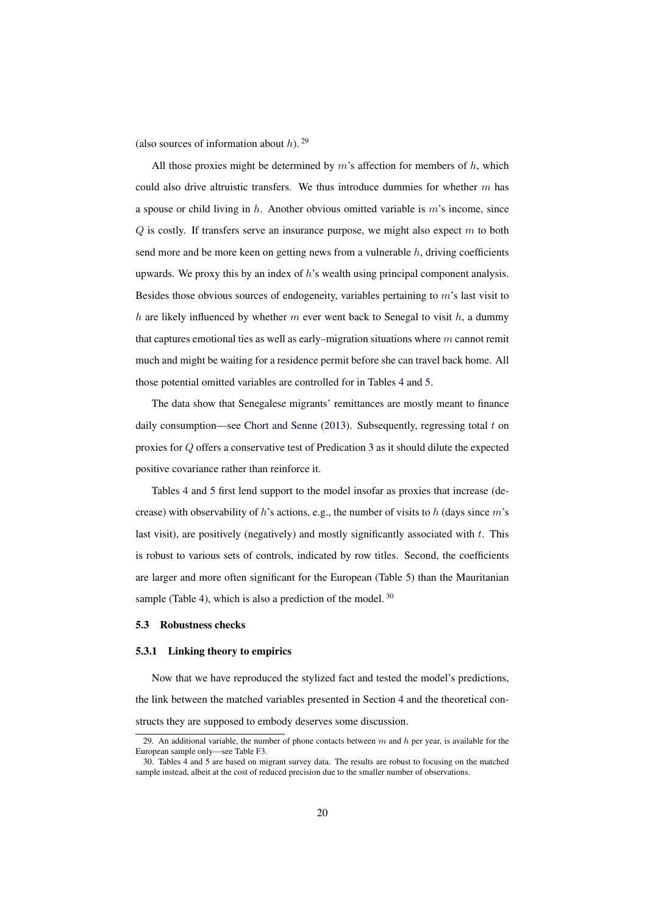(also sources of information about $h$). [29]

All those proxies might be determined by $m$'s affection for members of $h$, which could also drive altruistic transfers. We thus introduce dummies for whether $m$ has a spouse or child living in $h$. Another obvious omitted variable is $m$'s income, since $Q$ is costly. If transfers serve an insurance purpose, we might also expect $m$ to both send more and be more keen on getting news from a vulnerable $h$, driving coefficients upwards. We proxy this by an index of $h$'s wealth using principal component analysis. Besides those obvious sources of endogeneity, variables pertaining to $m$'s last visit to $h$ are likely influenced by whether $m$ ever went back to Senegal to visit $h$, a dummy that captures emotional ties as well as early–migration situations where $m$ cannot remit much and might be waiting for a residence permit before she can travel back home. All those potential omitted variables are controlled for in Tables 4 and 5.

The data show that Senegalese migrants' remittances are mostly meant to finance daily consumption—see Chort and Senne (2013). Subsequently, regressing total $t$ on proxies for $Q$ offers a conservative test of Predication 3 as it should dilute the expected positive covariance rather than reinforce it.

Tables 4 and 5 first lend support to the model insofar as proxies that increase (decrease) with observability of $h$'s actions, e.g., the number of visits to $h$ (days since $m$'s last visit), are positively (negatively) and mostly significantly associated with $t$. This is robust to various sets of controls, indicated by row titles. Second, the coefficients are larger and more often significant for the European (Table 5) than the Mauritanian sample (Table 4), which is also a prediction of the model. [30]

### 5.3 Robustness checks

#### 5.3.1 Linking theory to empirics

Now that we have reproduced the stylized fact and tested the model's predictions, the link between the matched variables presented in Section 4 and the theoretical constructs they are supposed to embody deserves some discussion.

29. An additional variable, the number of phone contacts between $m$ and $h$ per year, is available for the European sample only—see Table F3.

30. Tables 4 and 5 are based on migrant survey data. The results are robust to focusing on the matched sample instead, albeit at the cost of reduced precision due to the smaller number of observations.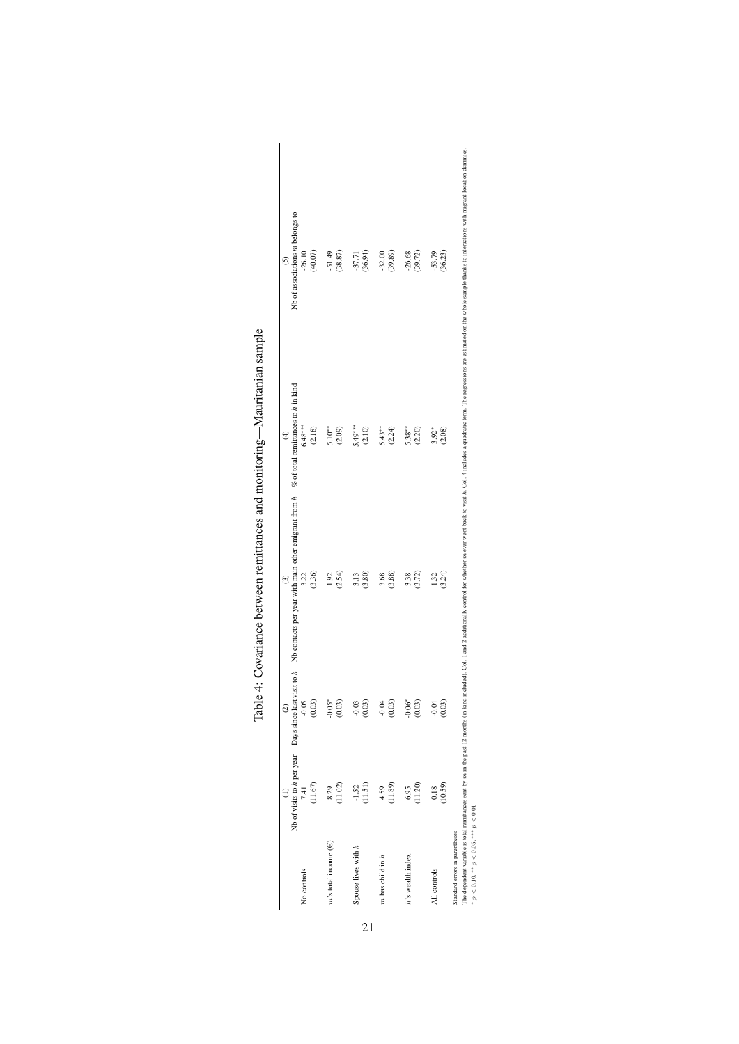Table 4: Covariance between remittances and monitoring—Mauritanian sample

| | (1) | (2) | (3) | (4) | (5) |
|---|---|---|---|---|---|
| | Nb of visits to $h$ per year | Days since last visit to $h$ | Nb contacts per year with main other emigrant from $h$ | % of total remittances to $h$ in kind | Nb of associations $m$ belongs to |
| No controls | 7.41 | -0.05 | 3.22 | 6.48*** | -26.10 |
| | (11.67) | (0.03) | (3.36) | (2.18) | (40.07) |
| $m$'s total income (€) | 8.29 | -0.05* | 1.92 | 5.10** | -51.49 |
| | (11.02) | (0.03) | (2.54) | (2.09) | (38.87) |
| Spouse lives with $h$ | -1.52 | -0.03 | 3.13 | 5.49*** | -37.71 |
| | (11.51) | (0.03) | (3.80) | (2.10) | (36.94) |
| $m$ has child in $h$ | 4.59 | -0.04 | 3.68 | 5.43** | -32.00 |
| | (11.89) | (0.03) | (3.88) | (2.24) | (39.89) |
| $h$'s wealth index | 6.95 | -0.06* | 3.38 | 5.38** | -26.68 |
| | (11.20) | (0.03) | (3.72) | (2.20) | (39.72) |
| All controls | 0.18 | -0.04 | 1.32 | 3.92* | -53.79 |
| | (10.59) | (0.03) | (3.24) | (2.08) | (36.23) |

Standard errors in parentheses

The dependent variable is total remittances sent by $m$ in the past 12 months (in kind included). Col. 1 and 2 additionally control for whether $m$ ever went back to visit $h$. Col. 4 includes a quadratic term. The regressions are estimated on the whole sample thanks to interactions with migrant location dummies.

* $p < 0.10$, ** $p < 0.05$, *** $p < 0.01$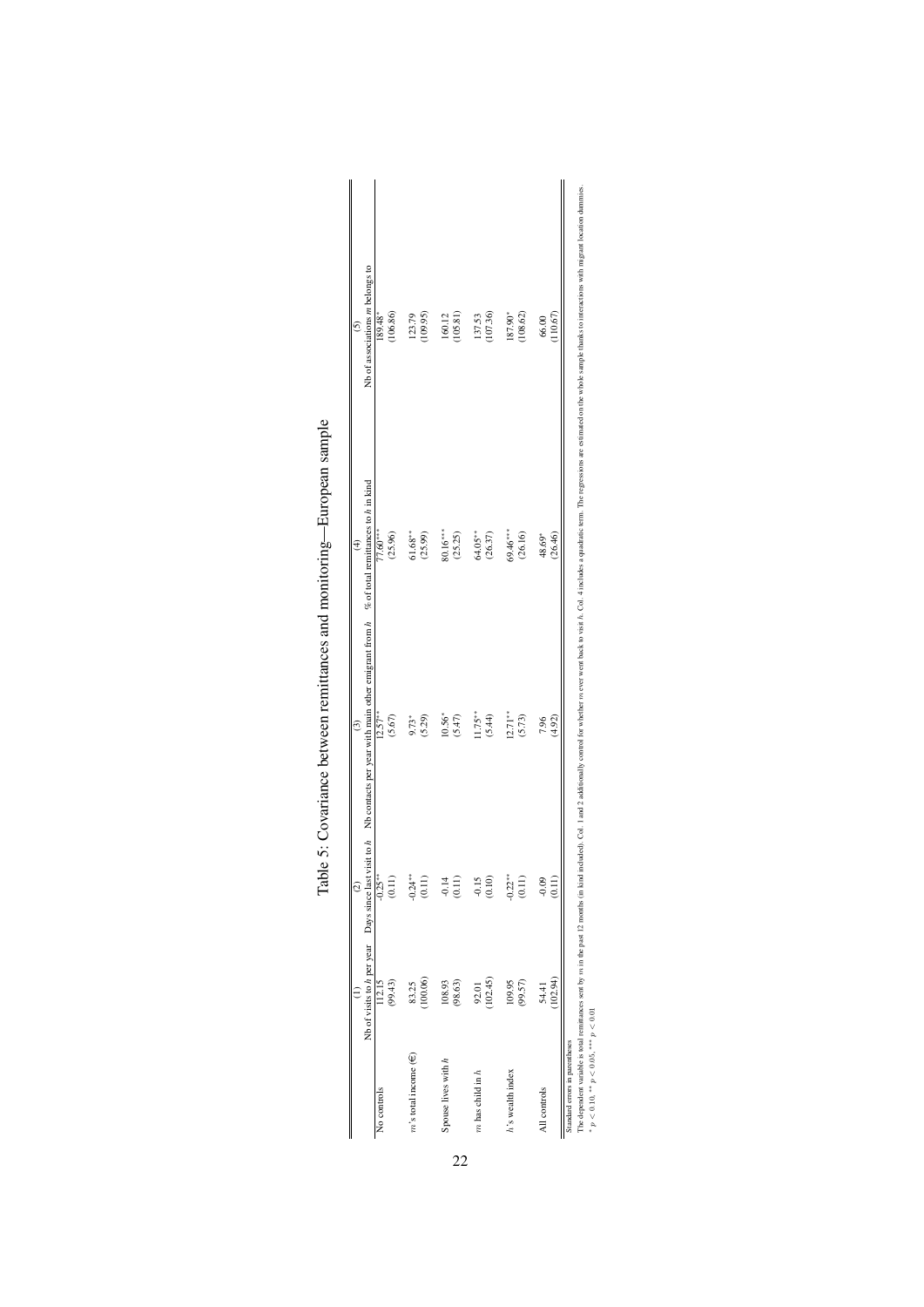# Table 5: Covariance between remittances and monitoring—European sample

| | (1) | (2) | (3) | (4) | (5) |
|---|---|---|---|---|---|
| | Nb of visits to $h$ per year | Days since last visit to $h$ | Nb contacts per year with main other emigrant from $h$ | % of total remittances to $h$ in kind | Nb of associations $m$ belongs to |
| No controls | 112.15 | -0.25** | 12.57** | 77.60*** | 189.48* |
| | (99.43) | (0.11) | (5.67) | (25.96) | (106.86) |
| $m$'s total income (€) | 83.25 | -0.24** | 9.73* | 61.68** | 123.79 |
| | (100.06) | (0.11) | (5.29) | (25.99) | (109.95) |
| Spouse lives with $h$ | 108.93 | -0.14 | 10.56* | 80.16*** | 160.12 |
| | (98.63) | (0.11) | (5.47) | (25.25) | (105.81) |
| $m$ has child in $h$ | 92.01 | -0.15 | 11.75** | 64.05** | 137.53 |
| | (102.45) | (0.10) | (5.44) | (26.37) | (107.36) |
| $h$'s wealth index | 109.95 | -0.22** | 12.71** | 69.46*** | 187.90* |
| | (99.57) | (0.11) | (5.73) | (26.16) | (108.62) |
| All controls | 54.41 | -0.09 | 7.96 | 48.69* | 66.00 |
| | (102.94) | (0.11) | (4.92) | (26.46) | (110.67) |

Standard errors in parentheses

The dependent variable is total remittances sent by $m$ in the past 12 months (in kind included). Col. 1 and 2 additionally control for whether $m$ ever went back to visit $h$. Col. 4 includes a quadratic term. The regressions are estimated on the whole sample thanks to interactions with migrant location dummies.

* $p < 0.10$, ** $p < 0.05$, *** $p < 0.01$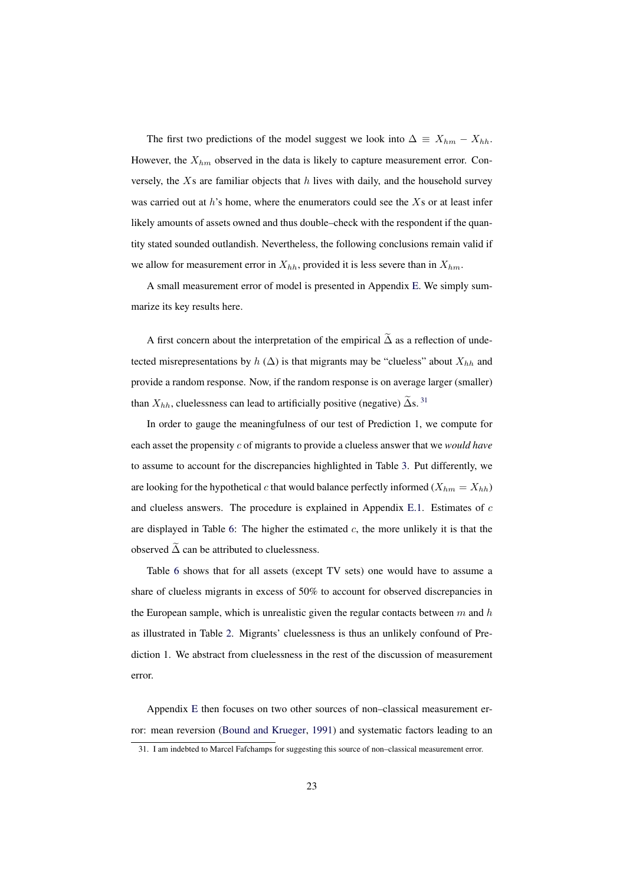The first two predictions of the model suggest we look into $\Delta \equiv X_{hm} - X_{hh}$. However, the $X_{hm}$ observed in the data is likely to capture measurement error. Conversely, the $X$s are familiar objects that $h$ lives with daily, and the household survey was carried out at $h$'s home, where the enumerators could see the $X$s or at least infer likely amounts of assets owned and thus double–check with the respondent if the quantity stated sounded outlandish. Nevertheless, the following conclusions remain valid if we allow for measurement error in $X_{hh}$, provided it is less severe than in $X_{hm}$.

A small measurement error of model is presented in Appendix E. We simply summarize its key results here.

A first concern about the interpretation of the empirical $\widetilde{\Delta}$ as a reflection of undetected misrepresentations by $h$ ($\Delta$) is that migrants may be "clueless" about $X_{hh}$ and provide a random response. Now, if the random response is on average larger (smaller) than $X_{hh}$, cluelessness can lead to artificially positive (negative) $\widetilde{\Delta}$s.[31]

In order to gauge the meaningfulness of our test of Prediction 1, we compute for each asset the propensity $c$ of migrants to provide a clueless answer that we *would have* to assume to account for the discrepancies highlighted in Table 3. Put differently, we are looking for the hypothetical $c$ that would balance perfectly informed ($X_{hm} = X_{hh}$) and clueless answers. The procedure is explained in Appendix E.1. Estimates of $c$ are displayed in Table 6: The higher the estimated $c$, the more unlikely it is that the observed $\widetilde{\Delta}$ can be attributed to cluelessness.

Table 6 shows that for all assets (except TV sets) one would have to assume a share of clueless migrants in excess of 50% to account for observed discrepancies in the European sample, which is unrealistic given the regular contacts between $m$ and $h$ as illustrated in Table 2. Migrants' cluelessness is thus an unlikely confound of Prediction 1. We abstract from cluelessness in the rest of the discussion of measurement error.

Appendix E then focuses on two other sources of non–classical measurement error: mean reversion (Bound and Krueger, 1991) and systematic factors leading to an

31. I am indebted to Marcel Fafchamps for suggesting this source of non–classical measurement error.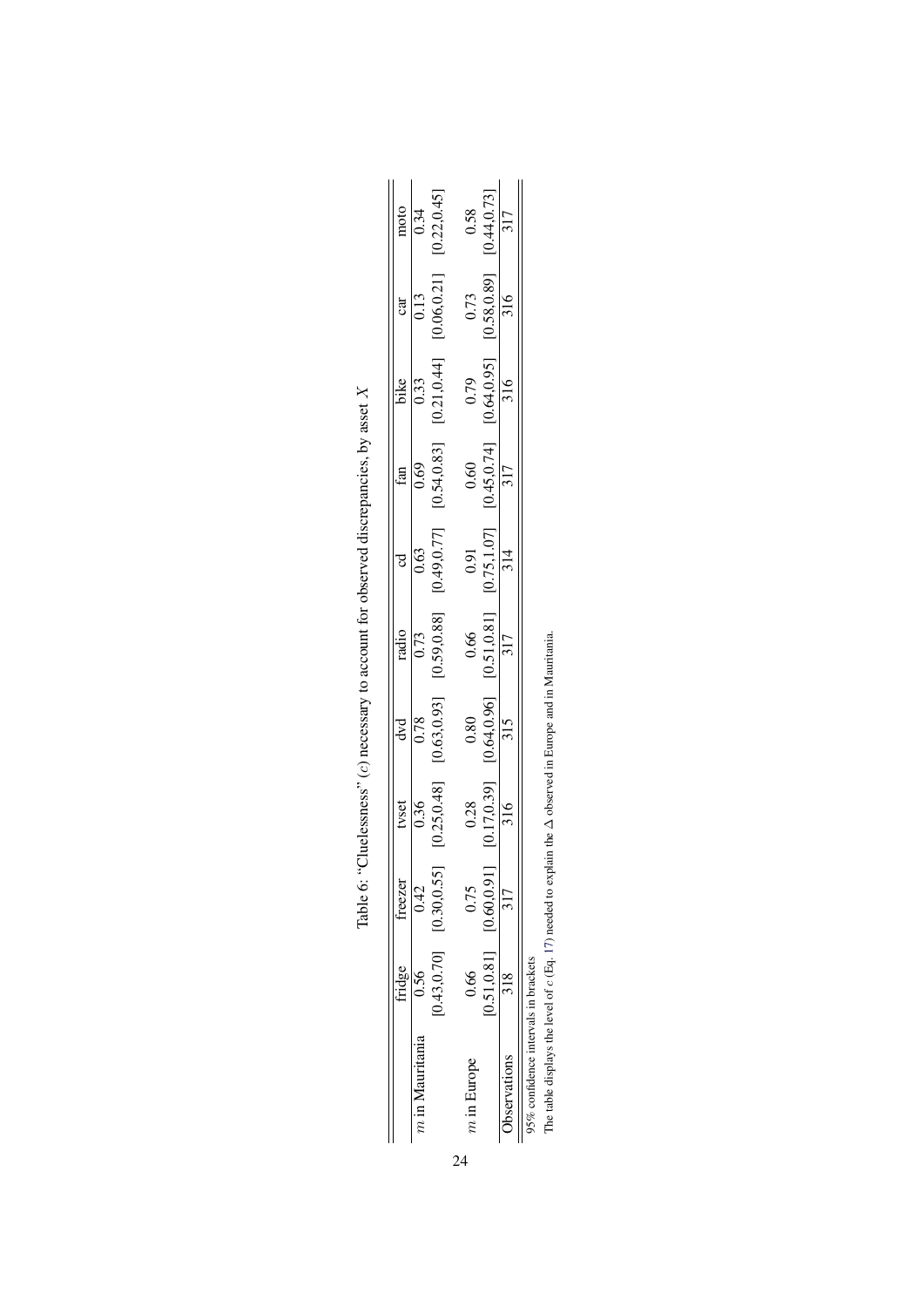Table 6: "Cluelessness" ($c$) necessary to account for observed discrepancies, by asset $X$

| | fridge | freezer | tvset | dvd | radio | cd | fan | bike | car | moto |
|---|---|---|---|---|---|---|---|---|---|---|
| $m$ in Mauritania | 0.56 | 0.42 | 0.36 | 0.78 | 0.73 | 0.63 | 0.69 | 0.33 | 0.13 | 0.34 |
| | [0.43,0.70] | [0.30,0.55] | [0.25,0.48] | [0.63,0.93] | [0.59,0.88] | [0.49,0.77] | [0.54,0.83] | [0.21,0.44] | [0.06,0.21] | [0.22,0.45] |
| $m$ in Europe | 0.66 | 0.75 | 0.28 | 0.80 | 0.66 | 0.91 | 0.60 | 0.79 | 0.73 | 0.58 |
| | [0.51,0.81] | [0.60,0.91] | [0.17,0.39] | [0.64,0.96] | [0.51,0.81] | [0.75,1.07] | [0.45,0.74] | [0.64,0.95] | [0.58,0.89] | [0.44,0.73] |
| Observations | 318 | 317 | 316 | 315 | 317 | 314 | 317 | 316 | 316 | 317 |

95% confidence intervals in brackets

The table displays the level of $c$ (Eq. 17) needed to explain the $\Delta$ observed in Europe and in Mauritania.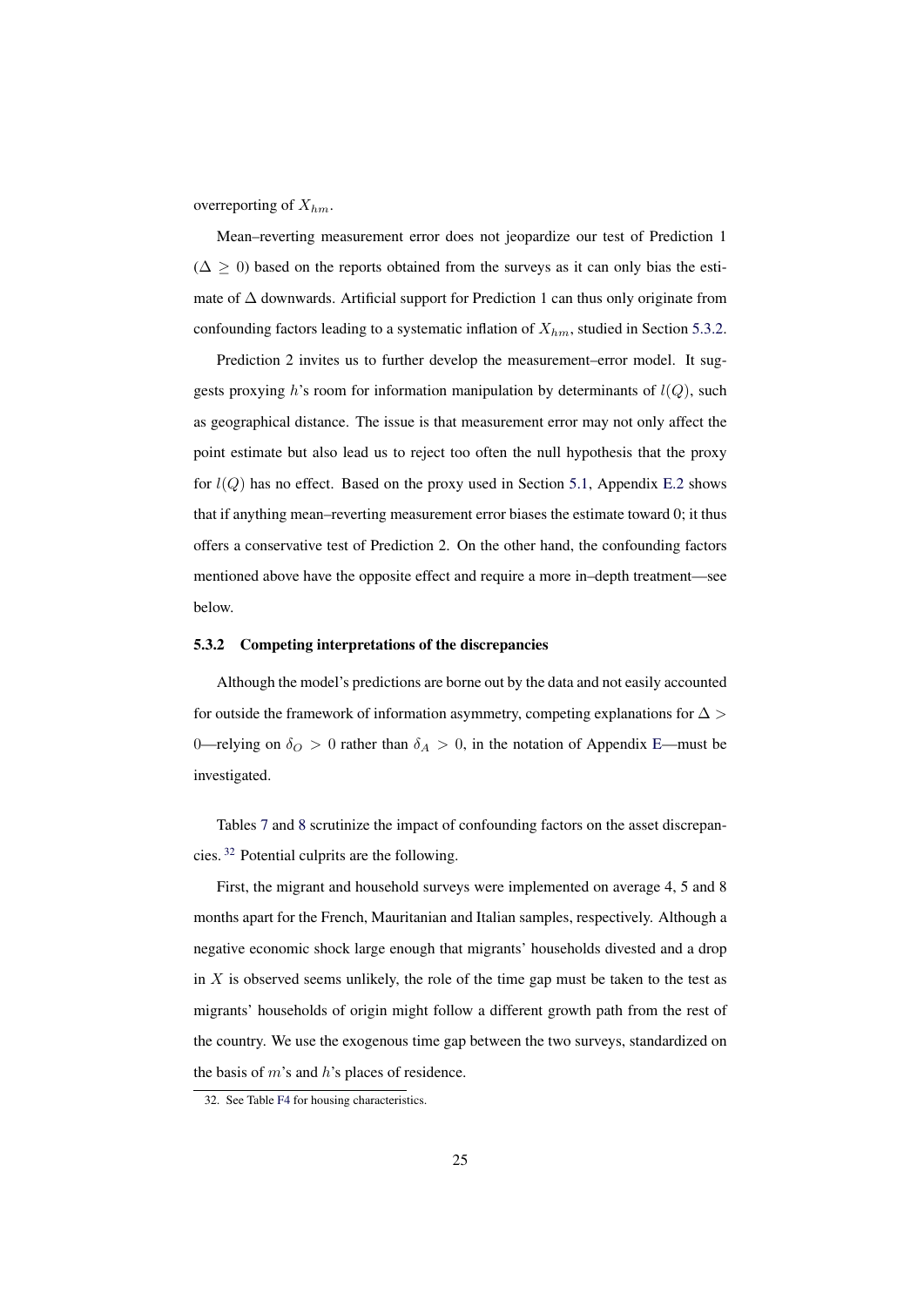overreporting of $X_{hm}$.

Mean–reverting measurement error does not jeopardize our test of Prediction 1 ($\Delta \geq 0$) based on the reports obtained from the surveys as it can only bias the estimate of $\Delta$ downwards. Artificial support for Prediction 1 can thus only originate from confounding factors leading to a systematic inflation of $X_{hm}$, studied in Section 5.3.2.

Prediction 2 invites us to further develop the measurement–error model. It suggests proxying $h$'s room for information manipulation by determinants of $l(Q)$, such as geographical distance. The issue is that measurement error may not only affect the point estimate but also lead us to reject too often the null hypothesis that the proxy for $l(Q)$ has no effect. Based on the proxy used in Section 5.1, Appendix E.2 shows that if anything mean–reverting measurement error biases the estimate toward 0; it thus offers a conservative test of Prediction 2. On the other hand, the confounding factors mentioned above have the opposite effect and require a more in–depth treatment—see below.

### 5.3.2 Competing interpretations of the discrepancies

Although the model's predictions are borne out by the data and not easily accounted for outside the framework of information asymmetry, competing explanations for $\Delta > 0$—relying on $\delta_O > 0$ rather than $\delta_A > 0$, in the notation of Appendix E—must be investigated.

Tables 7 and 8 scrutinize the impact of confounding factors on the asset discrepancies. [32] Potential culprits are the following.

First, the migrant and household surveys were implemented on average 4, 5 and 8 months apart for the French, Mauritanian and Italian samples, respectively. Although a negative economic shock large enough that migrants' households divested and a drop in $X$ is observed seems unlikely, the role of the time gap must be taken to the test as migrants' households of origin might follow a different growth path from the rest of the country. We use the exogenous time gap between the two surveys, standardized on the basis of $m$'s and $h$'s places of residence.

32. See Table F4 for housing characteristics.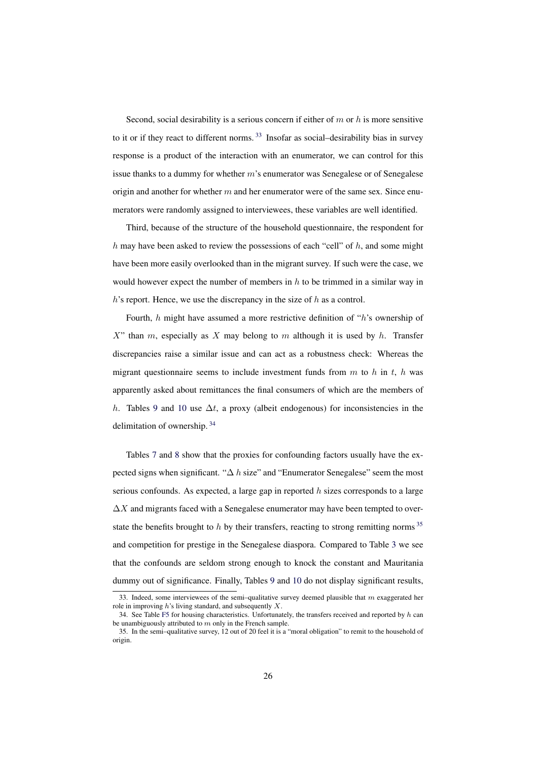Second, social desirability is a serious concern if either of $m$ or $h$ is more sensitive to it or if they react to different norms. [33] Insofar as social–desirability bias in survey response is a product of the interaction with an enumerator, we can control for this issue thanks to a dummy for whether $m$'s enumerator was Senegalese or of Senegalese origin and another for whether $m$ and her enumerator were of the same sex. Since enumerators were randomly assigned to interviewees, these variables are well identified.

Third, because of the structure of the household questionnaire, the respondent for $h$ may have been asked to review the possessions of each "cell" of $h$, and some might have been more easily overlooked than in the migrant survey. If such were the case, we would however expect the number of members in $h$ to be trimmed in a similar way in $h$'s report. Hence, we use the discrepancy in the size of $h$ as a control.

Fourth, $h$ might have assumed a more restrictive definition of "$h$'s ownership of $X$" than $m$, especially as $X$ may belong to $m$ although it is used by $h$. Transfer discrepancies raise a similar issue and can act as a robustness check: Whereas the migrant questionnaire seems to include investment funds from $m$ to $h$ in $t$, $h$ was apparently asked about remittances the final consumers of which are the members of $h$. Tables 9 and 10 use $\Delta t$, a proxy (albeit endogenous) for inconsistencies in the delimitation of ownership. [34]

Tables 7 and 8 show that the proxies for confounding factors usually have the expected signs when significant. "$\Delta$ $h$ size" and "Enumerator Senegalese" seem the most serious confounds. As expected, a large gap in reported $h$ sizes corresponds to a large $\Delta X$ and migrants faced with a Senegalese enumerator may have been tempted to overstate the benefits brought to $h$ by their transfers, reacting to strong remitting norms [35] and competition for prestige in the Senegalese diaspora. Compared to Table 3 we see that the confounds are seldom strong enough to knock the constant and Mauritania dummy out of significance. Finally, Tables 9 and 10 do not display significant results,

33. Indeed, some interviewees of the semi–qualitative survey deemed plausible that $m$ exaggerated her role in improving $h$'s living standard, and subsequently $X$.

34. See Table F5 for housing characteristics. Unfortunately, the transfers received and reported by $h$ can be unambiguously attributed to $m$ only in the French sample.

35. In the semi–qualitative survey, 12 out of 20 feel it is a "moral obligation" to remit to the household of origin.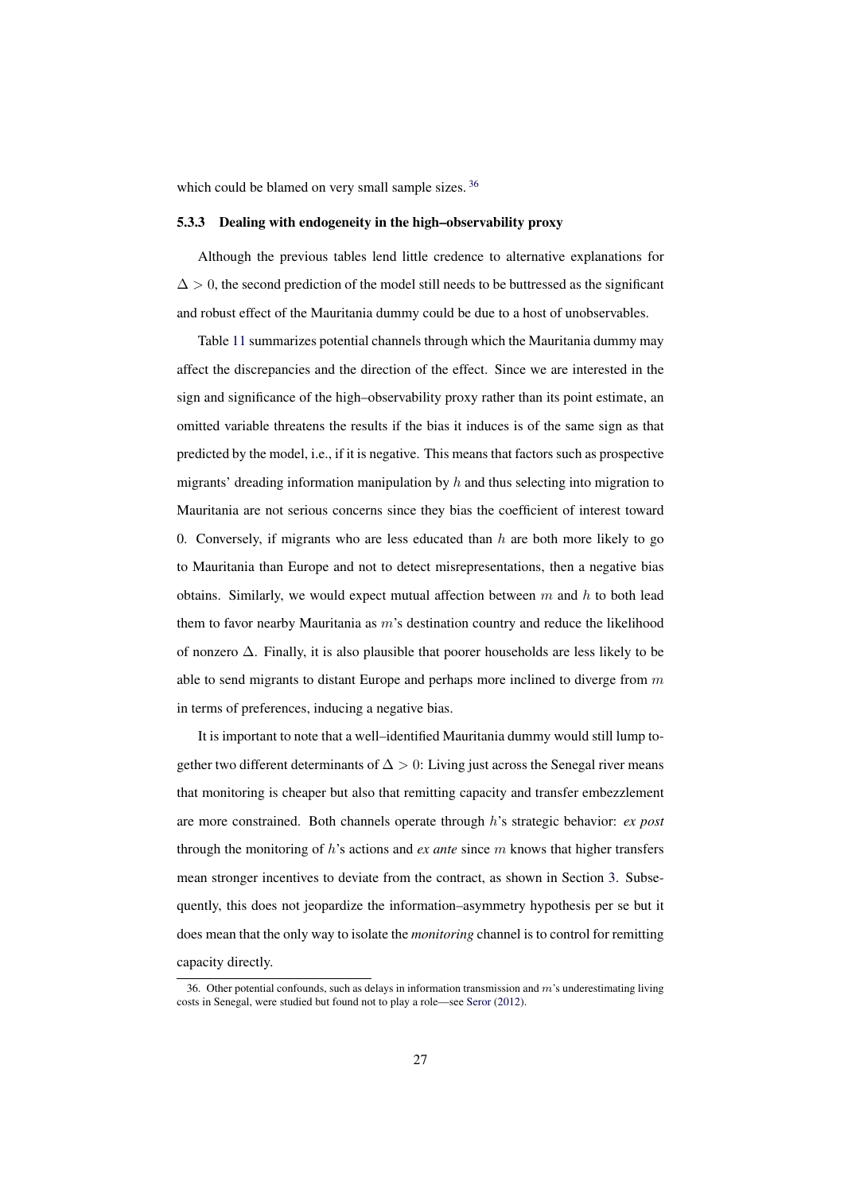which could be blamed on very small sample sizes. [36]

#### 5.3.3 Dealing with endogeneity in the high–observability proxy

Although the previous tables lend little credence to alternative explanations for $\Delta > 0$, the second prediction of the model still needs to be buttressed as the significant and robust effect of the Mauritania dummy could be due to a host of unobservables.

Table 11 summarizes potential channels through which the Mauritania dummy may affect the discrepancies and the direction of the effect. Since we are interested in the sign and significance of the high–observability proxy rather than its point estimate, an omitted variable threatens the results if the bias it induces is of the same sign as that predicted by the model, i.e., if it is negative. This means that factors such as prospective migrants' dreading information manipulation by $h$ and thus selecting into migration to Mauritania are not serious concerns since they bias the coefficient of interest toward 0. Conversely, if migrants who are less educated than $h$ are both more likely to go to Mauritania than Europe and not to detect misrepresentations, then a negative bias obtains. Similarly, we would expect mutual affection between $m$ and $h$ to both lead them to favor nearby Mauritania as $m$'s destination country and reduce the likelihood of nonzero $\Delta$. Finally, it is also plausible that poorer households are less likely to be able to send migrants to distant Europe and perhaps more inclined to diverge from $m$ in terms of preferences, inducing a negative bias.

It is important to note that a well–identified Mauritania dummy would still lump together two different determinants of $\Delta > 0$: Living just across the Senegal river means that monitoring is cheaper but also that remitting capacity and transfer embezzlement are more constrained. Both channels operate through $h$'s strategic behavior: *ex post* through the monitoring of $h$'s actions and *ex ante* since $m$ knows that higher transfers mean stronger incentives to deviate from the contract, as shown in Section 3. Subsequently, this does not jeopardize the information–asymmetry hypothesis per se but it does mean that the only way to isolate the *monitoring* channel is to control for remitting capacity directly.

36. Other potential confounds, such as delays in information transmission and $m$'s underestimating living costs in Senegal, were studied but found not to play a role—see Seror (2012).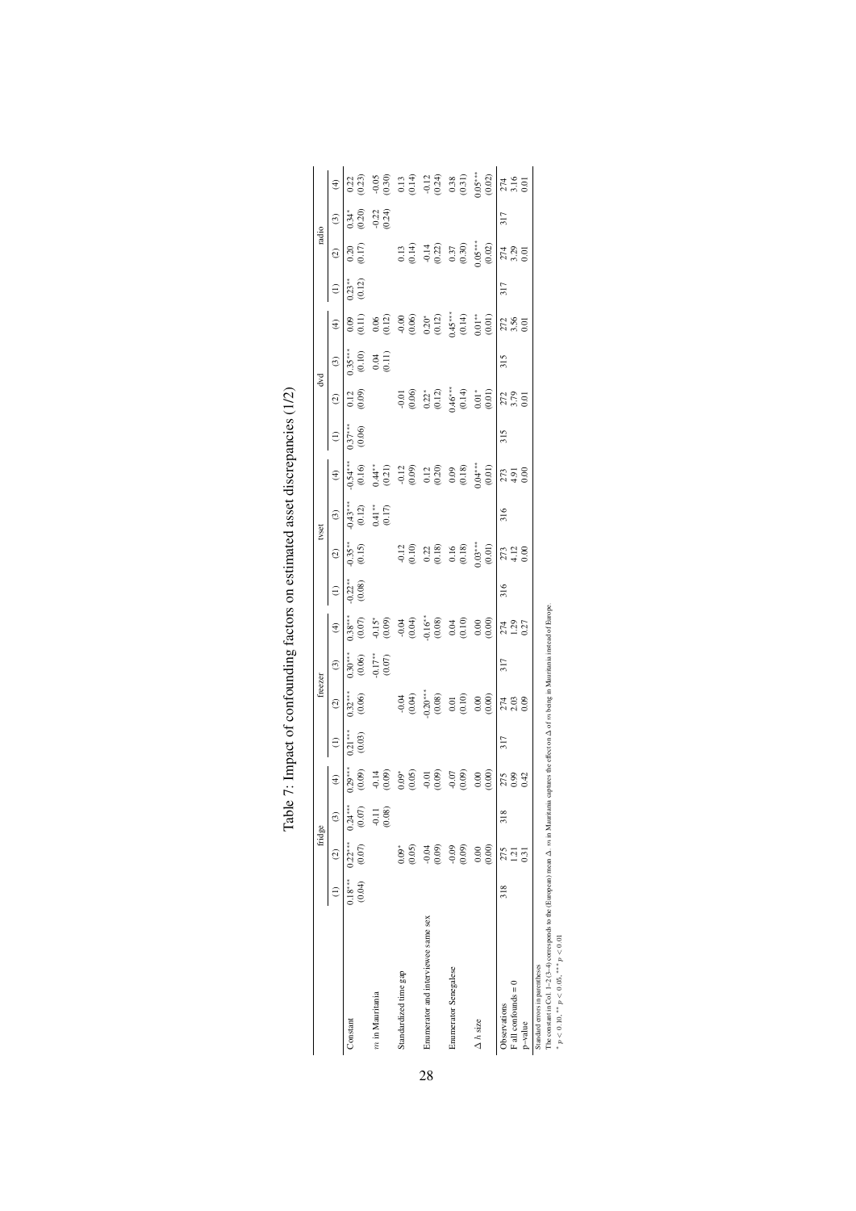# Table 7: Impact of confounding factors on estimated asset discrepancies (1/2)

| | fridge | | | | freezer | | | | tvset | | | | dvd | | | | radio | | | |
|---|---|---|---|---|---|---|---|---|---|---|---|---|---|---|---|---|---|---|---|---|
| | (1) | (2) | (3) | (4) | (1) | (2) | (3) | (4) | (1) | (2) | (3) | (4) | (1) | (2) | (3) | (4) | (1) | (2) | (3) | (4) |
| Constant | 0.18*** | 0.22*** | 0.24*** | 0.29*** | 0.21*** | 0.32*** | 0.30*** | 0.38*** | -0.22** | -0.35** | -0.43*** | -0.54*** | 0.37*** | 0.12 | 0.35*** | 0.09 | 0.23** | 0.20 | 0.34* | 0.22 |
| | (0.04) | (0.07) | (0.07) | (0.09) | (0.03) | (0.06) | (0.06) | (0.07) | (0.08) | (0.15) | (0.12) | (0.16) | (0.06) | (0.09) | (0.10) | (0.11) | (0.12) | (0.17) | (0.20) | (0.23) |
| $m$ in Mauritania | | | -0.11 | -0.14 | | | -0.17** | -0.15* | | | 0.41** | 0.44** | | | 0.04 | 0.06 | | | -0.22 | -0.05 |
| | | | (0.08) | (0.09) | | | (0.07) | (0.09) | | | (0.17) | (0.21) | | | (0.11) | (0.12) | | | (0.24) | (0.30) |
| Standardized time gap | | 0.09* | | 0.09* | | -0.04 | | -0.04 | | -0.12 | | -0.12 | | -0.01 | | -0.00 | | 0.13 | | 0.13 |
| | | (0.05) | | (0.05) | | (0.04) | | (0.04) | | (0.10) | | (0.09) | | (0.06) | | (0.06) | | (0.14) | | (0.14) |
| Enumerator and interviewee same sex | | -0.04 | | -0.01 | | -0.20*** | | -0.16** | | 0.22 | | 0.12 | | 0.22* | | 0.20* | | -0.14 | | -0.12 |
| | | (0.09) | | (0.09) | | (0.08) | | (0.08) | | (0.18) | | (0.20) | | (0.12) | | (0.12) | | (0.22) | | (0.24) |
| Enumerator Senegalese | | -0.09 | | -0.07 | | 0.01 | | 0.04 | | 0.16 | | 0.09 | | 0.46*** | | 0.45*** | | 0.37 | | 0.38 |
| | | (0.09) | | (0.09) | | (0.10) | | (0.10) | | (0.18) | | (0.18) | | (0.14) | | (0.14) | | (0.30) | | (0.31) |
| $\Delta$ $h$ size | | 0.00 | | 0.00 | | 0.00 | | 0.00 | | 0.03*** | | 0.04*** | | 0.01* | | 0.01** | | 0.05*** | | 0.05*** |
| | | (0.00) | | (0.00) | | (0.00) | | (0.00) | | (0.01) | | (0.01) | | (0.01) | | (0.01) | | (0.02) | | (0.02) |
| Observations | 318 | 275 | 318 | 275 | 317 | 274 | 317 | 274 | 316 | 273 | 316 | 273 | 315 | 272 | 315 | 272 | 317 | 274 | 317 | 274 |
| F all confounds = 0 | | 1.21 | | 0.99 | | 2.03 | | 1.29 | | 4.12 | | 4.91 | | 3.79 | | 3.56 | | 3.29 | | 3.16 |
| p-value | | 0.31 | | 0.42 | | 0.09 | | 0.27 | | 0.00 | | 0.00 | | 0.01 | | 0.01 | | 0.01 | | 0.01 |

Standard errors in parentheses

The constant in Col. 1–2 (3–4) corresponds to the (European) mean $\Delta$ $m$ in Mauritania captures the effect on $\Delta$ of $m$ being in Mauritania instead of Europe.

* $p < 0.10$, ** $p < 0.05$, *** $p < 0.01$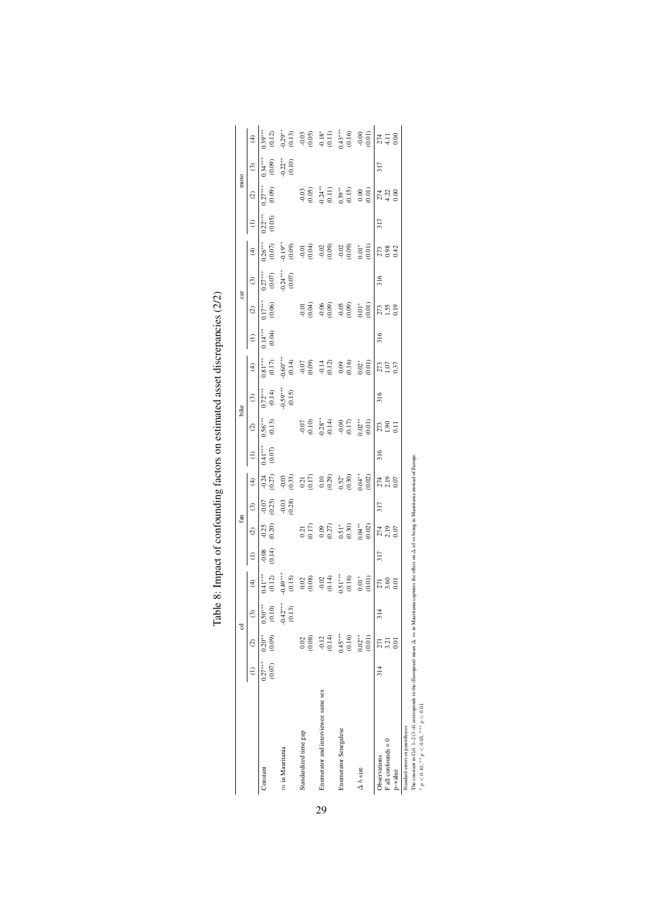Table 8: Impact of confounding factors on estimated asset discrepancies (2/2)

| | cd | | | | fan | | | | bike | | | | car | | | | moto | | | |
|---|---|---|---|---|---|---|---|---|---|---|---|---|---|---|---|---|---|---|---|---|
| | (1) | (2) | (3) | (4) | (1) | (2) | (3) | (4) | (1) | (2) | (3) | (4) | (1) | (2) | (3) | (4) | (1) | (2) | (3) | (4) |
| Constant | 0.27*** | 0.20** | 0.50*** | 0.41*** | -0.08 | -0.25 | -0.07 | -0.24 | 0.41*** | 0.56*** | 0.72*** | 0.81*** | 0.14*** | 0.17*** | 0.27*** | 0.26*** | 0.22*** | 0.27*** | 0.34*** | 0.39*** |
| | (0.07) | (0.09) | (0.10) | (0.12) | (0.14) | (0.20) | (0.25) | (0.27) | (0.07) | (0.13) | (0.14) | (0.17) | (0.04) | (0.06) | (0.07) | (0.07) | (0.05) | (0.09) | (0.09) | (0.12) |
| $m$ in Mauritania | | | -0.42*** | -0.49*** | | | -0.03 | -0.03 | | | -0.59*** | -0.60*** | | | -0.24*** | -0.19** | | | -0.22** | -0.29** |
| | | | (0.13) | (0.15) | | | (0.28) | (0.33) | | | (0.15) | (0.14) | | | (0.07) | (0.09) | | | (0.10) | (0.13) |
| Standardized time gap | | 0.02 | | 0.02 | | 0.21 | | 0.21 | | -0.07 | | -0.07 | | -0.01 | | -0.01 | | -0.03 | | -0.03 |
| | | (0.08) | | (0.08) | | (0.17) | | (0.17) | | (0.10) | | (0.09) | | (0.04) | | (0.04) | | (0.05) | | (0.05) |
| Enumerator and interviewee same sex | | -0.12 | | -0.02 | | 0.09 | | 0.10 | | -0.28** | | -0.14 | | -0.06 | | -0.02 | | -0.24** | | -0.18* |
| | | (0.14) | | (0.14) | | (0.27) | | (0.29) | | (0.14) | | (0.12) | | (0.09) | | (0.09) | | (0.11) | | (0.11) |
| Enumerator Senegalese | | 0.45*** | | 0.51*** | | 0.51* | | 0.52* | | -0.00 | | 0.09 | | -0.05 | | -0.02 | | 0.39** | | 0.43*** |
| | | (0.16) | | (0.16) | | (0.30) | | (0.30) | | (0.17) | | (0.16) | | (0.09) | | (0.09) | | (0.15) | | (0.16) |
| $\Delta$ $h$ size | | 0.02** | | 0.01* | | 0.04** | | 0.04** | | 0.02** | | 0.02* | | 0.01* | | 0.01* | | 0.00 | | -0.00 |
| | | (0.01) | | (0.01) | | (0.02) | | (0.02) | | (0.01) | | (0.01) | | (0.01) | | (0.01) | | (0.01) | | (0.01) |
| Observations | 314 | 271 | 314 | 271 | 317 | 274 | 317 | 274 | 316 | 273 | 316 | 273 | 316 | 273 | 316 | 273 | 317 | 274 | 317 | 274 |
| F all confounds = 0 | | 3.21 | | 3.60 | | 2.19 | | 2.19 | | 1.90 | | 1.07 | | 1.55 | | 0.98 | | 4.22 | | 4.11 |
| p-value | | 0.01 | | 0.01 | | 0.07 | | 0.07 | | 0.11 | | 0.37 | | 0.19 | | 0.42 | | 0.00 | | 0.00 |

Standard errors in parentheses

The constant in Col. 1–2 (3–4) corresponds to the (European) mean $\Delta$ $m$ in Mauritania captures the effect on $\Delta$ of $m$ being in Mauritania instead of Europe.

$^{*}$ $p < 0.10$, $^{**}$ $p < 0.05$, $^{***}$ $p < 0.01$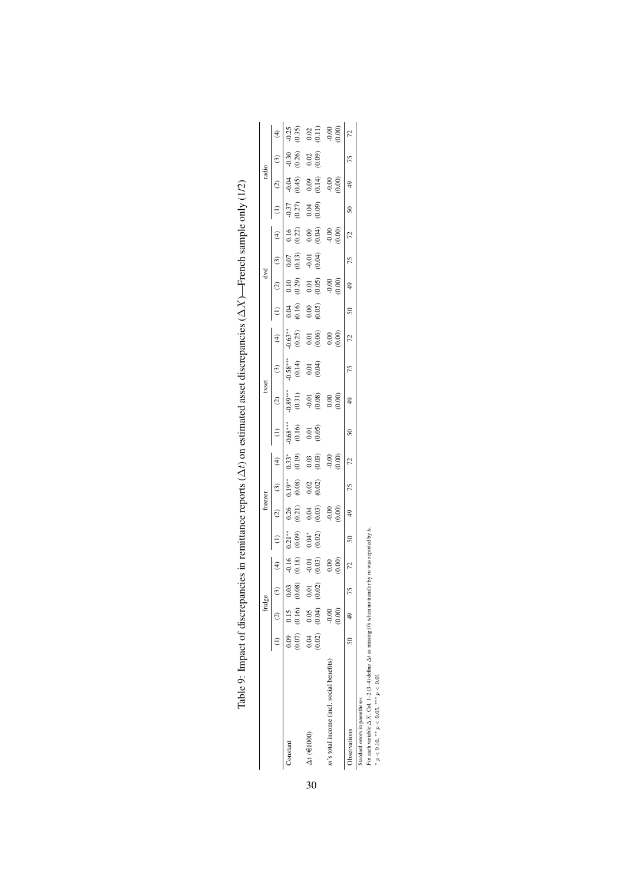Table 9: Impact of discrepancies in remittance reports ($\Delta t$) on estimated asset discrepancies ($\Delta X$)—French sample only (1/2)

| | fridge | | | | freezer | | | | tvset | | | | dvd | | | | radio | | | |
|---|---|---|---|---|---|---|---|---|---|---|---|---|---|---|---|---|---|---|---|---|
| | (1) | (2) | (3) | (4) | (1) | (2) | (3) | (4) | (1) | (2) | (3) | (4) | (1) | (2) | (3) | (4) | (1) | (2) | (3) | (4) |
| Constant | 0.09 | 0.15 | 0.03 | -0.16 | 0.21** | 0.26 | 0.19** | 0.33* | -0.68*** | -0.89*** | -0.58*** | -0.63** | 0.04 | 0.10 | 0.07 | 0.16 | -0.37 | -0.04 | -0.30 | -0.25 |
| | (0.07) | (0.16) | (0.08) | (0.18) | (0.09) | (0.21) | (0.08) | (0.19) | (0.16) | (0.31) | (0.14) | (0.25) | (0.16) | (0.29) | (0.13) | (0.22) | (0.27) | (0.45) | (0.26) | (0.35) |
| $\Delta t$ (€1000) | 0.04 | 0.05 | 0.01 | -0.01 | 0.04* | 0.04 | 0.02 | 0.03 | 0.01 | -0.01 | 0.01 | 0.01 | 0.00 | 0.01 | -0.01 | 0.00 | 0.04 | 0.09 | 0.02 | 0.02 |
| | (0.02) | (0.04) | (0.02) | (0.03) | (0.02) | (0.03) | (0.02) | (0.03) | (0.05) | (0.08) | (0.04) | (0.06) | (0.05) | (0.05) | (0.04) | (0.04) | (0.09) | (0.14) | (0.09) | (0.11) |
| $m$'s total income (incl. social benefits) | | -0.00 | | 0.00 | | -0.00 | | -0.00 | | 0.00 | | 0.00 | | -0.00 | | -0.00 | | -0.00 | | -0.00 |
| | | (0.00) | | (0.00) | | (0.00) | | (0.00) | | (0.00) | | (0.00) | | (0.00) | | (0.00) | | (0.00) | | (0.00) |
| Observations | 50 | 49 | 75 | 72 | 50 | 49 | 75 | 72 | 50 | 49 | 75 | 72 | 50 | 49 | 75 | 72 | 50 | 49 | 75 | 72 |

Standard errors in parentheses

For each variable $\Delta X$, Col. 1–2 (3–4) define $\Delta t$ as missing (0) when no transfer by $m$ was reported by $h$.

* $p < 0.10$, ** $p < 0.05$, *** $p < 0.01$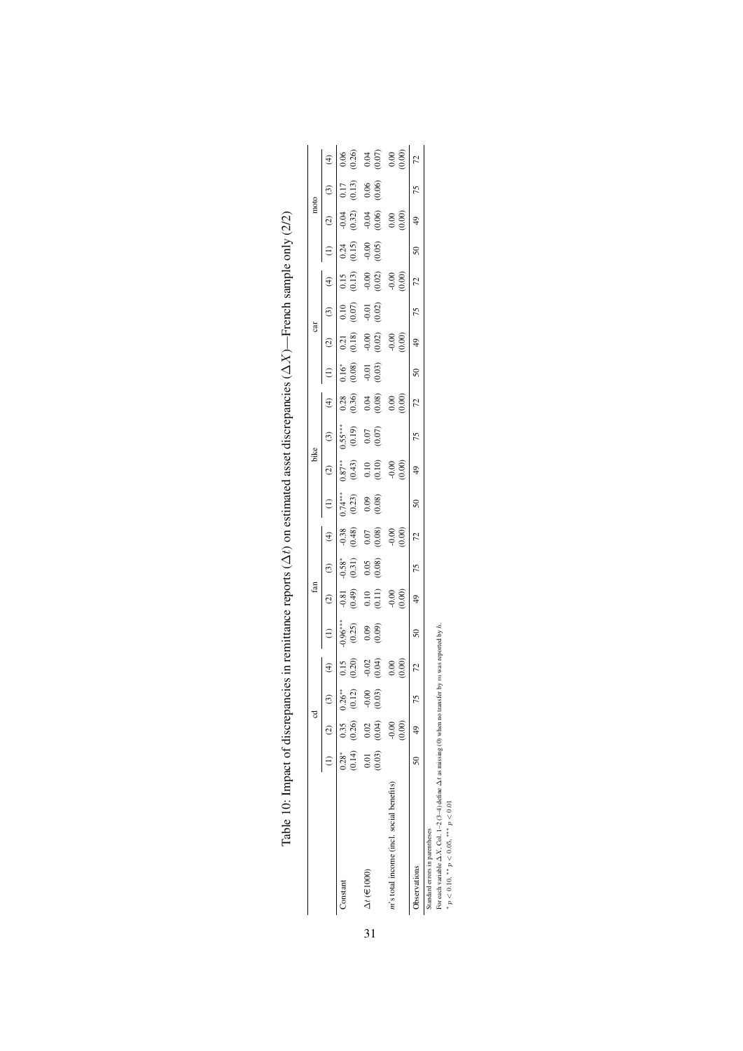Table 10: Impact of discrepancies in remittance reports ($\Delta t$) on estimated asset discrepancies ($\Delta X$)—French sample only (2/2)

| | cd | | | | fan | | | | bike | | | | car | | | | moto | | | |
|---|---|---|---|---|---|---|---|---|---|---|---|---|---|---|---|---|---|---|---|---|
| | (1) | (2) | (3) | (4) | (1) | (2) | (3) | (4) | (1) | (2) | (3) | (4) | (1) | (2) | (3) | (4) | (1) | (2) | (3) | (4) |
| Constant | 0.28* | 0.35 | 0.26** | 0.15 | -0.96*** | -0.81 | -0.58* | -0.38 | 0.74*** | 0.87** | 0.55*** | 0.28 | 0.16* | 0.21 | 0.10 | 0.15 | 0.24 | -0.04 | 0.17 | 0.06 |
| | (0.14) | (0.26) | (0.12) | (0.20) | (0.25) | (0.49) | (0.31) | (0.48) | (0.23) | (0.43) | (0.19) | (0.36) | (0.08) | (0.18) | (0.07) | (0.13) | (0.15) | (0.32) | (0.13) | (0.26) |
| $\Delta t$ (€1000) | 0.01 | 0.02 | -0.00 | -0.02 | 0.09 | 0.10 | 0.05 | 0.07 | 0.09 | 0.10 | 0.07 | 0.04 | -0.01 | -0.00 | -0.01 | -0.00 | -0.00 | -0.04 | 0.06 | 0.04 |
| | (0.03) | (0.04) | (0.03) | (0.04) | (0.09) | (0.11) | (0.08) | (0.08) | (0.08) | (0.10) | (0.07) | (0.08) | (0.03) | (0.02) | (0.02) | (0.02) | (0.05) | (0.06) | (0.06) | (0.07) |
| $m$'s total income (incl. social benefits) | | -0.00 | | 0.00 | | -0.00 | | -0.00 | | -0.00 | | 0.00 | | -0.00 | | -0.00 | | 0.00 | | 0.00 |
| | | (0.00) | | (0.00) | | (0.00) | | (0.00) | | (0.00) | | (0.00) | | (0.00) | | (0.00) | | (0.00) | | (0.00) |
| Observations | 50 | 49 | 75 | 72 | 50 | 49 | 75 | 72 | 50 | 49 | 75 | 72 | 50 | 49 | 75 | 72 | 50 | 49 | 75 | 72 |

Standard errors in parentheses
For each variable $\Delta X$, Col. 1–2 (3–4) define $\Delta t$ as missing (0) when no transfer by $m$ was reported by $h$.
* $p < 0.10$, ** $p < 0.05$, *** $p < 0.01$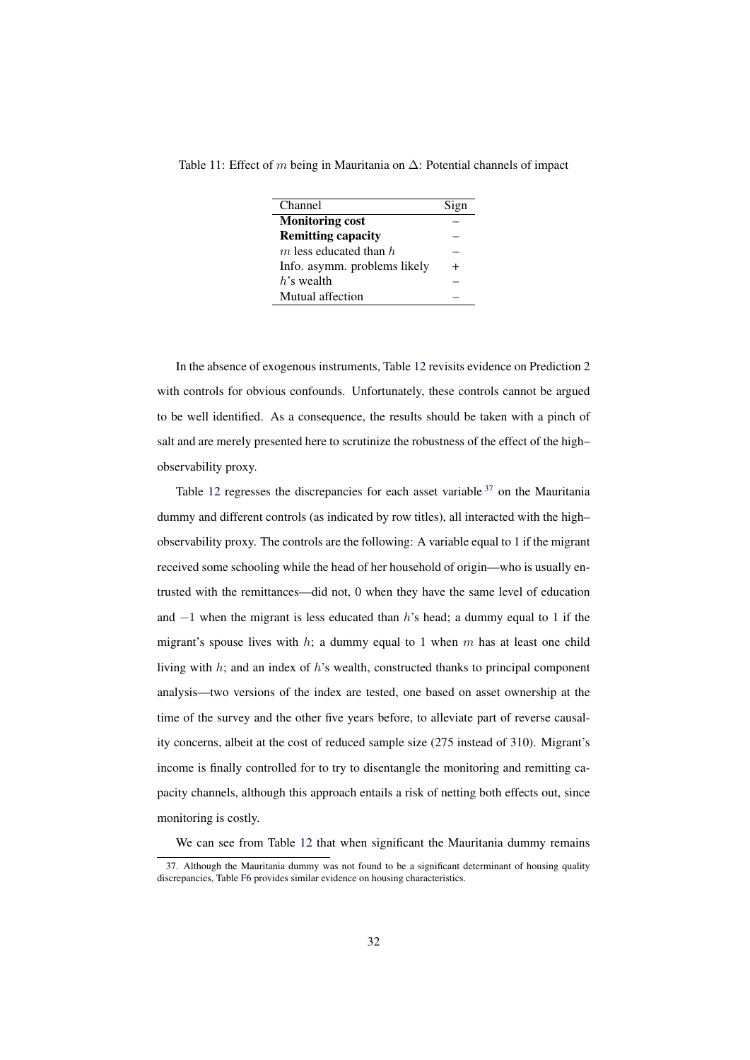Table 11: Effect of $m$ being in Mauritania on $\Delta$: Potential channels of impact

| Channel | Sign |
|---|---|
| **Monitoring cost** | – |
| **Remitting capacity** | – |
| $m$ less educated than $h$ | – |
| Info. asymm. problems likely | + |
| $h$'s wealth | – |
| Mutual affection | – |

In the absence of exogenous instruments, Table 12 revisits evidence on Prediction 2 with controls for obvious confounds. Unfortunately, these controls cannot be argued to be well identified. As a consequence, the results should be taken with a pinch of salt and are merely presented here to scrutinize the robustness of the effect of the high–observability proxy.

Table 12 regresses the discrepancies for each asset variable[37] on the Mauritania dummy and different controls (as indicated by row titles), all interacted with the high–observability proxy. The controls are the following: A variable equal to 1 if the migrant received some schooling while the head of her household of origin—who is usually entrusted with the remittances—did not, 0 when they have the same level of education and $-1$ when the migrant is less educated than $h$'s head; a dummy equal to 1 if the migrant's spouse lives with $h$; a dummy equal to 1 when $m$ has at least one child living with $h$; and an index of $h$'s wealth, constructed thanks to principal component analysis—two versions of the index are tested, one based on asset ownership at the time of the survey and the other five years before, to alleviate part of reverse causality concerns, albeit at the cost of reduced sample size (275 instead of 310). Migrant's income is finally controlled for to try to disentangle the monitoring and remitting capacity channels, although this approach entails a risk of netting both effects out, since monitoring is costly.

We can see from Table 12 that when significant the Mauritania dummy remains

37. Although the Mauritania dummy was not found to be a significant determinant of housing quality discrepancies, Table F6 provides similar evidence on housing characteristics.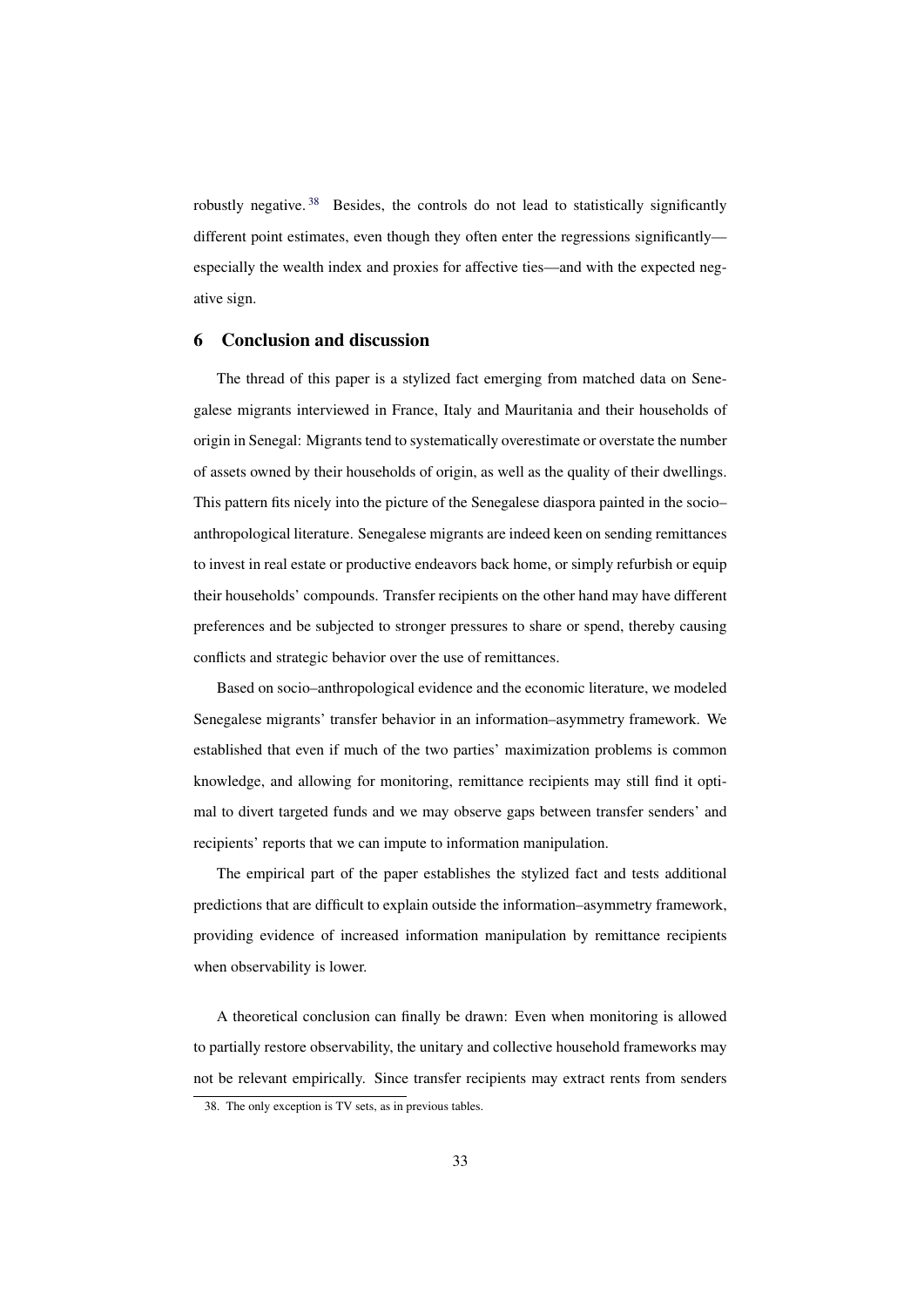robustly negative.[38] Besides, the controls do not lead to statistically significantly different point estimates, even though they often enter the regressions significantly—especially the wealth index and proxies for affective ties—and with the expected negative sign.

## 6 Conclusion and discussion

The thread of this paper is a stylized fact emerging from matched data on Senegalese migrants interviewed in France, Italy and Mauritania and their households of origin in Senegal: Migrants tend to systematically overestimate or overstate the number of assets owned by their households of origin, as well as the quality of their dwellings. This pattern fits nicely into the picture of the Senegalese diaspora painted in the socio–anthropological literature. Senegalese migrants are indeed keen on sending remittances to invest in real estate or productive endeavors back home, or simply refurbish or equip their households' compounds. Transfer recipients on the other hand may have different preferences and be subjected to stronger pressures to share or spend, thereby causing conflicts and strategic behavior over the use of remittances.

Based on socio–anthropological evidence and the economic literature, we modeled Senegalese migrants' transfer behavior in an information–asymmetry framework. We established that even if much of the two parties' maximization problems is common knowledge, and allowing for monitoring, remittance recipients may still find it optimal to divert targeted funds and we may observe gaps between transfer senders' and recipients' reports that we can impute to information manipulation.

The empirical part of the paper establishes the stylized fact and tests additional predictions that are difficult to explain outside the information–asymmetry framework, providing evidence of increased information manipulation by remittance recipients when observability is lower.

A theoretical conclusion can finally be drawn: Even when monitoring is allowed to partially restore observability, the unitary and collective household frameworks may not be relevant empirically. Since transfer recipients may extract rents from senders

38. The only exception is TV sets, as in previous tables.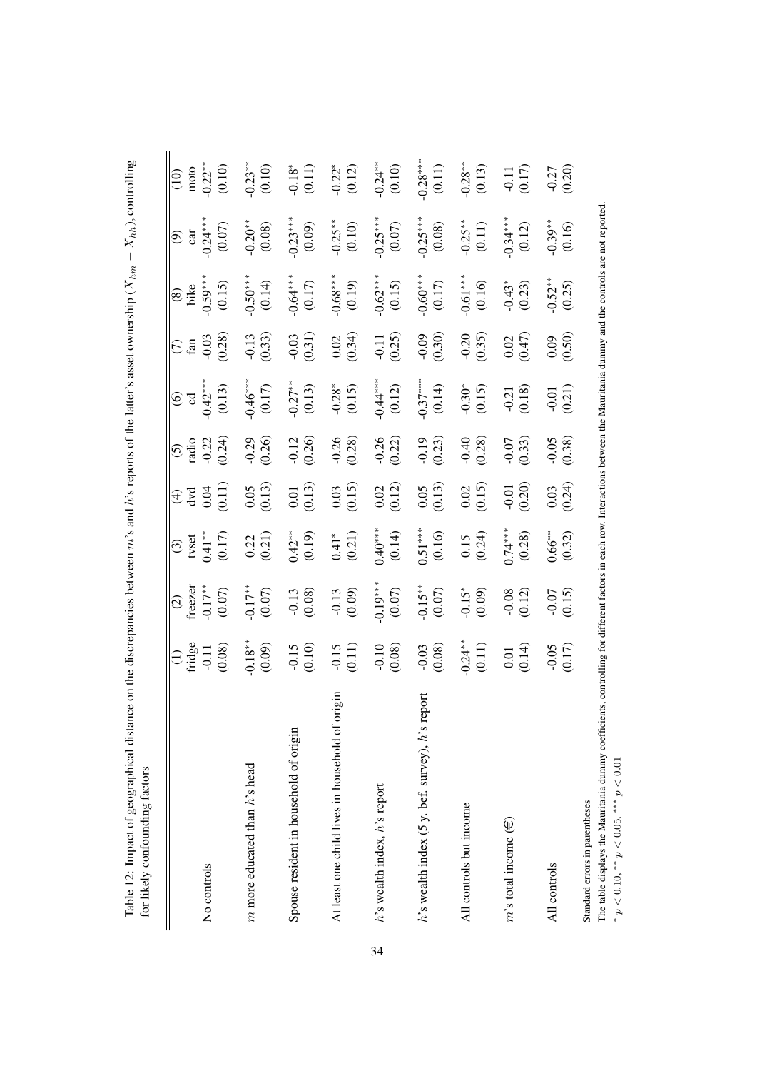Table 12: Impact of geographical distance on the discrepancies between $m$'s and $h$'s reports of the latter's asset ownership ($X_{hm} - X_{hh}$), controlling for likely confounding factors

| | (1) fridge | (2) freezer | (3) tvset | (4) dvd | (5) radio | (6) cd | (7) fan | (8) bike | (9) car | (10) moto |
|---|---|---|---|---|---|---|---|---|---|---|
| No controls | -0.11 | -0.17** | 0.41** | 0.04 | -0.22 | -0.42*** | -0.03 | -0.59*** | -0.24*** | -0.22** |
| | (0.08) | (0.07) | (0.17) | (0.11) | (0.24) | (0.13) | (0.28) | (0.15) | (0.07) | (0.10) |
| $m$ more educated than $h$'s head | -0.18** | -0.17** | 0.22 | 0.05 | -0.29 | -0.46*** | -0.13 | -0.50*** | -0.20** | -0.23** |
| | (0.09) | (0.07) | (0.21) | (0.13) | (0.26) | (0.17) | (0.33) | (0.14) | (0.08) | (0.10) |
| Spouse resident in household of origin | -0.15 | -0.13 | 0.42** | 0.01 | -0.12 | -0.27** | -0.03 | -0.64*** | -0.23*** | -0.18* |
| | (0.10) | (0.08) | (0.19) | (0.13) | (0.26) | (0.13) | (0.31) | (0.17) | (0.09) | (0.11) |
| At least one child lives in household of origin | -0.15 | -0.13 | 0.41* | 0.03 | -0.26 | -0.28* | 0.02 | -0.68*** | -0.25** | -0.22* |
| | (0.11) | (0.09) | (0.21) | (0.15) | (0.28) | (0.15) | (0.34) | (0.19) | (0.10) | (0.12) |
| $h$'s wealth index, $h$'s report | -0.10 | -0.19*** | 0.40*** | 0.02 | -0.26 | -0.44*** | -0.11 | -0.62*** | -0.25*** | -0.24** |
| | (0.08) | (0.07) | (0.14) | (0.12) | (0.22) | (0.12) | (0.25) | (0.15) | (0.07) | (0.10) |
| $h$'s wealth index (5 y. bef. survey), $h$'s report | -0.03 | -0.15** | 0.51*** | 0.05 | -0.19 | -0.37*** | -0.09 | -0.60*** | -0.25*** | -0.28*** |
| | (0.08) | (0.07) | (0.16) | (0.13) | (0.23) | (0.14) | (0.30) | (0.17) | (0.08) | (0.11) |
| All controls but income | -0.24** | -0.15* | 0.15 | 0.02 | -0.40 | -0.30* | -0.20 | -0.61*** | -0.25** | -0.28** |
| | (0.11) | (0.09) | (0.24) | (0.15) | (0.28) | (0.15) | (0.35) | (0.16) | (0.11) | (0.13) |
| $m$'s total income (€) | 0.01 | -0.08 | 0.74*** | -0.01 | -0.07 | -0.21 | 0.02 | -0.43* | -0.34*** | -0.11 |
| | (0.14) | (0.12) | (0.28) | (0.20) | (0.33) | (0.18) | (0.47) | (0.23) | (0.12) | (0.17) |
| All controls | -0.05 | -0.07 | 0.66** | 0.03 | -0.05 | -0.01 | 0.09 | -0.52** | -0.39** | -0.27 |
| | (0.17) | (0.15) | (0.32) | (0.24) | (0.38) | (0.21) | (0.50) | (0.25) | (0.16) | (0.20) |

Standard errors in parentheses

The table displays the Mauritania dummy coefficients, controlling for different factors in each row. Interactions between the Mauritania dummy and the controls are not reported.

* $p < 0.10$, ** $p < 0.05$, *** $p < 0.01$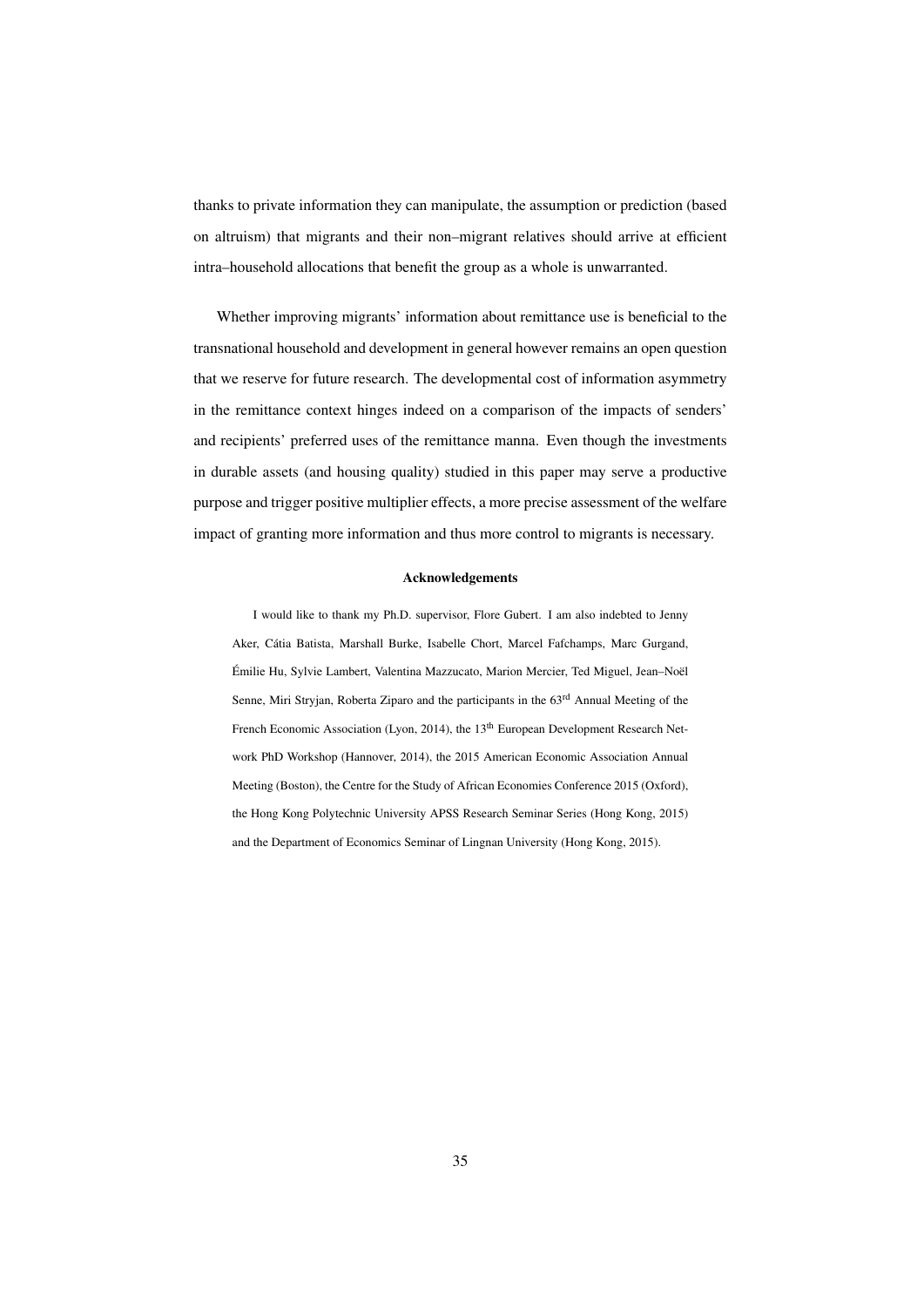thanks to private information they can manipulate, the assumption or prediction (based on altruism) that migrants and their non–migrant relatives should arrive at efficient intra–household allocations that benefit the group as a whole is unwarranted.

Whether improving migrants' information about remittance use is beneficial to the transnational household and development in general however remains an open question that we reserve for future research. The developmental cost of information asymmetry in the remittance context hinges indeed on a comparison of the impacts of senders' and recipients' preferred uses of the remittance manna. Even though the investments in durable assets (and housing quality) studied in this paper may serve a productive purpose and trigger positive multiplier effects, a more precise assessment of the welfare impact of granting more information and thus more control to migrants is necessary.

### Acknowledgements

I would like to thank my Ph.D. supervisor, Flore Gubert. I am also indebted to Jenny Aker, Cátia Batista, Marshall Burke, Isabelle Chort, Marcel Fafchamps, Marc Gurgand, Émilie Hu, Sylvie Lambert, Valentina Mazzucato, Marion Mercier, Ted Miguel, Jean–Noël Senne, Miri Stryjan, Roberta Ziparo and the participants in the 63rd Annual Meeting of the French Economic Association (Lyon, 2014), the 13th European Development Research Network PhD Workshop (Hannover, 2014), the 2015 American Economic Association Annual Meeting (Boston), the Centre for the Study of African Economies Conference 2015 (Oxford), the Hong Kong Polytechnic University APSS Research Seminar Series (Hong Kong, 2015) and the Department of Economics Seminar of Lingnan University (Hong Kong, 2015).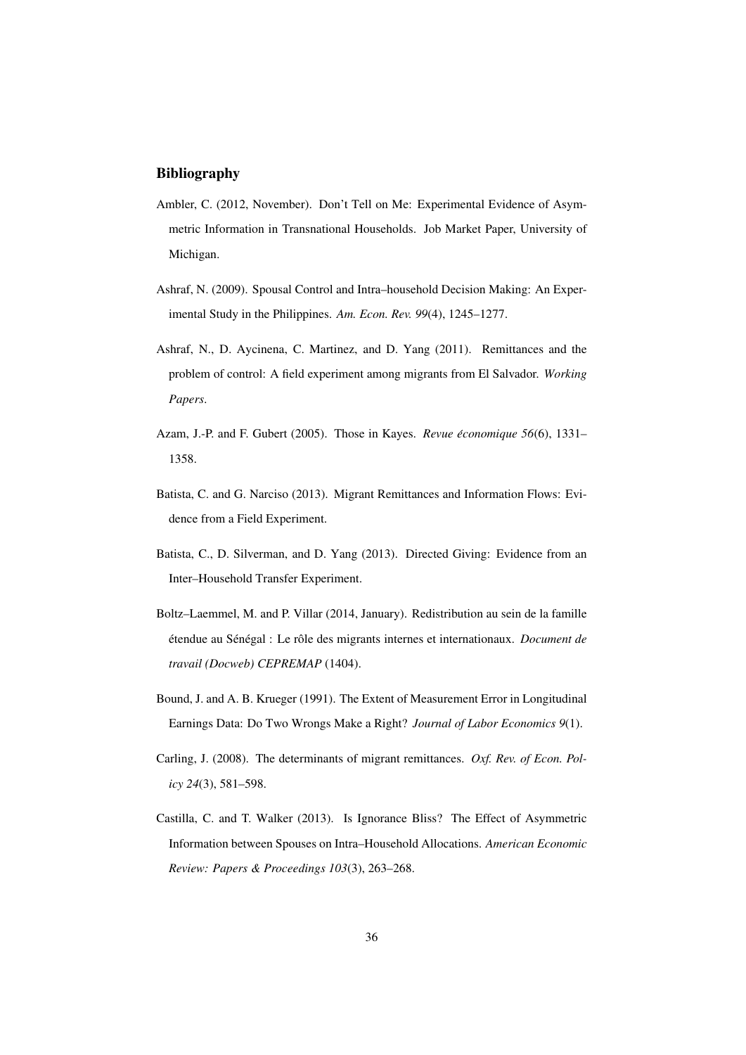## Bibliography

Ambler, C. (2012, November). Don't Tell on Me: Experimental Evidence of Asymmetric Information in Transnational Households. Job Market Paper, University of Michigan.

Ashraf, N. (2009). Spousal Control and Intra–household Decision Making: An Experimental Study in the Philippines. *Am. Econ. Rev. 99*(4), 1245–1277.

Ashraf, N., D. Aycinena, C. Martinez, and D. Yang (2011). Remittances and the problem of control: A field experiment among migrants from El Salvador. *Working Papers*.

Azam, J.-P. and F. Gubert (2005). Those in Kayes. *Revue économique 56*(6), 1331–1358.

Batista, C. and G. Narciso (2013). Migrant Remittances and Information Flows: Evidence from a Field Experiment.

Batista, C., D. Silverman, and D. Yang (2013). Directed Giving: Evidence from an Inter–Household Transfer Experiment.

Boltz–Laemmel, M. and P. Villar (2014, January). Redistribution au sein de la famille étendue au Sénégal : Le rôle des migrants internes et internationaux. *Document de travail (Docweb) CEPREMAP* (1404).

Bound, J. and A. B. Krueger (1991). The Extent of Measurement Error in Longitudinal Earnings Data: Do Two Wrongs Make a Right? *Journal of Labor Economics 9*(1).

Carling, J. (2008). The determinants of migrant remittances. *Oxf. Rev. of Econ. Policy 24*(3), 581–598.

Castilla, C. and T. Walker (2013). Is Ignorance Bliss? The Effect of Asymmetric Information between Spouses on Intra–Household Allocations. *American Economic Review: Papers & Proceedings 103*(3), 263–268.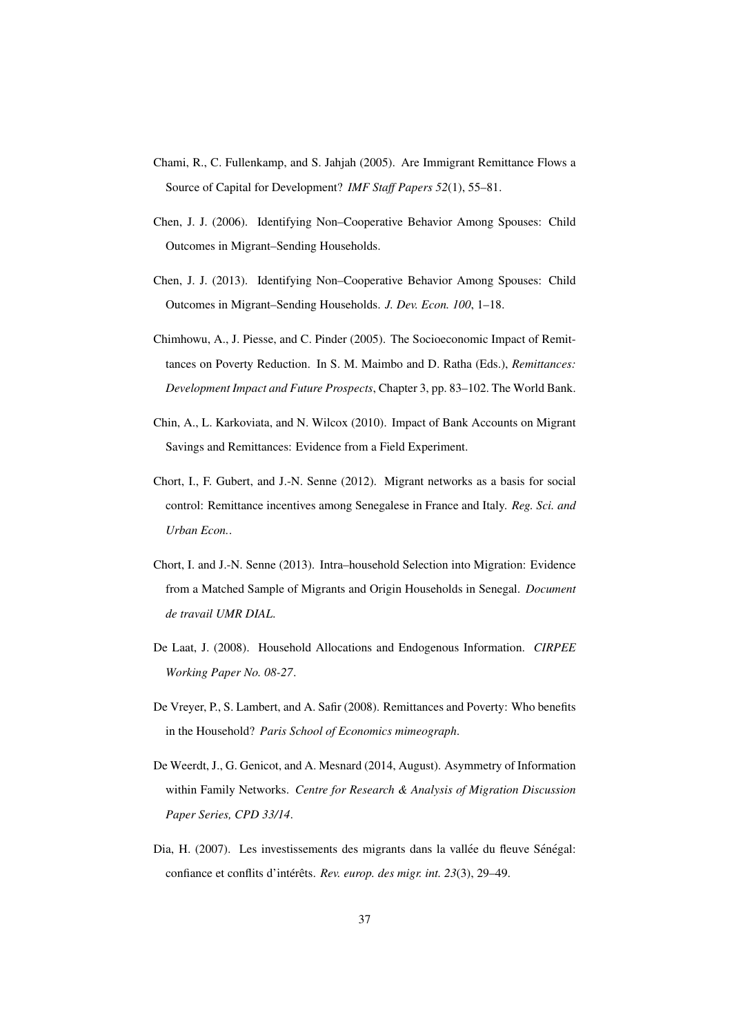Chami, R., C. Fullenkamp, and S. Jahjah (2005). Are Immigrant Remittance Flows a Source of Capital for Development? *IMF Staff Papers 52*(1), 55–81.

Chen, J. J. (2006). Identifying Non–Cooperative Behavior Among Spouses: Child Outcomes in Migrant–Sending Households.

Chen, J. J. (2013). Identifying Non–Cooperative Behavior Among Spouses: Child Outcomes in Migrant–Sending Households. *J. Dev. Econ. 100*, 1–18.

Chimhowu, A., J. Piesse, and C. Pinder (2005). The Socioeconomic Impact of Remittances on Poverty Reduction. In S. M. Maimbo and D. Ratha (Eds.), *Remittances: Development Impact and Future Prospects*, Chapter 3, pp. 83–102. The World Bank.

Chin, A., L. Karkoviata, and N. Wilcox (2010). Impact of Bank Accounts on Migrant Savings and Remittances: Evidence from a Field Experiment.

Chort, I., F. Gubert, and J.-N. Senne (2012). Migrant networks as a basis for social control: Remittance incentives among Senegalese in France and Italy. *Reg. Sci. and Urban Econ.*.

Chort, I. and J.-N. Senne (2013). Intra–household Selection into Migration: Evidence from a Matched Sample of Migrants and Origin Households in Senegal. *Document de travail UMR DIAL*.

De Laat, J. (2008). Household Allocations and Endogenous Information. *CIRPEE Working Paper No. 08-27*.

De Vreyer, P., S. Lambert, and A. Safir (2008). Remittances and Poverty: Who benefits in the Household? *Paris School of Economics mimeograph*.

De Weerdt, J., G. Genicot, and A. Mesnard (2014, August). Asymmetry of Information within Family Networks. *Centre for Research & Analysis of Migration Discussion Paper Series, CPD 33/14*.

Dia, H. (2007). Les investissements des migrants dans la vallée du fleuve Sénégal: confiance et conflits d'intérêts. *Rev. europ. des migr. int. 23*(3), 29–49.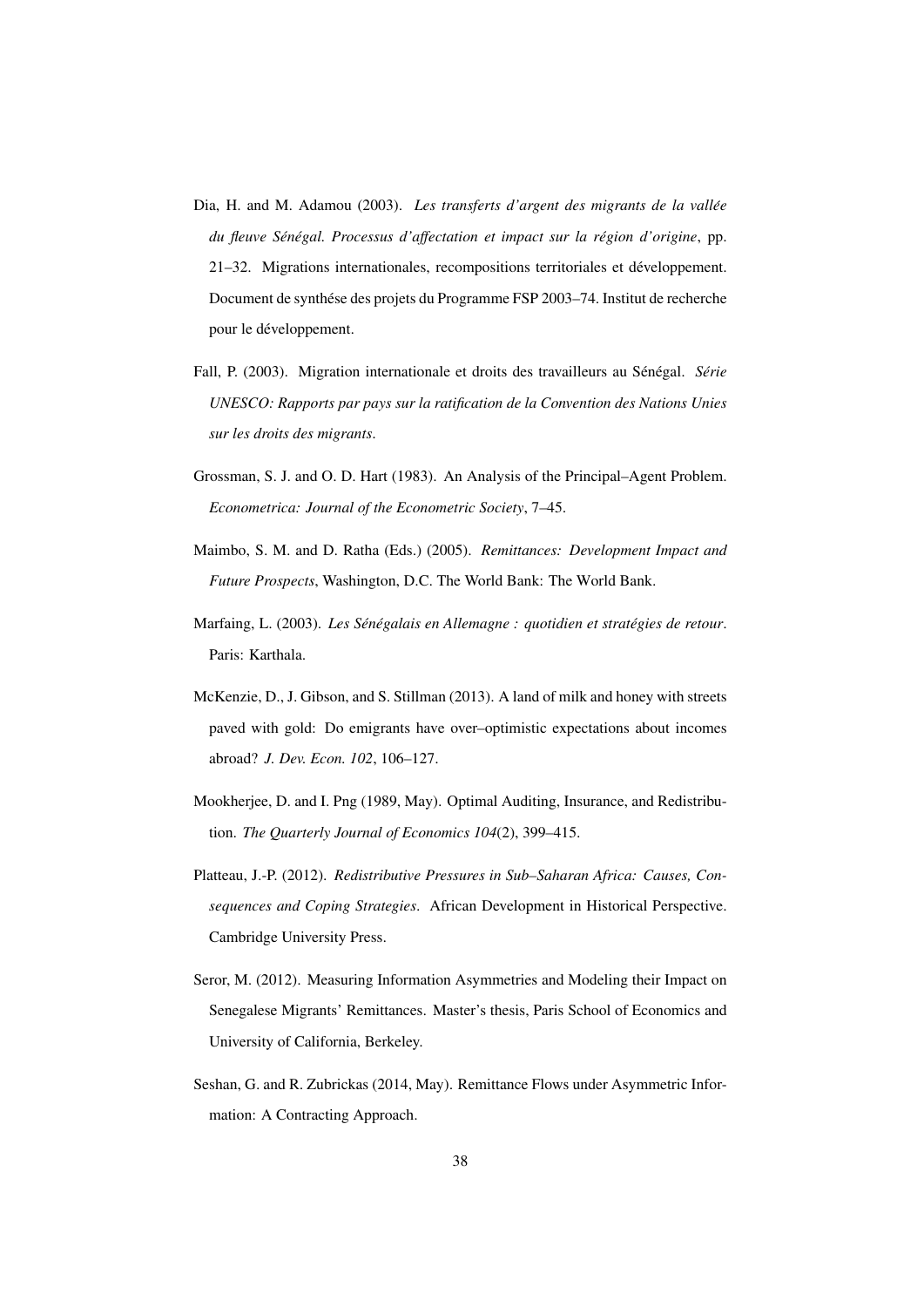Dia, H. and M. Adamou (2003). *Les transferts d'argent des migrants de la vallée du fleuve Sénégal. Processus d'affectation et impact sur la région d'origine*, pp. 21–32. Migrations internationales, recompositions territoriales et développement. Document de synthése des projets du Programme FSP 2003–74. Institut de recherche pour le développement.

Fall, P. (2003). Migration internationale et droits des travailleurs au Sénégal. *Série UNESCO: Rapports par pays sur la ratification de la Convention des Nations Unies sur les droits des migrants*.

Grossman, S. J. and O. D. Hart (1983). An Analysis of the Principal–Agent Problem. *Econometrica: Journal of the Econometric Society*, 7–45.

Maimbo, S. M. and D. Ratha (Eds.) (2005). *Remittances: Development Impact and Future Prospects*, Washington, D.C. The World Bank: The World Bank.

Marfaing, L. (2003). *Les Sénégalais en Allemagne : quotidien et stratégies de retour*. Paris: Karthala.

McKenzie, D., J. Gibson, and S. Stillman (2013). A land of milk and honey with streets paved with gold: Do emigrants have over–optimistic expectations about incomes abroad? *J. Dev. Econ. 102*, 106–127.

Mookherjee, D. and I. Png (1989, May). Optimal Auditing, Insurance, and Redistribution. *The Quarterly Journal of Economics 104*(2), 399–415.

Platteau, J.-P. (2012). *Redistributive Pressures in Sub–Saharan Africa: Causes, Consequences and Coping Strategies*. African Development in Historical Perspective. Cambridge University Press.

Seror, M. (2012). Measuring Information Asymmetries and Modeling their Impact on Senegalese Migrants' Remittances. Master's thesis, Paris School of Economics and University of California, Berkeley.

Seshan, G. and R. Zubrickas (2014, May). Remittance Flows under Asymmetric Information: A Contracting Approach.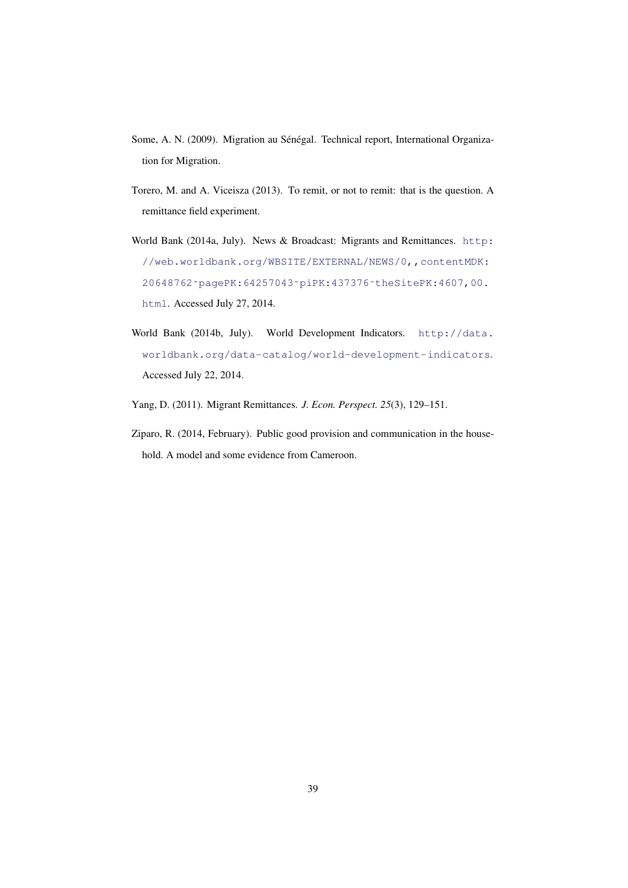Some, A. N. (2009). Migration au Sénégal. Technical report, International Organization for Migration.

Torero, M. and A. Viceisza (2013). To remit, or not to remit: that is the question. A remittance field experiment.

World Bank (2014a, July). News & Broadcast: Migrants and Remittances. http://web.worldbank.org/WBSITE/EXTERNAL/NEWS/0,,contentMDK:20648762~pagePK:64257043~piPK:437376~theSitePK:4607,00.html. Accessed July 27, 2014.

World Bank (2014b, July). World Development Indicators. http://data.worldbank.org/data-catalog/world-development-indicators. Accessed July 22, 2014.

Yang, D. (2011). Migrant Remittances. *J. Econ. Perspect. 25*(3), 129–151.

Ziparo, R. (2014, February). Public good provision and communication in the household. A model and some evidence from Cameroon.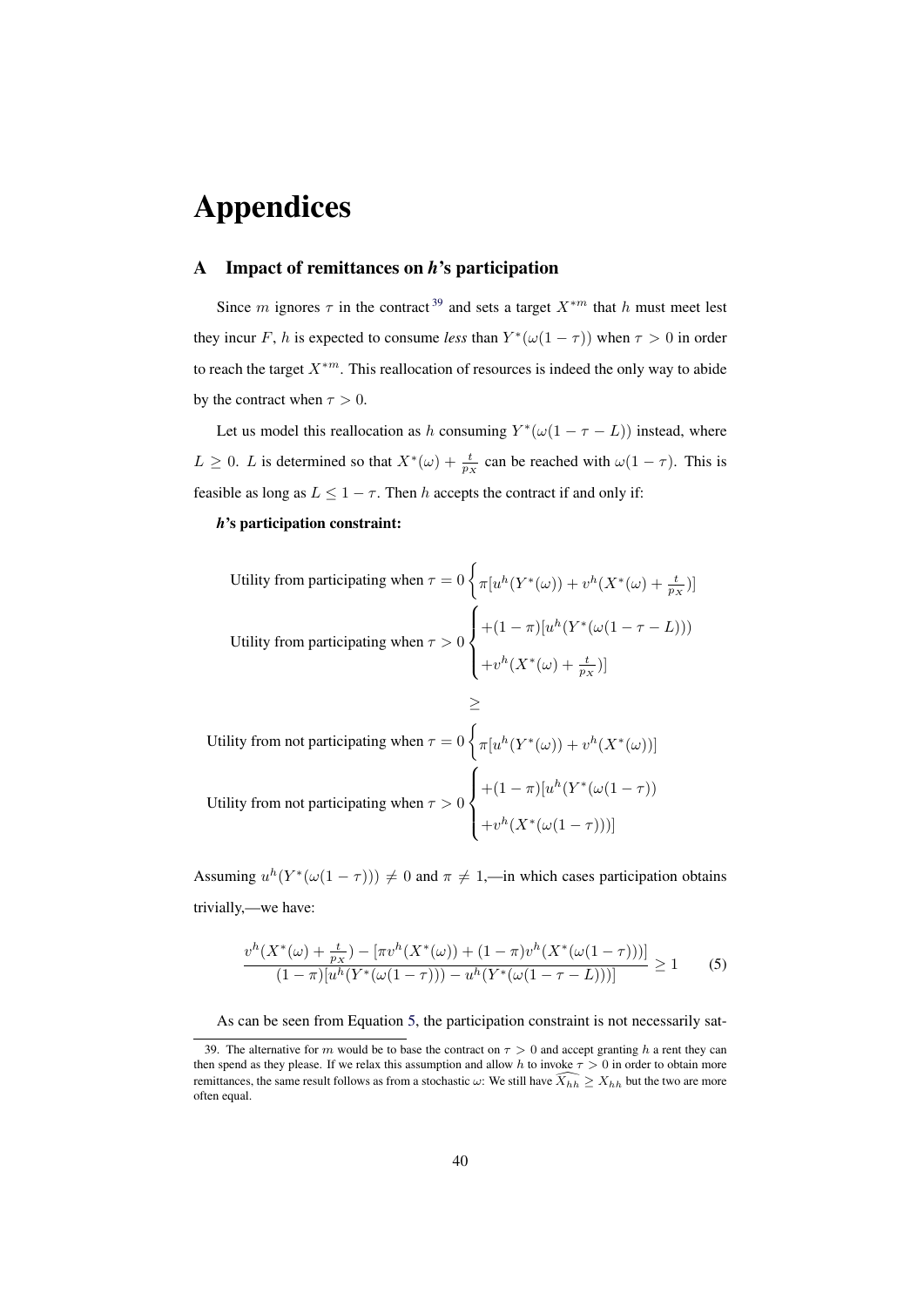# Appendices

## A Impact of remittances on *h*'s participation

Since $m$ ignores $\tau$ in the contract[39] and sets a target $X^{*m}$ that $h$ must meet lest they incur $F$, $h$ is expected to consume *less* than $Y^*(\omega(1-\tau))$ when $\tau > 0$ in order to reach the target $X^{*m}$. This reallocation of resources is indeed the only way to abide by the contract when $\tau > 0$.

Let us model this reallocation as $h$ consuming $Y^*(\omega(1-\tau-L))$ instead, where $L \geq 0$. $L$ is determined so that $X^*(\omega) + \frac{t}{p_X}$ can be reached with $\omega(1-\tau)$. This is feasible as long as $L \leq 1-\tau$. Then $h$ accepts the contract if and only if:

***h*'s participation constraint:**

$$
\begin{aligned}
&\text{Utility from participating when } \tau = 0 \left\{ \pi[u^h(Y^*(\omega)) + v^h(X^*(\omega) + \tfrac{t}{p_X})] \right. \\
&\text{Utility from participating when } \tau > 0 \left\{ \begin{array}{l} +(1-\pi)[u^h(Y^*(\omega(1-\tau-L))) \\ +v^h(X^*(\omega) + \tfrac{t}{p_X})] \end{array} \right. \\
&\qquad\qquad\qquad\qquad \geq \\
&\text{Utility from not participating when } \tau = 0 \left\{ \pi[u^h(Y^*(\omega)) + v^h(X^*(\omega))] \right. \\
&\text{Utility from not participating when } \tau > 0 \left\{ \begin{array}{l} +(1-\pi)[u^h(Y^*(\omega(1-\tau)) \\ +v^h(X^*(\omega(1-\tau)))] \end{array} \right.
\end{aligned}
$$

Assuming $u^h(Y^*(\omega(1-\tau))) \neq 0$ and $\pi \neq 1$,—in which cases participation obtains trivially,—we have:

$$
\frac{v^h(X^*(\omega) + \frac{t}{p_X}) - [\pi v^h(X^*(\omega)) + (1-\pi)v^h(X^*(\omega(1-\tau)))]}{(1-\pi)[u^h(Y^*(\omega(1-\tau))) - u^h(Y^*(\omega(1-\tau-L)))]} \geq 1 \qquad (5)
$$

As can be seen from Equation 5, the participation constraint is not necessarily sat-

39. The alternative for $m$ would be to base the contract on $\tau > 0$ and accept granting $h$ a rent they can then spend as they please. If we relax this assumption and allow $h$ to invoke $\tau > 0$ in order to obtain more remittances, the same result follows as from a stochastic $\omega$: We still have $\widehat{X_{hh}} \geq X_{hh}$ but the two are more often equal.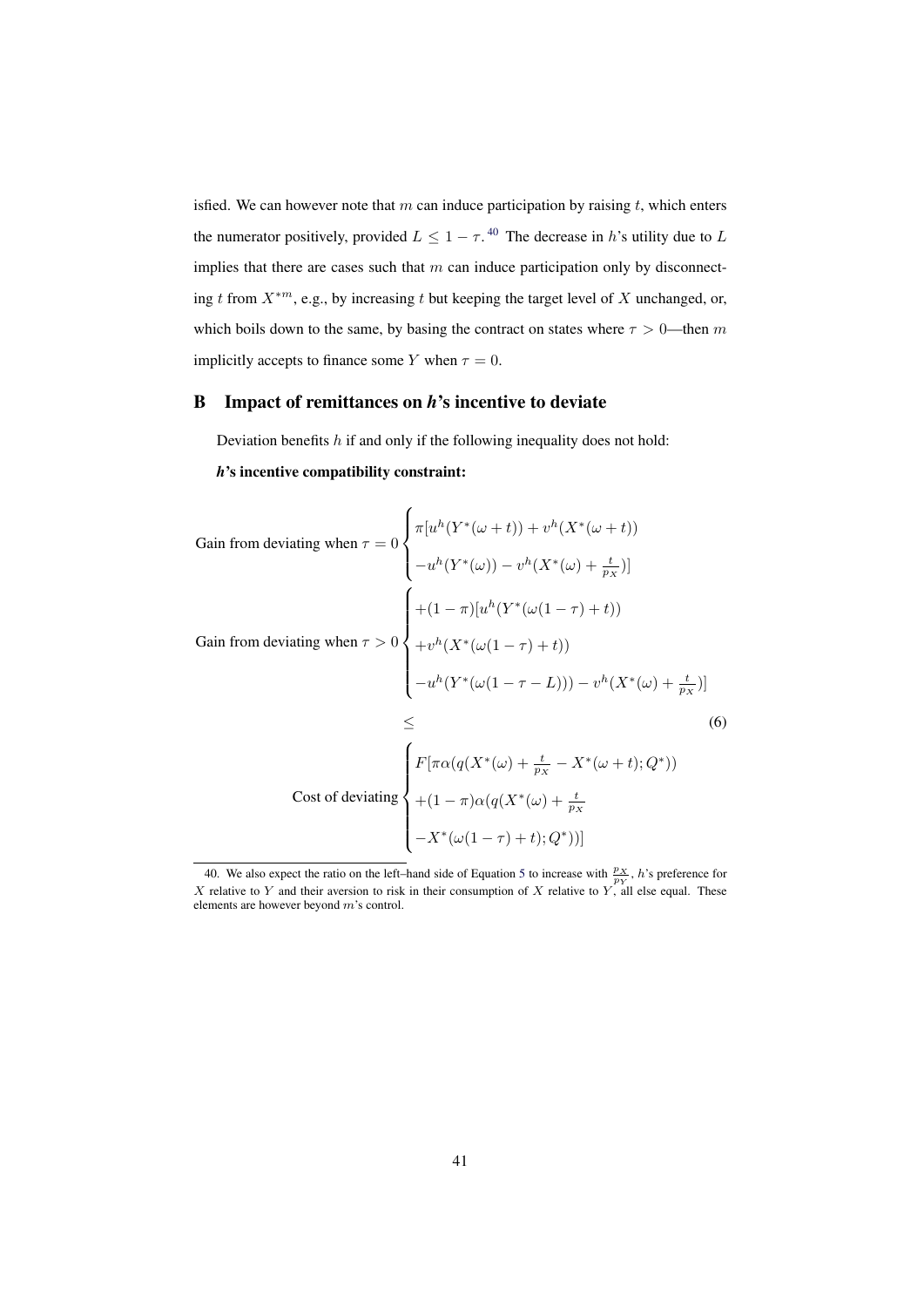isfied. We can however note that $m$ can induce participation by raising $t$, which enters the numerator positively, provided $L \leq 1-\tau$.[40] The decrease in $h$'s utility due to $L$ implies that there are cases such that $m$ can induce participation only by disconnecting $t$ from $X^{*m}$, e.g., by increasing $t$ but keeping the target level of $X$ unchanged, or, which boils down to the same, by basing the contract on states where $\tau > 0$—then $m$ implicitly accepts to finance some $Y$ when $\tau = 0$.

## B Impact of remittances on *h*'s incentive to deviate

Deviation benefits $h$ if and only if the following inequality does not hold:

***h*'s incentive compatibility constraint:**

$$
\begin{aligned}
&\text{Gain from deviating when } \tau = 0 \begin{cases} \pi[u^h(Y^*(\omega + t)) + v^h(X^*(\omega + t)) \\ -u^h(Y^*(\omega)) - v^h(X^*(\omega) + \frac{t}{p_X})] \end{cases} \\
&\text{Gain from deviating when } \tau > 0 \begin{cases} +(1-\pi)[u^h(Y^*(\omega(1-\tau) + t)) \\ +v^h(X^*(\omega(1-\tau) + t)) \\ -u^h(Y^*(\omega(1-\tau-L))) - v^h(X^*(\omega) + \frac{t}{p_X})] \end{cases} \\
&\qquad\qquad\qquad\qquad \leq \qquad\qquad\qquad\qquad\qquad\qquad\qquad\qquad (6) \\
&\text{Cost of deviating} \begin{cases} F[\pi\alpha(q(X^*(\omega) + \frac{t}{p_X} - X^*(\omega + t); Q^*)) \\ +(1-\pi)\alpha(q(X^*(\omega) + \frac{t}{p_X} \\ -X^*(\omega(1-\tau) + t); Q^*))] \end{cases}
\end{aligned}
$$

40. We also expect the ratio on the left–hand side of Equation 5 to increase with $\frac{p_X}{p_Y}$, $h$'s preference for $X$ relative to $Y$ and their aversion to risk in their consumption of $X$ relative to $Y$, all else equal. These elements are however beyond $m$'s control.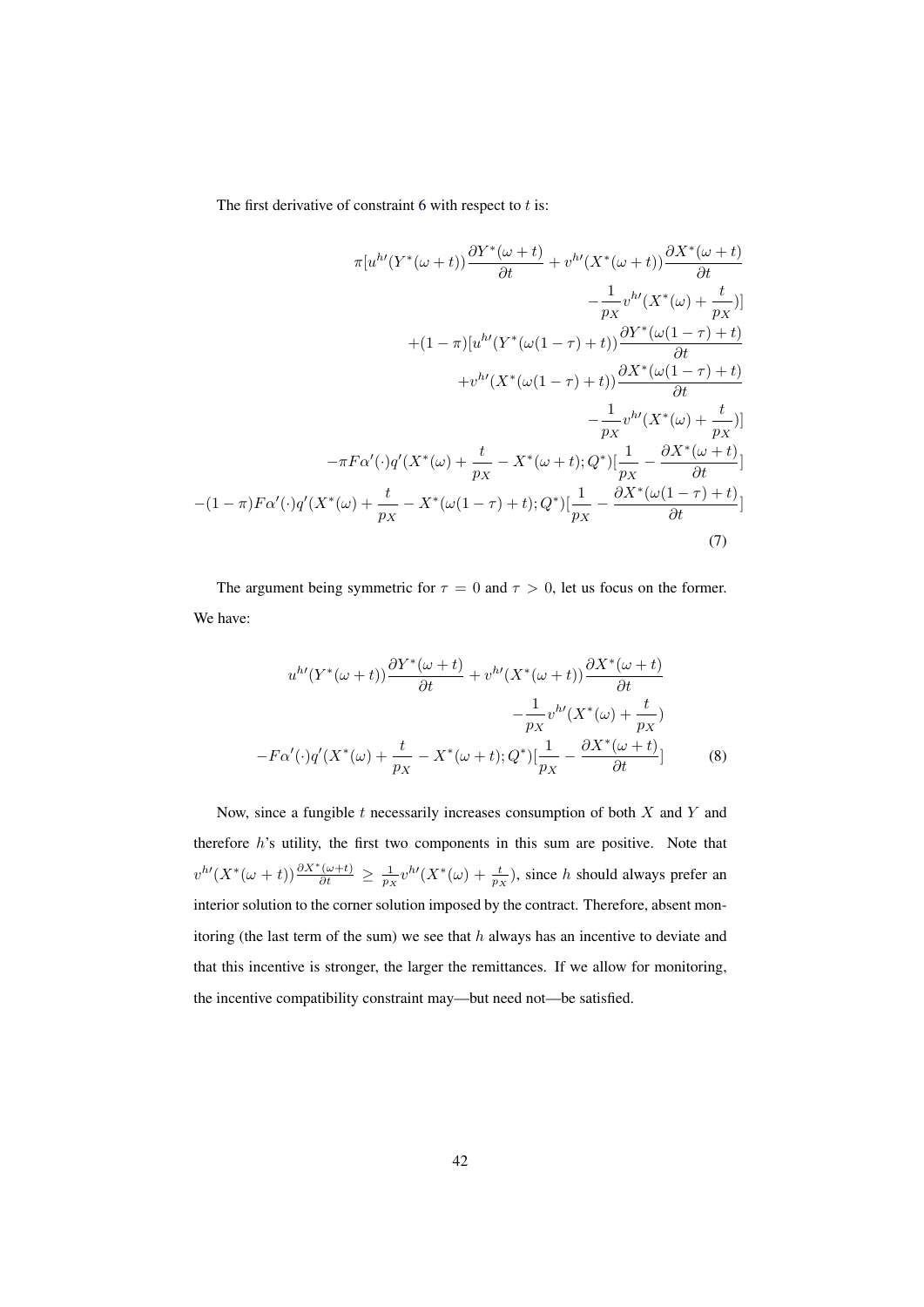The first derivative of constraint 6 with respect to $t$ is:

$$
\begin{aligned}
&\pi[u^{h\prime}(Y^*(\omega+t))\frac{\partial Y^*(\omega+t)}{\partial t} + v^{h\prime}(X^*(\omega+t))\frac{\partial X^*(\omega+t)}{\partial t} \\
&\qquad - \frac{1}{p_X}v^{h\prime}(X^*(\omega)+\frac{t}{p_X})] \\
&+(1-\pi)[u^{h\prime}(Y^*(\omega(1-\tau)+t))\frac{\partial Y^*(\omega(1-\tau)+t)}{\partial t} \\
&\qquad + v^{h\prime}(X^*(\omega(1-\tau)+t))\frac{\partial X^*(\omega(1-\tau)+t)}{\partial t} \\
&\qquad - \frac{1}{p_X}v^{h\prime}(X^*(\omega)+\frac{t}{p_X})] \\
&-\pi F\alpha'(\cdot)q'(X^*(\omega)+\frac{t}{p_X}-X^*(\omega+t);Q^*)[\frac{1}{p_X}-\frac{\partial X^*(\omega+t)}{\partial t}] \\
&-(1-\pi)F\alpha'(\cdot)q'(X^*(\omega)+\frac{t}{p_X}-X^*(\omega(1-\tau)+t);Q^*)[\frac{1}{p_X}-\frac{\partial X^*(\omega(1-\tau)+t)}{\partial t}]
\end{aligned}
\tag{7}
$$

The argument being symmetric for $\tau = 0$ and $\tau > 0$, let us focus on the former. We have:

$$
\begin{aligned}
&u^{h\prime}(Y^*(\omega+t))\frac{\partial Y^*(\omega+t)}{\partial t} + v^{h\prime}(X^*(\omega+t))\frac{\partial X^*(\omega+t)}{\partial t} \\
&\qquad - \frac{1}{p_X}v^{h\prime}(X^*(\omega)+\frac{t}{p_X}) \\
&-F\alpha'(\cdot)q'(X^*(\omega)+\frac{t}{p_X}-X^*(\omega+t);Q^*)[\frac{1}{p_X}-\frac{\partial X^*(\omega+t)}{\partial t}]
\end{aligned}
\tag{8}
$$

Now, since a fungible $t$ necessarily increases consumption of both $X$ and $Y$ and therefore $h$'s utility, the first two components in this sum are positive. Note that $v^{h\prime}(X^*(\omega+t))\frac{\partial X^*(\omega+t)}{\partial t} \geq \frac{1}{p_X}v^{h\prime}(X^*(\omega)+\frac{t}{p_X})$, since $h$ should always prefer an interior solution to the corner solution imposed by the contract. Therefore, absent monitoring (the last term of the sum) we see that $h$ always has an incentive to deviate and that this incentive is stronger, the larger the remittances. If we allow for monitoring, the incentive compatibility constraint may—but need not—be satisfied.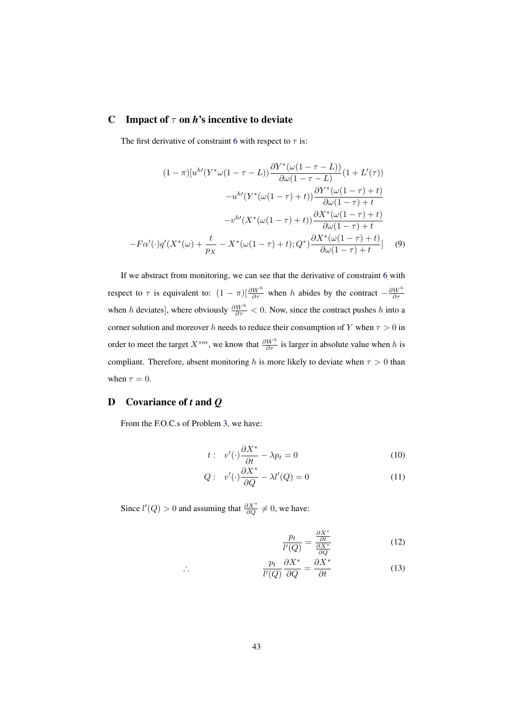## C Impact of $\tau$ on *h*'s incentive to deviate

The first derivative of constraint 6 with respect to $\tau$ is:

$$
\begin{aligned}
(1-\pi)[u^{h\prime}(Y^*\omega(1-\tau-L))\frac{\partial Y^*(\omega(1-\tau-L))}{\partial \omega(1-\tau-L)}(1+L'(\tau)) \\
-u^{h\prime}(Y^*(\omega(1-\tau)+t))\frac{\partial Y^*(\omega(1-\tau)+t)}{\partial \omega(1-\tau)+t} \\
-v^{h\prime}(X^*(\omega(1-\tau)+t))\frac{\partial X^*(\omega(1-\tau)+t)}{\partial \omega(1-\tau)+t} \\
-F\alpha'(\cdot)q'(X^*(\omega)+\frac{t}{p_X}-X^*(\omega(1-\tau)+t);Q^*)\frac{\partial X^*(\omega(1-\tau)+t)}{\partial \omega(1-\tau)+t}]
\end{aligned}
\tag{9}
$$

If we abstract from monitoring, we can see that the derivative of constraint 6 with respect to $\tau$ is equivalent to: $(1-\pi)[\frac{\partial W^h}{\partial \tau}$ when $h$ abides by the contract $-\frac{\partial W^h}{\partial \tau}$ when $h$ deviates], where obviously $\frac{\partial W^h}{\partial \tau} < 0$. Now, since the contract pushes $h$ into a corner solution and moreover $h$ needs to reduce their consumption of $Y$ when $\tau > 0$ in order to meet the target $X^{*m}$, we know that $\frac{\partial W^h}{\partial \tau}$ is larger in absolute value when $h$ is compliant. Therefore, absent monitoring $h$ is more likely to deviate when $\tau > 0$ than when $\tau = 0$.

## D Covariance of *t* and *Q*

From the F.O.C.s of Problem 3, we have:

$$
t: \quad v'(\cdot)\frac{\partial X^*}{\partial t} - \lambda p_t = 0 \tag{10}
$$

$$
Q: \quad v'(\cdot)\frac{\partial X^*}{\partial Q} - \lambda l'(Q) = 0 \tag{11}
$$

Since $l'(Q) > 0$ and assuming that $\frac{\partial X^*}{\partial Q} \neq 0$, we have:

$$
\frac{p_t}{l'(Q)} = \frac{\frac{\partial X^*}{\partial t}}{\frac{\partial X^*}{\partial Q}} \tag{12}
$$

$$
\therefore \qquad \frac{p_t}{l'(Q)}\frac{\partial X^*}{\partial Q} = \frac{\partial X^*}{\partial t} \tag{13}
$$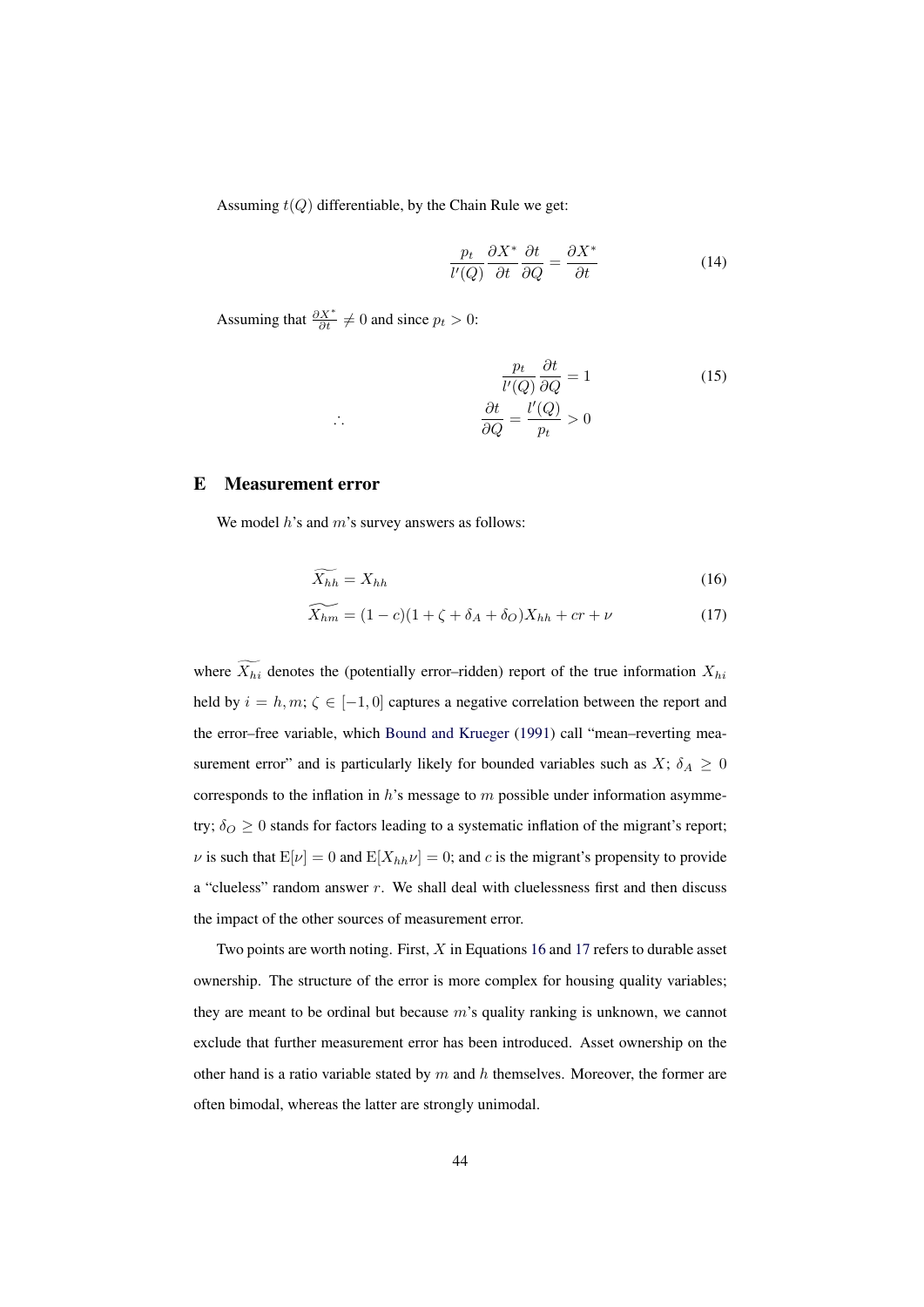Assuming $t(Q)$ differentiable, by the Chain Rule we get:

$$\frac{p_t}{l'(Q)} \frac{\partial X^*}{\partial t} \frac{\partial t}{\partial Q} = \frac{\partial X^*}{\partial t} \tag{14}$$

Assuming that $\frac{\partial X^*}{\partial t} \neq 0$ and since $p_t > 0$:

$$\frac{p_t}{l'(Q)} \frac{\partial t}{\partial Q} = 1 \tag{15}$$

$$\therefore \qquad \frac{\partial t}{\partial Q} = \frac{l'(Q)}{p_t} > 0$$

## E Measurement error

We model $h$'s and $m$'s survey answers as follows:

$$\widetilde{X_{hh}} = X_{hh} \tag{16}$$

$$\widetilde{X_{hm}} = (1-c)(1+\zeta+\delta_A+\delta_O)X_{hh} + cr + \nu \tag{17}$$

where $\widetilde{X_{hi}}$ denotes the (potentially error–ridden) report of the true information $X_{hi}$ held by $i = h, m$; $\zeta \in [-1, 0]$ captures a negative correlation between the report and the error–free variable, which Bound and Krueger (1991) call "mean–reverting measurement error" and is particularly likely for bounded variables such as $X$; $\delta_A \geq 0$ corresponds to the inflation in $h$'s message to $m$ possible under information asymmetry; $\delta_O \geq 0$ stands for factors leading to a systematic inflation of the migrant's report; $\nu$ is such that $\mathrm{E}[\nu] = 0$ and $\mathrm{E}[X_{hh}\nu] = 0$; and $c$ is the migrant's propensity to provide a "clueless" random answer $r$. We shall deal with cluelessness first and then discuss the impact of the other sources of measurement error.

Two points are worth noting. First, $X$ in Equations 16 and 17 refers to durable asset ownership. The structure of the error is more complex for housing quality variables; they are meant to be ordinal but because $m$'s quality ranking is unknown, we cannot exclude that further measurement error has been introduced. Asset ownership on the other hand is a ratio variable stated by $m$ and $h$ themselves. Moreover, the former are often bimodal, whereas the latter are strongly unimodal.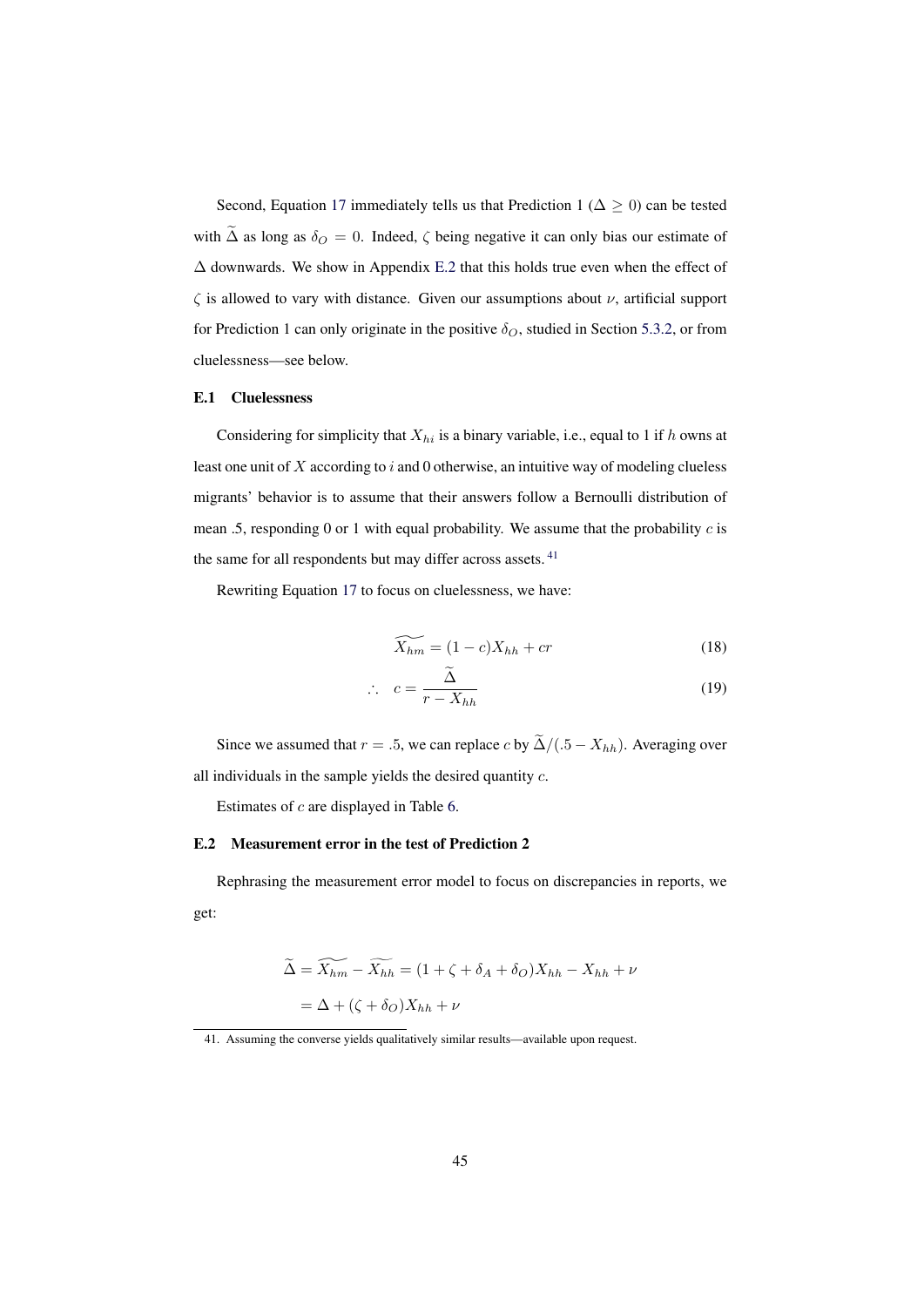Second, Equation 17 immediately tells us that Prediction 1 ($\Delta \geq 0$) can be tested with $\widetilde{\Delta}$ as long as $\delta_O = 0$. Indeed, $\zeta$ being negative it can only bias our estimate of $\Delta$ downwards. We show in Appendix E.2 that this holds true even when the effect of $\zeta$ is allowed to vary with distance. Given our assumptions about $\nu$, artificial support for Prediction 1 can only originate in the positive $\delta_O$, studied in Section 5.3.2, or from cluelessness—see below.

### E.1 Cluelessness

Considering for simplicity that $X_{hi}$ is a binary variable, i.e., equal to 1 if $h$ owns at least one unit of $X$ according to $i$ and 0 otherwise, an intuitive way of modeling clueless migrants' behavior is to assume that their answers follow a Bernoulli distribution of mean .5, responding 0 or 1 with equal probability. We assume that the probability $c$ is the same for all respondents but may differ across assets. [41]

Rewriting Equation 17 to focus on cluelessness, we have:

$$\widetilde{X_{hm}} = (1-c)X_{hh} + cr \tag{18}$$

$$\therefore \quad c = \frac{\widetilde{\Delta}}{r - X_{hh}} \tag{19}$$

Since we assumed that $r = .5$, we can replace $c$ by $\widetilde{\Delta}/(.5 - X_{hh})$. Averaging over all individuals in the sample yields the desired quantity $c$.

Estimates of $c$ are displayed in Table 6.

### E.2 Measurement error in the test of Prediction 2

Rephrasing the measurement error model to focus on discrepancies in reports, we get:

$$\begin{aligned}
\widetilde{\Delta} = \widetilde{X_{hm}} - \widetilde{X_{hh}} &= (1 + \zeta + \delta_A + \delta_O)X_{hh} - X_{hh} + \nu \\
&= \Delta + (\zeta + \delta_O)X_{hh} + \nu
\end{aligned}$$

41. Assuming the converse yields qualitatively similar results—available upon request.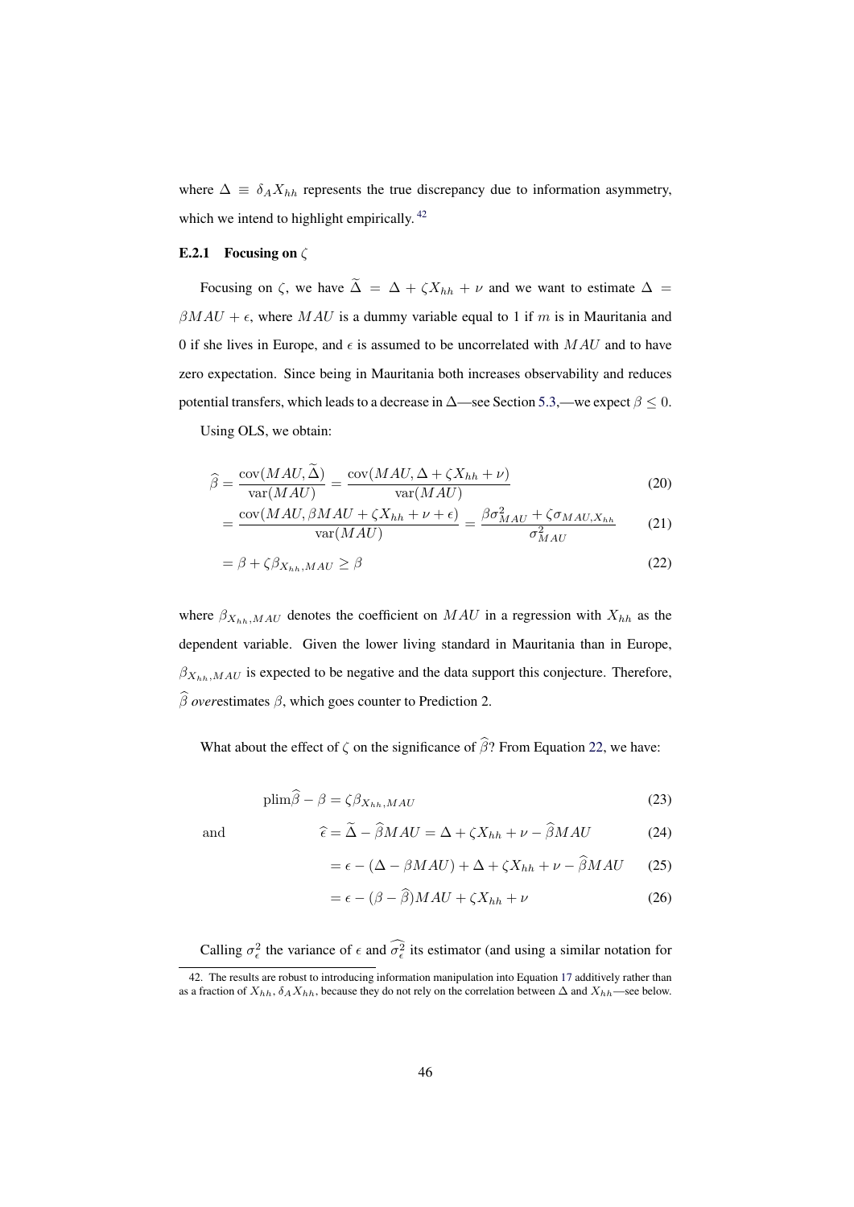where $\Delta \equiv \delta_A X_{hh}$ represents the true discrepancy due to information asymmetry, which we intend to highlight empirically.[42]

### E.2.1 Focusing on $\zeta$

Focusing on $\zeta$, we have $\widetilde{\Delta} = \Delta + \zeta X_{hh} + \nu$ and we want to estimate $\Delta = \beta MAU + \epsilon$, where $MAU$ is a dummy variable equal to 1 if $m$ is in Mauritania and 0 if she lives in Europe, and $\epsilon$ is assumed to be uncorrelated with $MAU$ and to have zero expectation. Since being in Mauritania both increases observability and reduces potential transfers, which leads to a decrease in $\Delta$—see Section 5.3,—we expect $\beta \leq 0$.

Using OLS, we obtain:

$$\widehat{\beta} = \frac{\text{cov}(MAU, \widetilde{\Delta})}{\text{var}(MAU)} = \frac{\text{cov}(MAU, \Delta + \zeta X_{hh} + \nu)}{\text{var}(MAU)} \tag{20}$$

$$= \frac{\text{cov}(MAU, \beta MAU + \zeta X_{hh} + \nu + \epsilon)}{\text{var}(MAU)} = \frac{\beta \sigma^2_{MAU} + \zeta \sigma_{MAU, X_{hh}}}{\sigma^2_{MAU}} \tag{21}$$

$$= \beta + \zeta \beta_{X_{hh}, MAU} \geq \beta \tag{22}$$

where $\beta_{X_{hh}, MAU}$ denotes the coefficient on $MAU$ in a regression with $X_{hh}$ as the dependent variable. Given the lower living standard in Mauritania than in Europe, $\beta_{X_{hh}, MAU}$ is expected to be negative and the data support this conjecture. Therefore, $\widehat{\beta}$ *over*estimates $\beta$, which goes counter to Prediction 2.

What about the effect of $\zeta$ on the significance of $\widehat{\beta}$? From Equation 22, we have:

$$\text{plim}\widehat{\beta} - \beta = \zeta \beta_{X_{hh}, MAU} \tag{23}$$

and

$$\widehat{\epsilon} = \widetilde{\Delta} - \widehat{\beta} MAU = \Delta + \zeta X_{hh} + \nu - \widehat{\beta} MAU \tag{24}$$

$$= \epsilon - (\Delta - \beta MAU) + \Delta + \zeta X_{hh} + \nu - \widehat{\beta} MAU \tag{25}$$

$$= \epsilon - (\beta - \widehat{\beta}) MAU + \zeta X_{hh} + \nu \tag{26}$$

Calling $\sigma^2_\epsilon$ the variance of $\epsilon$ and $\widehat{\sigma^2_\epsilon}$ its estimator (and using a similar notation for

42. The results are robust to introducing information manipulation into Equation 17 additively rather than as a fraction of $X_{hh}$, $\delta_A X_{hh}$, because they do not rely on the correlation between $\Delta$ and $X_{hh}$—see below.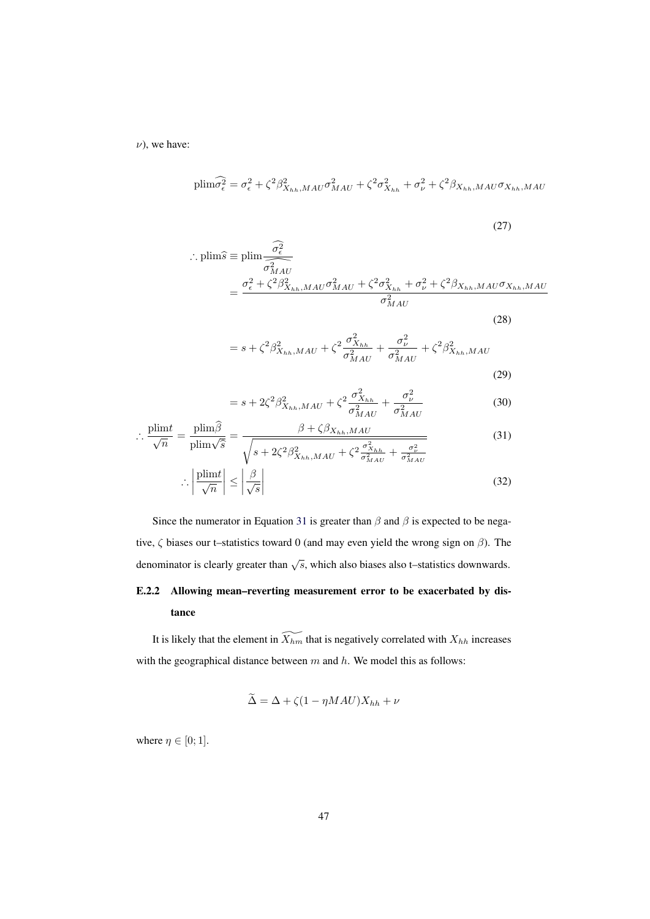$\nu$), we have:

$$\text{plim}\widehat{\sigma_\epsilon^2} = \sigma_\epsilon^2 + \zeta^2 \beta^2_{X_{hh},MAU} \sigma^2_{MAU} + \zeta^2 \sigma^2_{X_{hh}} + \sigma^2_\nu + \zeta^2 \beta_{X_{hh},MAU} \sigma_{X_{hh},MAU} \tag{27}$$

$$\begin{aligned}
\therefore \text{plim}\widehat{s} &\equiv \text{plim}\frac{\widehat{\sigma_\epsilon^2}}{\widehat{\sigma^2_{MAU}}} \\
&= \frac{\sigma_\epsilon^2 + \zeta^2 \beta^2_{X_{hh},MAU} \sigma^2_{MAU} + \zeta^2 \sigma^2_{X_{hh}} + \sigma^2_\nu + \zeta^2 \beta_{X_{hh},MAU} \sigma_{X_{hh},MAU}}{\sigma^2_{MAU}} && (28) \\
&= s + \zeta^2 \beta^2_{X_{hh},MAU} + \zeta^2 \frac{\sigma^2_{X_{hh}}}{\sigma^2_{MAU}} + \frac{\sigma^2_\nu}{\sigma^2_{MAU}} + \zeta^2 \beta^2_{X_{hh},MAU} && (29) \\
&= s + 2\zeta^2 \beta^2_{X_{hh},MAU} + \zeta^2 \frac{\sigma^2_{X_{hh}}}{\sigma^2_{MAU}} + \frac{\sigma^2_\nu}{\sigma^2_{MAU}} && (30)
\end{aligned}$$

$$\therefore \frac{\text{plim}t}{\sqrt{n}} = \frac{\text{plim}\widehat{\beta}}{\text{plim}\sqrt{\widehat{s}}} = \frac{\beta + \zeta \beta_{X_{hh},MAU}}{\sqrt{s + 2\zeta^2 \beta^2_{X_{hh},MAU} + \zeta^2 \frac{\sigma^2_{X_{hh}}}{\sigma^2_{MAU}} + \frac{\sigma^2_\nu}{\sigma^2_{MAU}}}} \tag{31}$$

$$\therefore \left| \frac{\text{plim}t}{\sqrt{n}} \right| \leq \left| \frac{\beta}{\sqrt{s}} \right| \tag{32}$$

Since the numerator in Equation 31 is greater than $\beta$ and $\beta$ is expected to be negative, $\zeta$ biases our t–statistics toward 0 (and may even yield the wrong sign on $\beta$). The denominator is clearly greater than $\sqrt{s}$, which also biases also t–statistics downwards.

### E.2.2 Allowing mean–reverting measurement error to be exacerbated by distance

It is likely that the element in $\widetilde{X_{hm}}$ that is negatively correlated with $X_{hh}$ increases with the geographical distance between $m$ and $h$. We model this as follows:

$$\widetilde{\Delta} = \Delta + \zeta(1 - \eta MAU) X_{hh} + \nu$$

where $\eta \in [0; 1]$.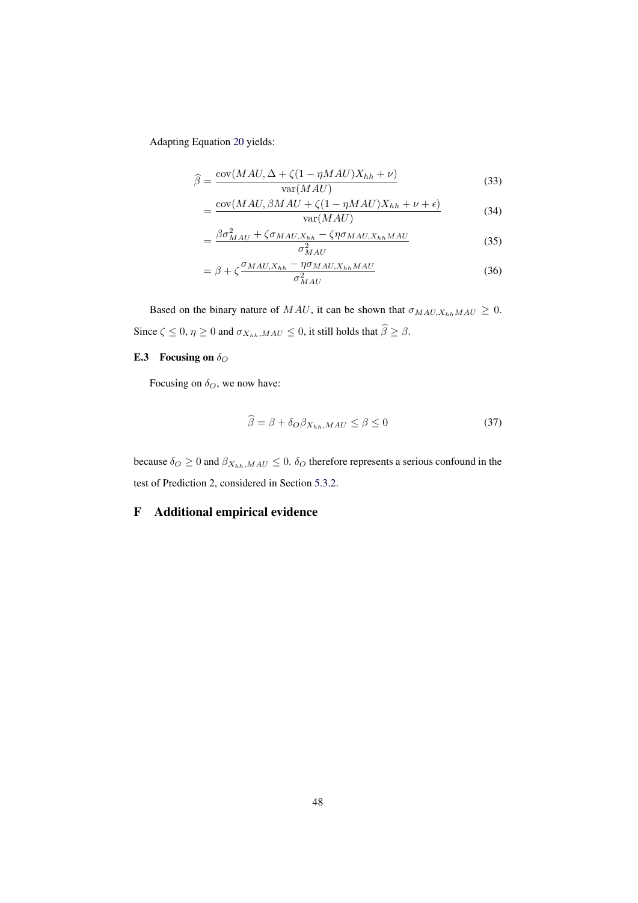Adapting Equation 20 yields:

$$\widehat{\beta} = \frac{\text{cov}(MAU, \Delta + \zeta(1 - \eta MAU)X_{hh} + \nu)}{\text{var}(MAU)} \tag{33}$$

$$= \frac{\text{cov}(MAU, \beta MAU + \zeta(1 - \eta MAU)X_{hh} + \nu + \epsilon)}{\text{var}(MAU)} \tag{34}$$

$$= \frac{\beta\sigma^2_{MAU} + \zeta\sigma_{MAU,X_{hh}} - \zeta\eta\sigma_{MAU,X_{hh}MAU}}{\sigma^2_{MAU}} \tag{35}$$

$$= \beta + \zeta\frac{\sigma_{MAU,X_{hh}} - \eta\sigma_{MAU,X_{hh}MAU}}{\sigma^2_{MAU}} \tag{36}$$

Based on the binary nature of $MAU$, it can be shown that $\sigma_{MAU,X_{hh}MAU} \geq 0$. Since $\zeta \leq 0$, $\eta \geq 0$ and $\sigma_{X_{hh},MAU} \leq 0$, it still holds that $\widehat{\beta} \geq \beta$.

### E.3 Focusing on $\delta_O$

Focusing on $\delta_O$, we now have:

$$\widehat{\beta} = \beta + \delta_O\beta_{X_{hh},MAU} \leq \beta \leq 0 \tag{37}$$

because $\delta_O \geq 0$ and $\beta_{X_{hh},MAU} \leq 0$. $\delta_O$ therefore represents a serious confound in the test of Prediction 2, considered in Section 5.3.2.

## F Additional empirical evidence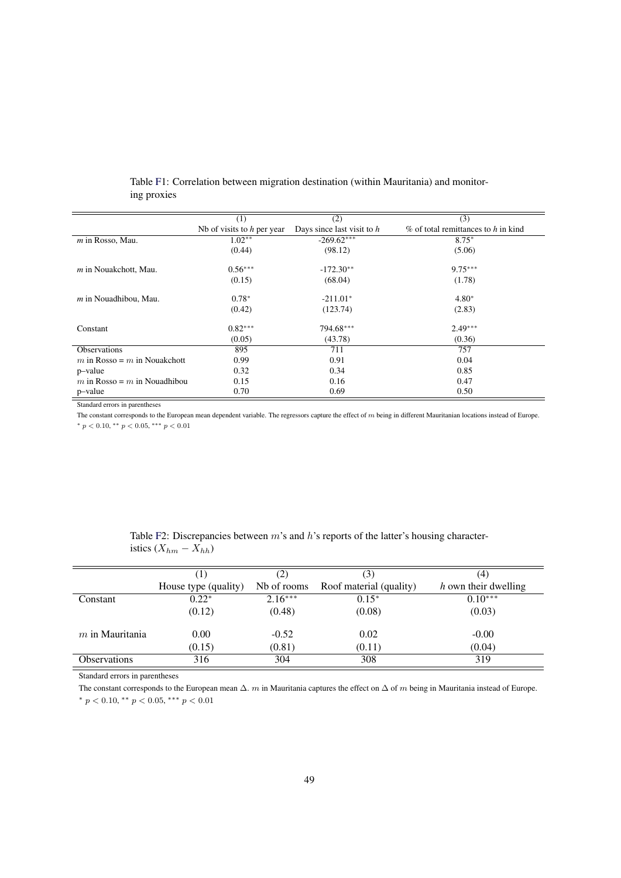Table F1: Correlation between migration destination (within Mauritania) and monitoring proxies

| | (1) | (2) | (3) |
|---|---|---|---|
| | Nb of visits to *h* per year | Days since last visit to *h* | % of total remittances to *h* in kind |
| *m* in Rosso, Mau. | 1.02** | -269.62*** | 8.75* |
| | (0.44) | (98.12) | (5.06) |
| *m* in Nouakchott, Mau. | 0.56*** | -172.30** | 9.75*** |
| | (0.15) | (68.04) | (1.78) |
| *m* in Nouadhibou, Mau. | 0.78* | -211.01* | 4.80* |
| | (0.42) | (123.74) | (2.83) |
| Constant | 0.82*** | 794.68*** | 2.49*** |
| | (0.05) | (43.78) | (0.36) |
| Observations | 895 | 711 | 757 |
| $m$ in Rosso = $m$ in Nouakchott | 0.99 | 0.91 | 0.04 |
| p–value | 0.32 | 0.34 | 0.85 |
| $m$ in Rosso = $m$ in Nouadhibou | 0.15 | 0.16 | 0.47 |
| p–value | 0.70 | 0.69 | 0.50 |

Standard errors in parentheses

The constant corresponds to the European mean dependent variable. The regressors capture the effect of $m$ being in different Mauritanian locations instead of Europe.

$^{*}$ $p < 0.10$, $^{**}$ $p < 0.05$, $^{***}$ $p < 0.01$

Table F2: Discrepancies between $m$'s and $h$'s reports of the latter's housing characteristics ($X_{hm} - X_{hh}$)

| | (1) | (2) | (3) | (4) |
|---|---|---|---|---|
| | House type (quality) | Nb of rooms | Roof material (quality) | *h* own their dwelling |
| Constant | 0.22* | 2.16*** | 0.15* | 0.10*** |
| | (0.12) | (0.48) | (0.08) | (0.03) |
| $m$ in Mauritania | 0.00 | -0.52 | 0.02 | -0.00 |
| | (0.15) | (0.81) | (0.11) | (0.04) |
| Observations | 316 | 304 | 308 | 319 |

Standard errors in parentheses

The constant corresponds to the European mean $\Delta$. $m$ in Mauritania captures the effect on $\Delta$ of $m$ being in Mauritania instead of Europe.

$^{*}$ $p < 0.10$, $^{**}$ $p < 0.05$, $^{***}$ $p < 0.01$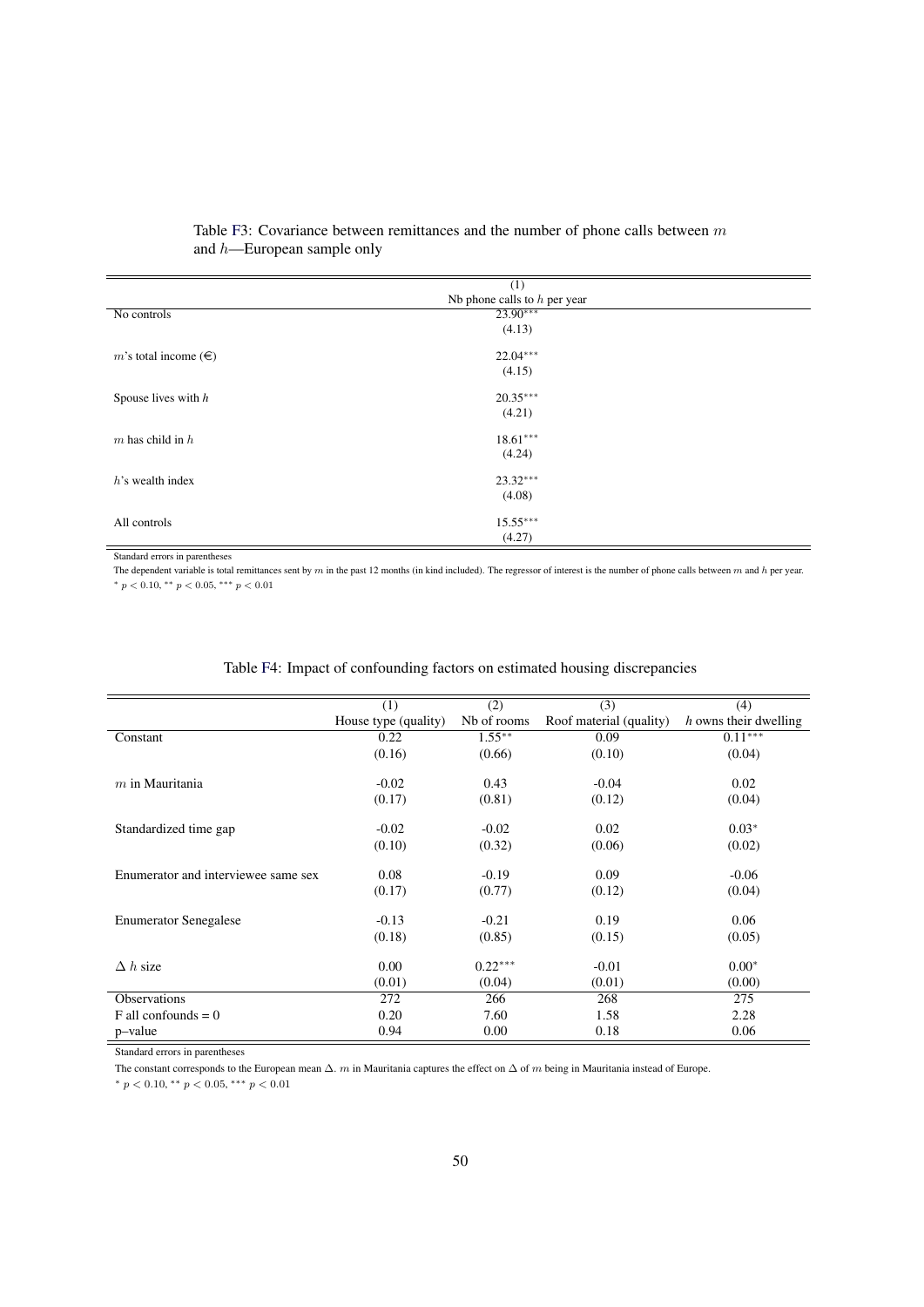Table F3: Covariance between remittances and the number of phone calls between $m$ and $h$—European sample only

| | (1) |
|---|---|
| | Nb phone calls to $h$ per year |
| No controls | 23.90*** |
| | (4.13) |
| $m$'s total income (€) | 22.04*** |
| | (4.15) |
| Spouse lives with $h$ | 20.35*** |
| | (4.21) |
| $m$ has child in $h$ | 18.61*** |
| | (4.24) |
| $h$'s wealth index | 23.32*** |
| | (4.08) |
| All controls | 15.55*** |
| | (4.27) |

Standard errors in parentheses

The dependent variable is total remittances sent by $m$ in the past 12 months (in kind included). The regressor of interest is the number of phone calls between $m$ and $h$ per year.

$^{*}$ $p < 0.10$, $^{**}$ $p < 0.05$, $^{***}$ $p < 0.01$

Table F4: Impact of confounding factors on estimated housing discrepancies

| | (1) | (2) | (3) | (4) |
|---|---|---|---|---|
| | House type (quality) | Nb of rooms | Roof material (quality) | $h$ owns their dwelling |
| Constant | 0.22 | 1.55** | 0.09 | 0.11*** |
| | (0.16) | (0.66) | (0.10) | (0.04) |
| $m$ in Mauritania | -0.02 | 0.43 | -0.04 | 0.02 |
| | (0.17) | (0.81) | (0.12) | (0.04) |
| Standardized time gap | -0.02 | -0.02 | 0.02 | 0.03* |
| | (0.10) | (0.32) | (0.06) | (0.02) |
| Enumerator and interviewee same sex | 0.08 | -0.19 | 0.09 | -0.06 |
| | (0.17) | (0.77) | (0.12) | (0.04) |
| Enumerator Senegalese | -0.13 | -0.21 | 0.19 | 0.06 |
| | (0.18) | (0.85) | (0.15) | (0.05) |
| $\Delta$ $h$ size | 0.00 | 0.22*** | -0.01 | 0.00* |
| | (0.01) | (0.04) | (0.01) | (0.00) |
| Observations | 272 | 266 | 268 | 275 |
| F all confounds = 0 | 0.20 | 7.60 | 1.58 | 2.28 |
| p–value | 0.94 | 0.00 | 0.18 | 0.06 |

Standard errors in parentheses

The constant corresponds to the European mean $\Delta$. $m$ in Mauritania captures the effect on $\Delta$ of $m$ being in Mauritania instead of Europe.

$^{*}$ $p < 0.10$, $^{**}$ $p < 0.05$, $^{***}$ $p < 0.01$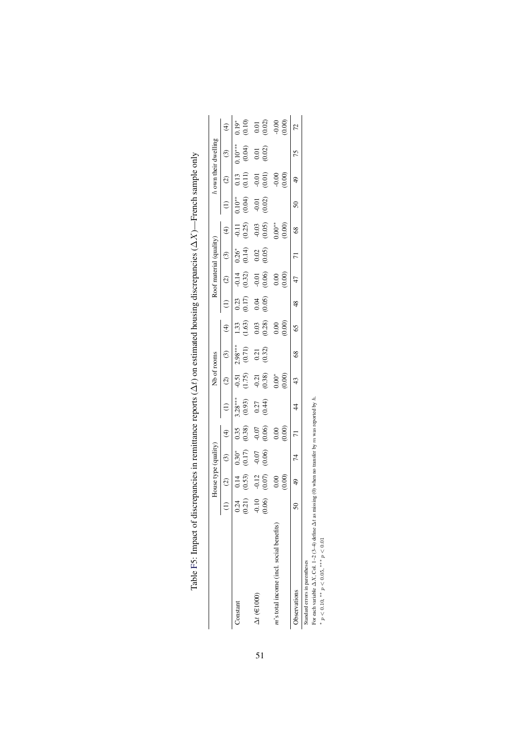Table F5: Impact of discrepancies in remittance reports ($\Delta t$) on estimated housing discrepancies ($\Delta X$)—French sample only

| | House type (quality) | | | | Nb of rooms | | | | Roof material (quality) | | | | $h$ own their dwelling | | | |
|---|---|---|---|---|---|---|---|---|---|---|---|---|---|---|---|---|
| | (1) | (2) | (3) | (4) | (1) | (2) | (3) | (4) | (1) | (2) | (3) | (4) | (1) | (2) | (3) | (4) |
| Constant | 0.24 | 0.14 | 0.30* | 0.35 | 3.28*** | -0.51 | 2.98*** | 1.33 | 0.23 | -0.14 | 0.26* | -0.11 | 0.10** | 0.13 | 0.10*** | 0.19* |
| | (0.21) | (0.53) | (0.17) | (0.38) | (0.93) | (1.75) | (0.71) | (1.63) | (0.17) | (0.32) | (0.14) | (0.25) | (0.04) | (0.11) | (0.04) | (0.10) |
| $\Delta t$ (€1000) | -0.10 | -0.12 | -0.07 | -0.07 | 0.27 | -0.21 | 0.21 | 0.03 | 0.04 | -0.01 | 0.02 | -0.03 | -0.01 | -0.01 | 0.01 | 0.01 |
| | (0.06) | (0.07) | (0.06) | (0.06) | (0.44) | (0.38) | (0.32) | (0.28) | (0.05) | (0.06) | (0.05) | (0.05) | (0.02) | (0.01) | (0.02) | (0.02) |
| $m$'s total income (incl. social benefits) | | 0.00 | | 0.00 | | 0.00* | | 0.00 | | 0.00 | | 0.00** | | -0.00 | | -0.00 |
| | | (0.00) | | (0.00) | | (0.00) | | (0.00) | | (0.00) | | (0.00) | | (0.00) | | (0.00) |
| Observations | 50 | 49 | 74 | 71 | 44 | 43 | 68 | 65 | 48 | 47 | 71 | 68 | 50 | 49 | 75 | 72 |

Standard errors in parentheses

For each variable $\Delta X$, Col. 1–2 (3–4) define $\Delta t$ as missing (0) when no transfer by $m$ was reported by $h$.

* $p < 0.10$, ** $p < 0.05$, *** $p < 0.01$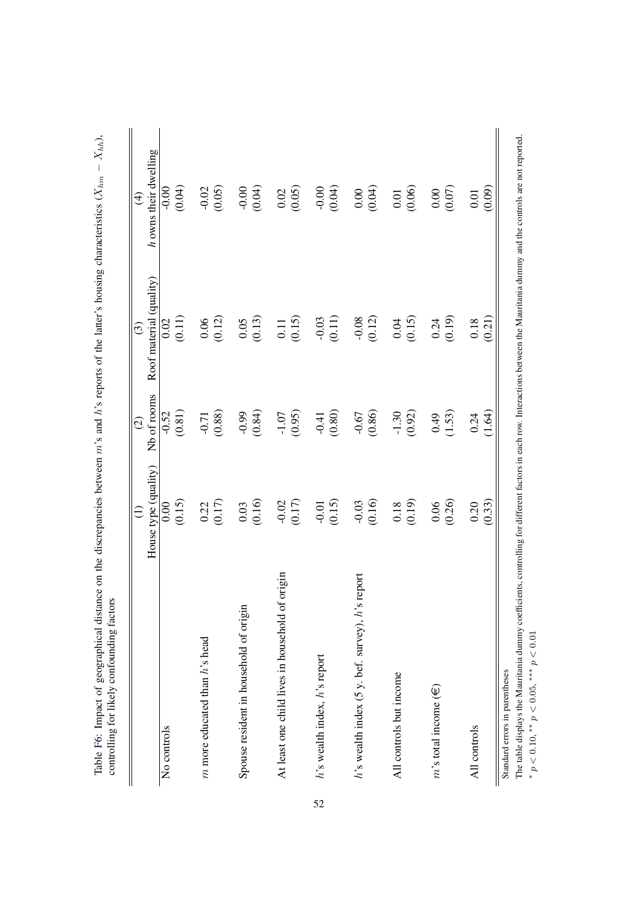Table F6: Impact of geographical distance on the discrepancies between $m$'s and $h$'s reports of the latter's housing characteristics ($X_{hm} - X_{hh}$), controlling for likely confounding factors

| | (1) House type (quality) | (2) Nb of rooms | (3) Roof material (quality) | (4) $h$ owns their dwelling |
|---|---|---|---|---|
| No controls | 0.00 | -0.52 | 0.02 | -0.00 |
| | (0.15) | (0.81) | (0.11) | (0.04) |
| $m$ more educated than $h$'s head | 0.22 | -0.71 | 0.06 | -0.02 |
| | (0.17) | (0.88) | (0.12) | (0.05) |
| Spouse resident in household of origin | 0.03 | -0.99 | 0.05 | -0.00 |
| | (0.16) | (0.84) | (0.13) | (0.04) |
| At least one child lives in household of origin | -0.02 | -1.07 | 0.11 | 0.02 |
| | (0.17) | (0.95) | (0.15) | (0.05) |
| $h$'s wealth index, $h$'s report | -0.01 | -0.41 | -0.03 | -0.00 |
| | (0.15) | (0.80) | (0.11) | (0.04) |
| $h$'s wealth index (5 y. bef. survey), $h$'s report | -0.03 | -0.67 | -0.08 | 0.00 |
| | (0.16) | (0.86) | (0.12) | (0.04) |
| All controls but income | 0.18 | -1.30 | 0.04 | 0.01 |
| | (0.19) | (0.92) | (0.15) | (0.06) |
| $m$'s total income (€) | 0.06 | 0.49 | 0.24 | 0.00 |
| | (0.26) | (1.53) | (0.19) | (0.07) |
| All controls | 0.20 | 0.24 | 0.18 | 0.01 |
| | (0.33) | (1.64) | (0.21) | (0.09) |

Standard errors in parentheses

The table displays the Mauritania dummy coefficients, controlling for different factors in each row. Interactions between the Mauritania dummy and the controls are not reported.

* $p < 0.10$, ** $p < 0.05$, *** $p < 0.01$